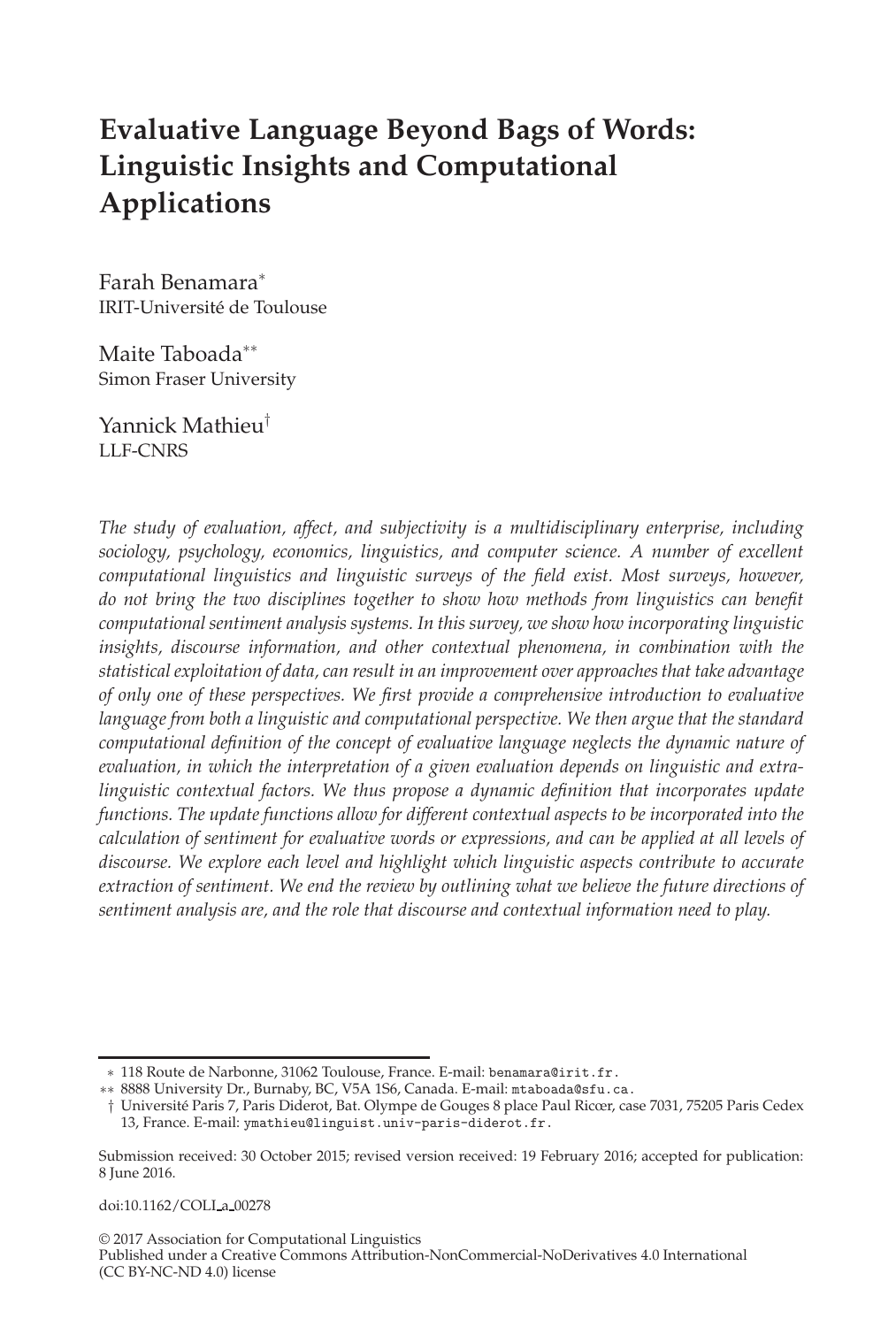# Evaluative Language Beyond Bags of Words: Linguistic Insights and Computational Applications

Farah Benamara[*]
IRIT-Université de Toulouse

Maite Taboada[**]
Simon Fraser University

Yannick Mathieu[†]
LLF-CNRS

*The study of evaluation, affect, and subjectivity is a multidisciplinary enterprise, including sociology, psychology, economics, linguistics, and computer science. A number of excellent computational linguistics and linguistic surveys of the field exist. Most surveys, however, do not bring the two disciplines together to show how methods from linguistics can benefit computational sentiment analysis systems. In this survey, we show how incorporating linguistic insights, discourse information, and other contextual phenomena, in combination with the statistical exploitation of data, can result in an improvement over approaches that take advantage of only one of these perspectives. We first provide a comprehensive introduction to evaluative language from both a linguistic and computational perspective. We then argue that the standard computational definition of the concept of evaluative language neglects the dynamic nature of evaluation, in which the interpretation of a given evaluation depends on linguistic and extra-linguistic contextual factors. We thus propose a dynamic definition that incorporates update functions. The update functions allow for different contextual aspects to be incorporated into the calculation of sentiment for evaluative words or expressions, and can be applied at all levels of discourse. We explore each level and highlight which linguistic aspects contribute to accurate extraction of sentiment. We end the review by outlining what we believe the future directions of sentiment analysis are, and the role that discourse and contextual information need to play.*

---

[*] 118 Route de Narbonne, 31062 Toulouse, France. E-mail: `benamara@irit.fr`.

[**] 8888 University Dr., Burnaby, BC, V5A 1S6, Canada. E-mail: `mtaboada@sfu.ca`.

[†] Université Paris 7, Paris Diderot, Bat. Olympe de Gouges 8 place Paul Ricœr, case 7031, 75205 Paris Cedex 13, France. E-mail: `ymathieu@linguist.univ-paris-diderot.fr`.

Submission received: 30 October 2015; revised version received: 19 February 2016; accepted for publication: 8 June 2016.

doi:10.1162/COLI_a_00278

© 2017 Association for Computational Linguistics
Published under a Creative Commons Attribution-NonCommercial-NoDerivatives 4.0 International (CC BY-NC-ND 4.0) license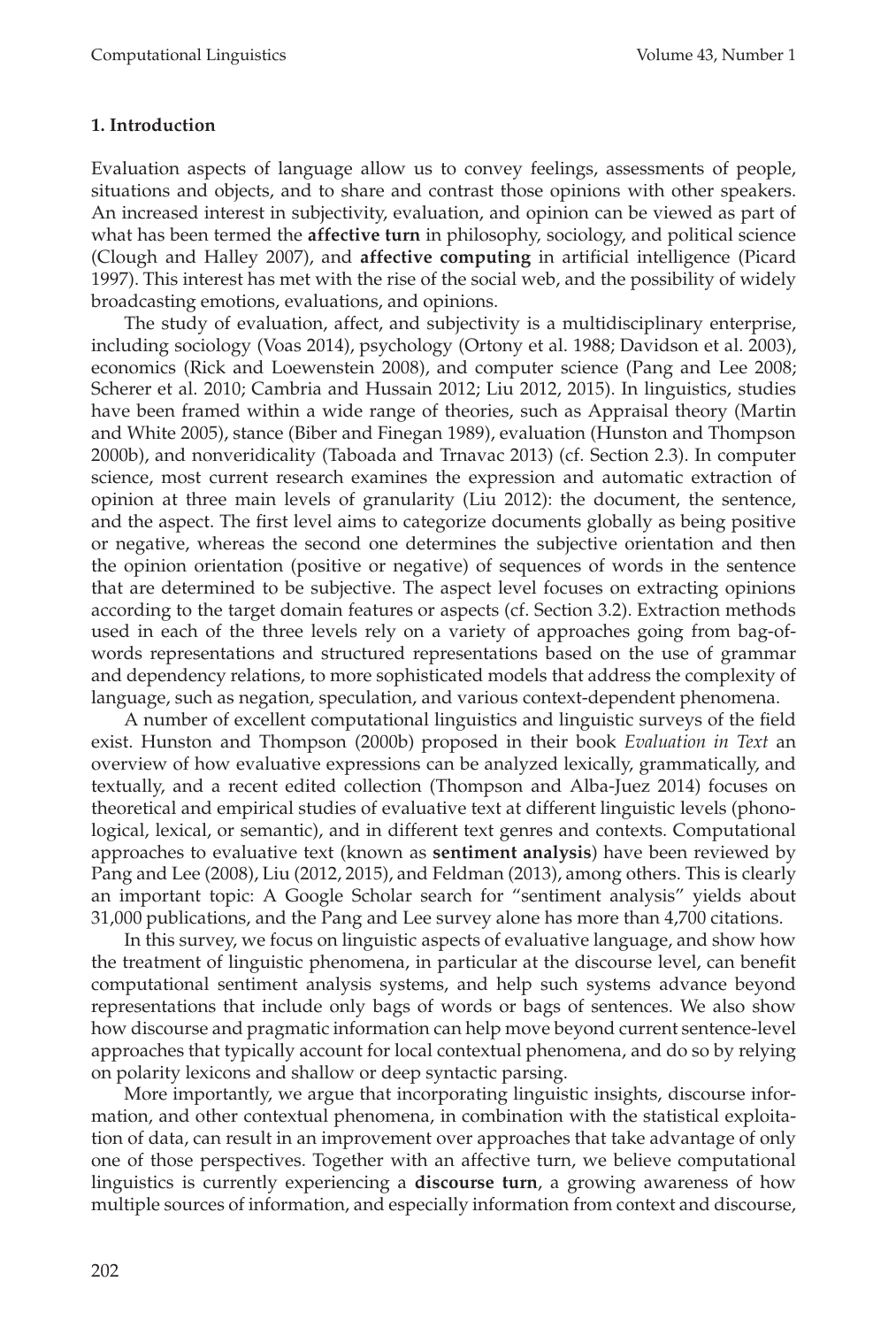## 1. Introduction

Evaluation aspects of language allow us to convey feelings, assessments of people, situations and objects, and to share and contrast those opinions with other speakers. An increased interest in subjectivity, evaluation, and opinion can be viewed as part of what has been termed the **affective turn** in philosophy, sociology, and political science (Clough and Halley 2007), and **affective computing** in artificial intelligence (Picard 1997). This interest has met with the rise of the social web, and the possibility of widely broadcasting emotions, evaluations, and opinions.

The study of evaluation, affect, and subjectivity is a multidisciplinary enterprise, including sociology (Voas 2014), psychology (Ortony et al. 1988; Davidson et al. 2003), economics (Rick and Loewenstein 2008), and computer science (Pang and Lee 2008; Scherer et al. 2010; Cambria and Hussain 2012; Liu 2012, 2015). In linguistics, studies have been framed within a wide range of theories, such as Appraisal theory (Martin and White 2005), stance (Biber and Finegan 1989), evaluation (Hunston and Thompson 2000b), and nonveridicality (Taboada and Trnavac 2013) (cf. Section 2.3). In computer science, most current research examines the expression and automatic extraction of opinion at three main levels of granularity (Liu 2012): the document, the sentence, and the aspect. The first level aims to categorize documents globally as being positive or negative, whereas the second one determines the subjective orientation and then the opinion orientation (positive or negative) of sequences of words in the sentence that are determined to be subjective. The aspect level focuses on extracting opinions according to the target domain features or aspects (cf. Section 3.2). Extraction methods used in each of the three levels rely on a variety of approaches going from bag-of-words representations and structured representations based on the use of grammar and dependency relations, to more sophisticated models that address the complexity of language, such as negation, speculation, and various context-dependent phenomena.

A number of excellent computational linguistics and linguistic surveys of the field exist. Hunston and Thompson (2000b) proposed in their book *Evaluation in Text* an overview of how evaluative expressions can be analyzed lexically, grammatically, and textually, and a recent edited collection (Thompson and Alba-Juez 2014) focuses on theoretical and empirical studies of evaluative text at different linguistic levels (phonological, lexical, or semantic), and in different text genres and contexts. Computational approaches to evaluative text (known as **sentiment analysis**) have been reviewed by Pang and Lee (2008), Liu (2012, 2015), and Feldman (2013), among others. This is clearly an important topic: A Google Scholar search for "sentiment analysis" yields about 31,000 publications, and the Pang and Lee survey alone has more than 4,700 citations.

In this survey, we focus on linguistic aspects of evaluative language, and show how the treatment of linguistic phenomena, in particular at the discourse level, can benefit computational sentiment analysis systems, and help such systems advance beyond representations that include only bags of words or bags of sentences. We also show how discourse and pragmatic information can help move beyond current sentence-level approaches that typically account for local contextual phenomena, and do so by relying on polarity lexicons and shallow or deep syntactic parsing.

More importantly, we argue that incorporating linguistic insights, discourse information, and other contextual phenomena, in combination with the statistical exploitation of data, can result in an improvement over approaches that take advantage of only one of those perspectives. Together with an affective turn, we believe computational linguistics is currently experiencing a **discourse turn**, a growing awareness of how multiple sources of information, and especially information from context and discourse,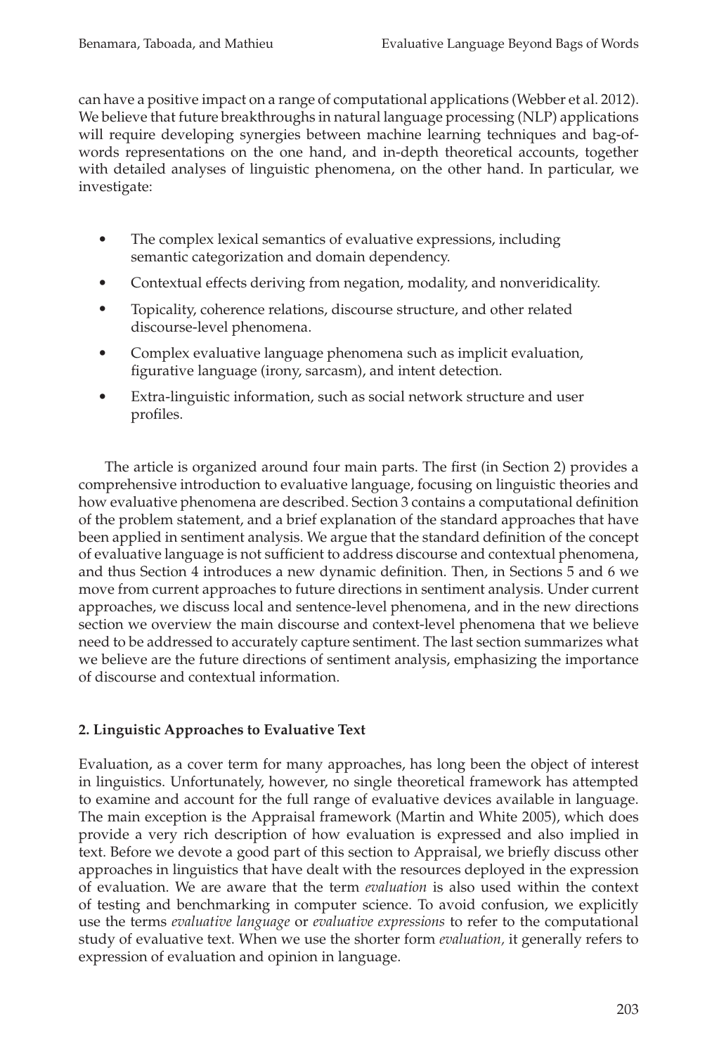can have a positive impact on a range of computational applications (Webber et al. 2012). We believe that future breakthroughs in natural language processing (NLP) applications will require developing synergies between machine learning techniques and bag-of-words representations on the one hand, and in-depth theoretical accounts, together with detailed analyses of linguistic phenomena, on the other hand. In particular, we investigate:

- The complex lexical semantics of evaluative expressions, including semantic categorization and domain dependency.
- Contextual effects deriving from negation, modality, and nonveridicality.
- Topicality, coherence relations, discourse structure, and other related discourse-level phenomena.
- Complex evaluative language phenomena such as implicit evaluation, figurative language (irony, sarcasm), and intent detection.
- Extra-linguistic information, such as social network structure and user profiles.

The article is organized around four main parts. The first (in Section 2) provides a comprehensive introduction to evaluative language, focusing on linguistic theories and how evaluative phenomena are described. Section 3 contains a computational definition of the problem statement, and a brief explanation of the standard approaches that have been applied in sentiment analysis. We argue that the standard definition of the concept of evaluative language is not sufficient to address discourse and contextual phenomena, and thus Section 4 introduces a new dynamic definition. Then, in Sections 5 and 6 we move from current approaches to future directions in sentiment analysis. Under current approaches, we discuss local and sentence-level phenomena, and in the new directions section we overview the main discourse and context-level phenomena that we believe need to be addressed to accurately capture sentiment. The last section summarizes what we believe are the future directions of sentiment analysis, emphasizing the importance of discourse and contextual information.

## 2. Linguistic Approaches to Evaluative Text

Evaluation, as a cover term for many approaches, has long been the object of interest in linguistics. Unfortunately, however, no single theoretical framework has attempted to examine and account for the full range of evaluative devices available in language. The main exception is the Appraisal framework (Martin and White 2005), which does provide a very rich description of how evaluation is expressed and also implied in text. Before we devote a good part of this section to Appraisal, we briefly discuss other approaches in linguistics that have dealt with the resources deployed in the expression of evaluation. We are aware that the term *evaluation* is also used within the context of testing and benchmarking in computer science. To avoid confusion, we explicitly use the terms *evaluative language* or *evaluative expressions* to refer to the computational study of evaluative text. When we use the shorter form *evaluation,* it generally refers to expression of evaluation and opinion in language.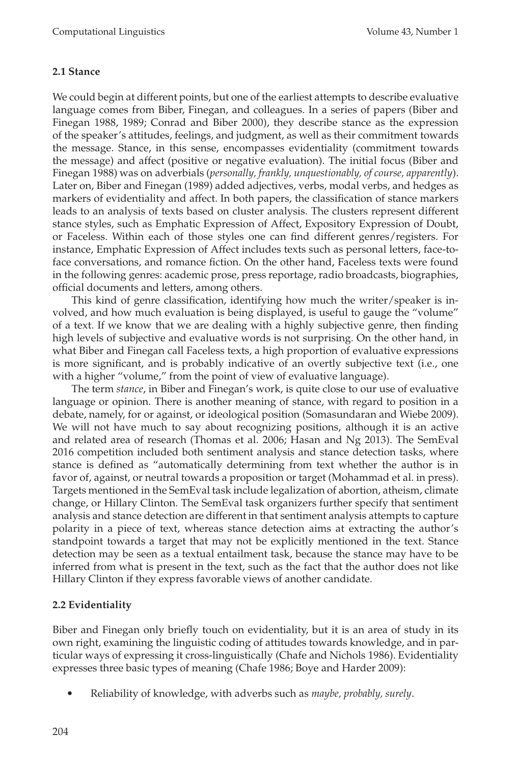### 2.1 Stance

We could begin at different points, but one of the earliest attempts to describe evaluative language comes from Biber, Finegan, and colleagues. In a series of papers (Biber and Finegan 1988, 1989; Conrad and Biber 2000), they describe stance as the expression of the speaker's attitudes, feelings, and judgment, as well as their commitment towards the message. Stance, in this sense, encompasses evidentiality (commitment towards the message) and affect (positive or negative evaluation). The initial focus (Biber and Finegan 1988) was on adverbials (*personally, frankly, unquestionably, of course, apparently*). Later on, Biber and Finegan (1989) added adjectives, verbs, modal verbs, and hedges as markers of evidentiality and affect. In both papers, the classification of stance markers leads to an analysis of texts based on cluster analysis. The clusters represent different stance styles, such as Emphatic Expression of Affect, Expository Expression of Doubt, or Faceless. Within each of those styles one can find different genres/registers. For instance, Emphatic Expression of Affect includes texts such as personal letters, face-to-face conversations, and romance fiction. On the other hand, Faceless texts were found in the following genres: academic prose, press reportage, radio broadcasts, biographies, official documents and letters, among others.

This kind of genre classification, identifying how much the writer/speaker is involved, and how much evaluation is being displayed, is useful to gauge the "volume" of a text. If we know that we are dealing with a highly subjective genre, then finding high levels of subjective and evaluative words is not surprising. On the other hand, in what Biber and Finegan call Faceless texts, a high proportion of evaluative expressions is more significant, and is probably indicative of an overtly subjective text (i.e., one with a higher "volume," from the point of view of evaluative language).

The term *stance*, in Biber and Finegan's work, is quite close to our use of evaluative language or opinion. There is another meaning of stance, with regard to position in a debate, namely, for or against, or ideological position (Somasundaran and Wiebe 2009). We will not have much to say about recognizing positions, although it is an active and related area of research (Thomas et al. 2006; Hasan and Ng 2013). The SemEval 2016 competition included both sentiment analysis and stance detection tasks, where stance is defined as "automatically determining from text whether the author is in favor of, against, or neutral towards a proposition or target (Mohammad et al. in press). Targets mentioned in the SemEval task include legalization of abortion, atheism, climate change, or Hillary Clinton. The SemEval task organizers further specify that sentiment analysis and stance detection are different in that sentiment analysis attempts to capture polarity in a piece of text, whereas stance detection aims at extracting the author's standpoint towards a target that may not be explicitly mentioned in the text. Stance detection may be seen as a textual entailment task, because the stance may have to be inferred from what is present in the text, such as the fact that the author does not like Hillary Clinton if they express favorable views of another candidate.

### 2.2 Evidentiality

Biber and Finegan only briefly touch on evidentiality, but it is an area of study in its own right, examining the linguistic coding of attitudes towards knowledge, and in particular ways of expressing it cross-linguistically (Chafe and Nichols 1986). Evidentiality expresses three basic types of meaning (Chafe 1986; Boye and Harder 2009):

- Reliability of knowledge, with adverbs such as *maybe, probably, surely*.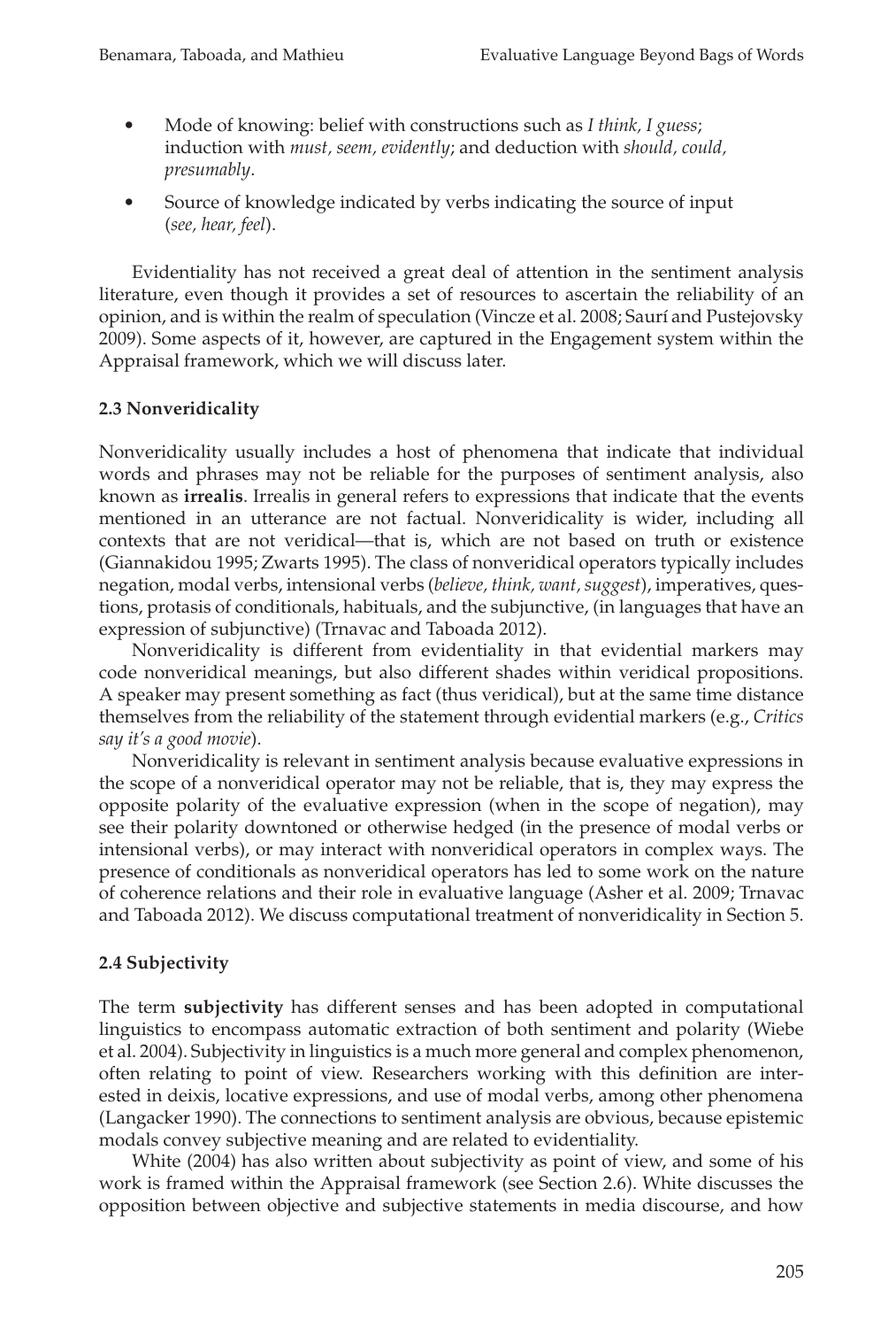- Mode of knowing: belief with constructions such as *I think, I guess*; induction with *must, seem, evidently*; and deduction with *should, could, presumably*.
- Source of knowledge indicated by verbs indicating the source of input (*see, hear, feel*).

Evidentiality has not received a great deal of attention in the sentiment analysis literature, even though it provides a set of resources to ascertain the reliability of an opinion, and is within the realm of speculation (Vincze et al. 2008; Saurí and Pustejovsky 2009). Some aspects of it, however, are captured in the Engagement system within the Appraisal framework, which we will discuss later.

### 2.3 Nonveridicality

Nonveridicality usually includes a host of phenomena that indicate that individual words and phrases may not be reliable for the purposes of sentiment analysis, also known as **irrealis**. Irrealis in general refers to expressions that indicate that the events mentioned in an utterance are not factual. Nonveridicality is wider, including all contexts that are not veridical—that is, which are not based on truth or existence (Giannakidou 1995; Zwarts 1995). The class of nonveridical operators typically includes negation, modal verbs, intensional verbs (*believe, think, want, suggest*), imperatives, questions, protasis of conditionals, habituals, and the subjunctive, (in languages that have an expression of subjunctive) (Trnavac and Taboada 2012).

Nonveridicality is different from evidentiality in that evidential markers may code nonveridical meanings, but also different shades within veridical propositions. A speaker may present something as fact (thus veridical), but at the same time distance themselves from the reliability of the statement through evidential markers (e.g., *Critics say it's a good movie*).

Nonveridicality is relevant in sentiment analysis because evaluative expressions in the scope of a nonveridical operator may not be reliable, that is, they may express the opposite polarity of the evaluative expression (when in the scope of negation), may see their polarity downtoned or otherwise hedged (in the presence of modal verbs or intensional verbs), or may interact with nonveridical operators in complex ways. The presence of conditionals as nonveridical operators has led to some work on the nature of coherence relations and their role in evaluative language (Asher et al. 2009; Trnavac and Taboada 2012). We discuss computational treatment of nonveridicality in Section 5.

### 2.4 Subjectivity

The term **subjectivity** has different senses and has been adopted in computational linguistics to encompass automatic extraction of both sentiment and polarity (Wiebe et al. 2004). Subjectivity in linguistics is a much more general and complex phenomenon, often relating to point of view. Researchers working with this definition are interested in deixis, locative expressions, and use of modal verbs, among other phenomena (Langacker 1990). The connections to sentiment analysis are obvious, because epistemic modals convey subjective meaning and are related to evidentiality.

White (2004) has also written about subjectivity as point of view, and some of his work is framed within the Appraisal framework (see Section 2.6). White discusses the opposition between objective and subjective statements in media discourse, and how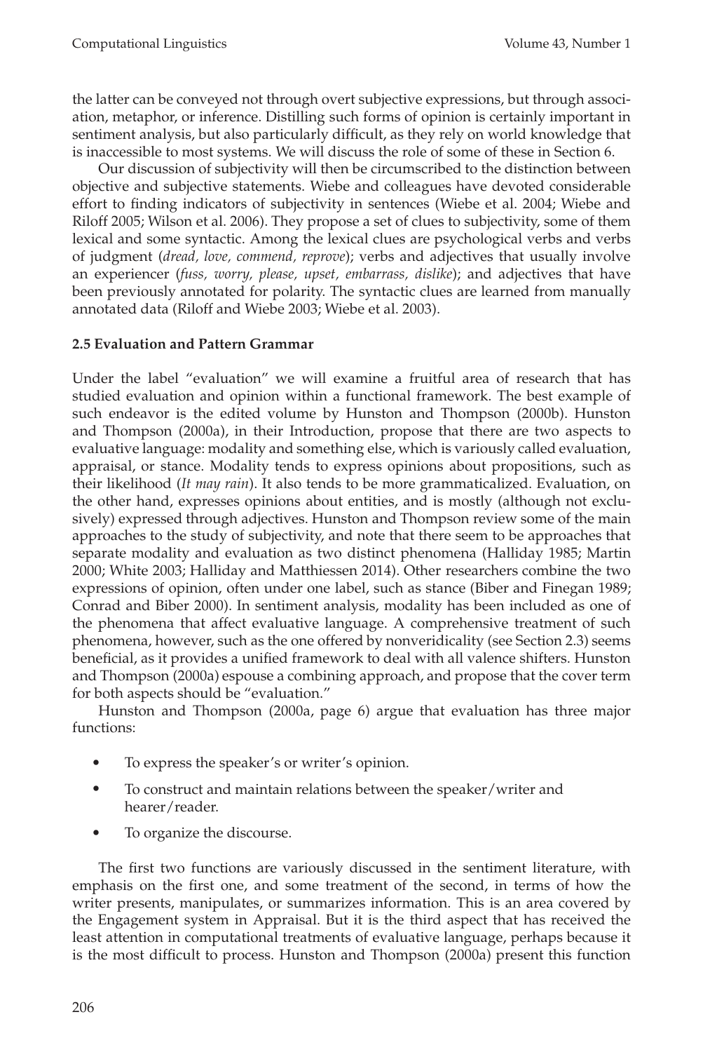the latter can be conveyed not through overt subjective expressions, but through association, metaphor, or inference. Distilling such forms of opinion is certainly important in sentiment analysis, but also particularly difficult, as they rely on world knowledge that is inaccessible to most systems. We will discuss the role of some of these in Section 6.

Our discussion of subjectivity will then be circumscribed to the distinction between objective and subjective statements. Wiebe and colleagues have devoted considerable effort to finding indicators of subjectivity in sentences (Wiebe et al. 2004; Wiebe and Riloff 2005; Wilson et al. 2006). They propose a set of clues to subjectivity, some of them lexical and some syntactic. Among the lexical clues are psychological verbs and verbs of judgment (*dread, love, commend, reprove*); verbs and adjectives that usually involve an experiencer (*fuss, worry, please, upset, embarrass, dislike*); and adjectives that have been previously annotated for polarity. The syntactic clues are learned from manually annotated data (Riloff and Wiebe 2003; Wiebe et al. 2003).

### 2.5 Evaluation and Pattern Grammar

Under the label "evaluation" we will examine a fruitful area of research that has studied evaluation and opinion within a functional framework. The best example of such endeavor is the edited volume by Hunston and Thompson (2000b). Hunston and Thompson (2000a), in their Introduction, propose that there are two aspects to evaluative language: modality and something else, which is variously called evaluation, appraisal, or stance. Modality tends to express opinions about propositions, such as their likelihood (*It may rain*). It also tends to be more grammaticalized. Evaluation, on the other hand, expresses opinions about entities, and is mostly (although not exclusively) expressed through adjectives. Hunston and Thompson review some of the main approaches to the study of subjectivity, and note that there seem to be approaches that separate modality and evaluation as two distinct phenomena (Halliday 1985; Martin 2000; White 2003; Halliday and Matthiessen 2014). Other researchers combine the two expressions of opinion, often under one label, such as stance (Biber and Finegan 1989; Conrad and Biber 2000). In sentiment analysis, modality has been included as one of the phenomena that affect evaluative language. A comprehensive treatment of such phenomena, however, such as the one offered by nonveridicality (see Section 2.3) seems beneficial, as it provides a unified framework to deal with all valence shifters. Hunston and Thompson (2000a) espouse a combining approach, and propose that the cover term for both aspects should be "evaluation."

Hunston and Thompson (2000a, page 6) argue that evaluation has three major functions:

- To express the speaker's or writer's opinion.
- To construct and maintain relations between the speaker/writer and hearer/reader.
- To organize the discourse.

The first two functions are variously discussed in the sentiment literature, with emphasis on the first one, and some treatment of the second, in terms of how the writer presents, manipulates, or summarizes information. This is an area covered by the Engagement system in Appraisal. But it is the third aspect that has received the least attention in computational treatments of evaluative language, perhaps because it is the most difficult to process. Hunston and Thompson (2000a) present this function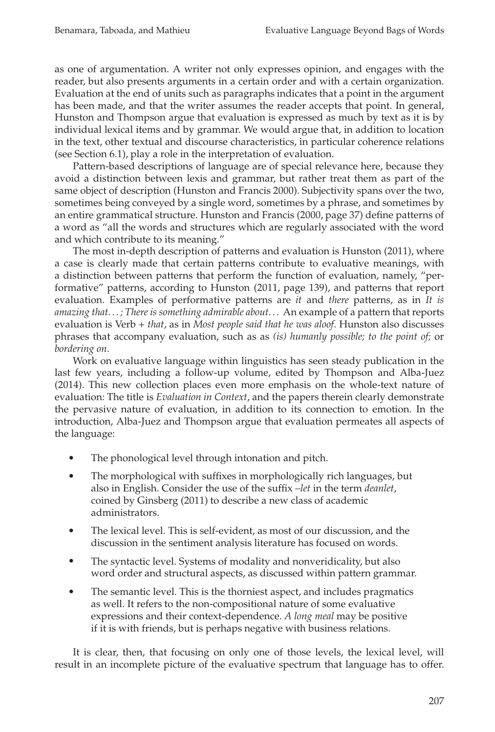as one of argumentation. A writer not only expresses opinion, and engages with the reader, but also presents arguments in a certain order and with a certain organization. Evaluation at the end of units such as paragraphs indicates that a point in the argument has been made, and that the writer assumes the reader accepts that point. In general, Hunston and Thompson argue that evaluation is expressed as much by text as it is by individual lexical items and by grammar. We would argue that, in addition to location in the text, other textual and discourse characteristics, in particular coherence relations (see Section 6.1), play a role in the interpretation of evaluation.

Pattern-based descriptions of language are of special relevance here, because they avoid a distinction between lexis and grammar, but rather treat them as part of the same object of description (Hunston and Francis 2000). Subjectivity spans over the two, sometimes being conveyed by a single word, sometimes by a phrase, and sometimes by an entire grammatical structure. Hunston and Francis (2000, page 37) define patterns of a word as "all the words and structures which are regularly associated with the word and which contribute to its meaning."

The most in-depth description of patterns and evaluation is Hunston (2011), where a case is clearly made that certain patterns contribute to evaluative meanings, with a distinction between patterns that perform the function of evaluation, namely, "performative" patterns, according to Hunston (2011, page 139), and patterns that report evaluation. Examples of performative patterns are *it* and *there* patterns, as in *It is amazing that...; There is something admirable about...* An example of a pattern that reports evaluation is Verb + *that*, as in *Most people said that he was aloof*. Hunston also discusses phrases that accompany evaluation, such as as *(is) humanly possible; to the point of;* or *bordering on*.

Work on evaluative language within linguistics has seen steady publication in the last few years, including a follow-up volume, edited by Thompson and Alba-Juez (2014). This new collection places even more emphasis on the whole-text nature of evaluation: The title is *Evaluation in Context*, and the papers therein clearly demonstrate the pervasive nature of evaluation, in addition to its connection to emotion. In the introduction, Alba-Juez and Thompson argue that evaluation permeates all aspects of the language:

- The phonological level through intonation and pitch.
- The morphological with suffixes in morphologically rich languages, but also in English. Consider the use of the suffix *–let* in the term *deanlet*, coined by Ginsberg (2011) to describe a new class of academic administrators.
- The lexical level. This is self-evident, as most of our discussion, and the discussion in the sentiment analysis literature has focused on words.
- The syntactic level. Systems of modality and nonveridicality, but also word order and structural aspects, as discussed within pattern grammar.
- The semantic level. This is the thorniest aspect, and includes pragmatics as well. It refers to the non-compositional nature of some evaluative expressions and their context-dependence. *A long meal* may be positive if it is with friends, but is perhaps negative with business relations.

It is clear, then, that focusing on only one of those levels, the lexical level, will result in an incomplete picture of the evaluative spectrum that language has to offer.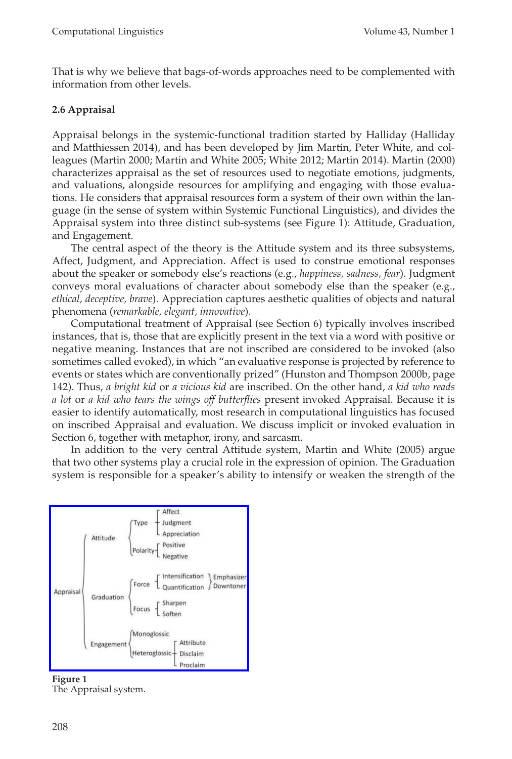That is why we believe that bags-of-words approaches need to be complemented with information from other levels.

### 2.6 Appraisal

Appraisal belongs in the systemic-functional tradition started by Halliday (Halliday and Matthiessen 2014), and has been developed by Jim Martin, Peter White, and colleagues (Martin 2000; Martin and White 2005; White 2012; Martin 2014). Martin (2000) characterizes appraisal as the set of resources used to negotiate emotions, judgments, and valuations, alongside resources for amplifying and engaging with those evaluations. He considers that appraisal resources form a system of their own within the language (in the sense of system within Systemic Functional Linguistics), and divides the Appraisal system into three distinct sub-systems (see Figure 1): Attitude, Graduation, and Engagement.

The central aspect of the theory is the Attitude system and its three subsystems, Affect, Judgment, and Appreciation. Affect is used to construe emotional responses about the speaker or somebody else's reactions (e.g., *happiness, sadness, fear*). Judgment conveys moral evaluations of character about somebody else than the speaker (e.g., *ethical, deceptive, brave*). Appreciation captures aesthetic qualities of objects and natural phenomena (*remarkable, elegant, innovative*).

Computational treatment of Appraisal (see Section 6) typically involves inscribed instances, that is, those that are explicitly present in the text via a word with positive or negative meaning. Instances that are not inscribed are considered to be invoked (also sometimes called evoked), in which "an evaluative response is projected by reference to events or states which are conventionally prized" (Hunston and Thompson 2000b, page 142). Thus, *a bright kid* or *a vicious kid* are inscribed. On the other hand, *a kid who reads a lot* or *a kid who tears the wings off butterflies* present invoked Appraisal. Because it is easier to identify automatically, most research in computational linguistics has focused on inscribed Appraisal and evaluation. We discuss implicit or invoked evaluation in Section 6, together with metaphor, irony, and sarcasm.

In addition to the very central Attitude system, Martin and White (2005) argue that two other systems play a crucial role in the expression of opinion. The Graduation system is responsible for a speaker's ability to intensify or weaken the strength of the

```
Appraisal
├── Attitude
│   ├── Type
│   │   ├── Affect
│   │   ├── Judgment
│   │   └── Appreciation
│   └── Polarity
│       ├── Positive
│       └── Negative
├── Graduation
│   ├── Force
│   │   ├── Intensification ┐ Emphasizer
│   │   └── Quantification  ┘ Downtoner
│   └── Focus
│       ├── Sharpen
│       └── Soften
└── Engagement
    ├── Monoglossic
    └── Heteroglossic
        ├── Attribute
        ├── Disclaim
        └── Proclaim
```

**Figure 1**
The Appraisal system.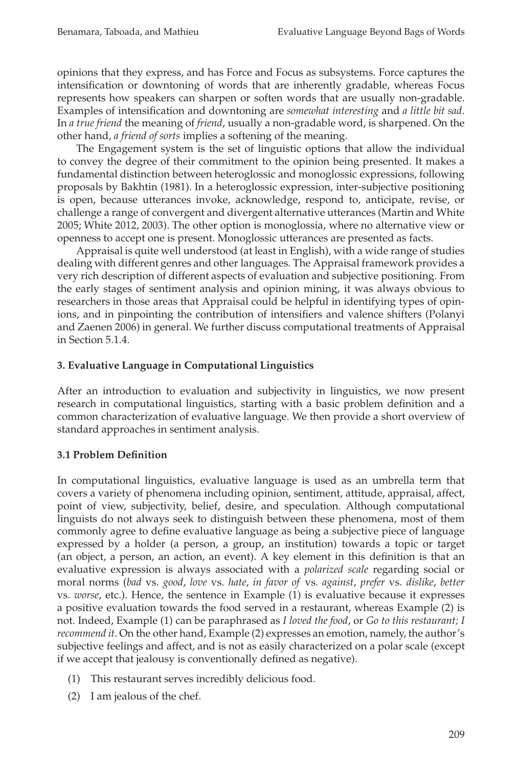opinions that they express, and has Force and Focus as subsystems. Force captures the intensification or downtoning of words that are inherently gradable, whereas Focus represents how speakers can sharpen or soften words that are usually non-gradable. Examples of intensification and downtoning are *somewhat interesting* and *a little bit sad*. In *a true friend* the meaning of *friend*, usually a non-gradable word, is sharpened. On the other hand, *a friend of sorts* implies a softening of the meaning.

The Engagement system is the set of linguistic options that allow the individual to convey the degree of their commitment to the opinion being presented. It makes a fundamental distinction between heteroglossic and monoglossic expressions, following proposals by Bakhtin (1981). In a heteroglossic expression, inter-subjective positioning is open, because utterances invoke, acknowledge, respond to, anticipate, revise, or challenge a range of convergent and divergent alternative utterances (Martin and White 2005; White 2012, 2003). The other option is monoglossia, where no alternative view or openness to accept one is present. Monoglossic utterances are presented as facts.

Appraisal is quite well understood (at least in English), with a wide range of studies dealing with different genres and other languages. The Appraisal framework provides a very rich description of different aspects of evaluation and subjective positioning. From the early stages of sentiment analysis and opinion mining, it was always obvious to researchers in those areas that Appraisal could be helpful in identifying types of opinions, and in pinpointing the contribution of intensifiers and valence shifters (Polanyi and Zaenen 2006) in general. We further discuss computational treatments of Appraisal in Section 5.1.4.

## 3. Evaluative Language in Computational Linguistics

After an introduction to evaluation and subjectivity in linguistics, we now present research in computational linguistics, starting with a basic problem definition and a common characterization of evaluative language. We then provide a short overview of standard approaches in sentiment analysis.

### 3.1 Problem Definition

In computational linguistics, evaluative language is used as an umbrella term that covers a variety of phenomena including opinion, sentiment, attitude, appraisal, affect, point of view, subjectivity, belief, desire, and speculation. Although computational linguists do not always seek to distinguish between these phenomena, most of them commonly agree to define evaluative language as being a subjective piece of language expressed by a holder (a person, a group, an institution) towards a topic or target (an object, a person, an action, an event). A key element in this definition is that an evaluative expression is always associated with a *polarized scale* regarding social or moral norms (*bad* vs. *good*, *love* vs. *hate*, *in favor of* vs. *against*, *prefer* vs. *dislike*, *better* vs. *worse*, etc.). Hence, the sentence in Example (1) is evaluative because it expresses a positive evaluation towards the food served in a restaurant, whereas Example (2) is not. Indeed, Example (1) can be paraphrased as *I loved the food*, or *Go to this restaurant; I recommend it*. On the other hand, Example (2) expresses an emotion, namely, the author's subjective feelings and affect, and is not as easily characterized on a polar scale (except if we accept that jealousy is conventionally defined as negative).

(1) This restaurant serves incredibly delicious food.

(2) I am jealous of the chef.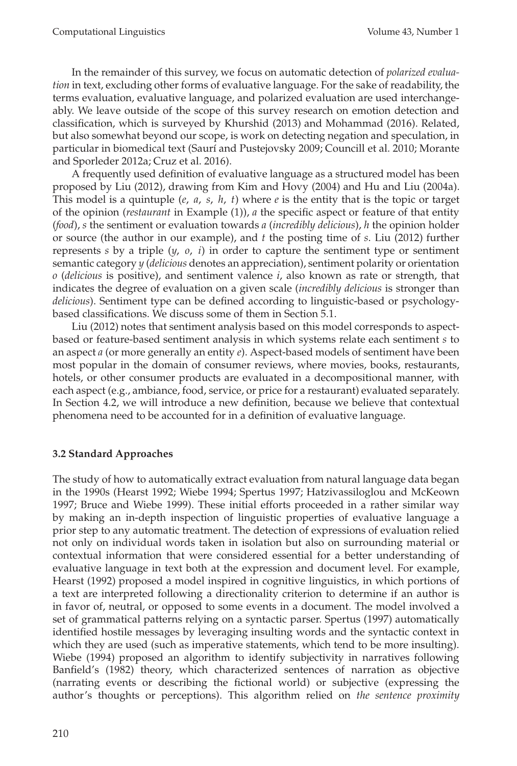In the remainder of this survey, we focus on automatic detection of *polarized evaluation* in text, excluding other forms of evaluative language. For the sake of readability, the terms evaluation, evaluative language, and polarized evaluation are used interchangeably. We leave outside of the scope of this survey research on emotion detection and classification, which is surveyed by Khurshid (2013) and Mohammad (2016). Related, but also somewhat beyond our scope, is work on detecting negation and speculation, in particular in biomedical text (Saurí and Pustejovsky 2009; Councill et al. 2010; Morante and Sporleder 2012a; Cruz et al. 2016).

A frequently used definition of evaluative language as a structured model has been proposed by Liu (2012), drawing from Kim and Hovy (2004) and Hu and Liu (2004a). This model is a quintuple ($e$, $a$, $s$, $h$, $t$) where $e$ is the entity that is the topic or target of the opinion (*restaurant* in Example (1)), $a$ the specific aspect or feature of that entity (*food*), $s$ the sentiment or evaluation towards $a$ (*incredibly delicious*), $h$ the opinion holder or source (the author in our example), and $t$ the posting time of $s$. Liu (2012) further represents $s$ by a triple ($y$, $o$, $i$) in order to capture the sentiment type or sentiment semantic category $y$ (*delicious* denotes an appreciation), sentiment polarity or orientation $o$ (*delicious* is positive), and sentiment valence $i$, also known as rate or strength, that indicates the degree of evaluation on a given scale (*incredibly delicious* is stronger than *delicious*). Sentiment type can be defined according to linguistic-based or psychology-based classifications. We discuss some of them in Section 5.1.

Liu (2012) notes that sentiment analysis based on this model corresponds to aspect-based or feature-based sentiment analysis in which systems relate each sentiment $s$ to an aspect $a$ (or more generally an entity $e$). Aspect-based models of sentiment have been most popular in the domain of consumer reviews, where movies, books, restaurants, hotels, or other consumer products are evaluated in a decompositional manner, with each aspect (e.g., ambiance, food, service, or price for a restaurant) evaluated separately. In Section 4.2, we will introduce a new definition, because we believe that contextual phenomena need to be accounted for in a definition of evaluative language.

### 3.2 Standard Approaches

The study of how to automatically extract evaluation from natural language data began in the 1990s (Hearst 1992; Wiebe 1994; Spertus 1997; Hatzivassiloglou and McKeown 1997; Bruce and Wiebe 1999). These initial efforts proceeded in a rather similar way by making an in-depth inspection of linguistic properties of evaluative language a prior step to any automatic treatment. The detection of expressions of evaluation relied not only on individual words taken in isolation but also on surrounding material or contextual information that were considered essential for a better understanding of evaluative language in text both at the expression and document level. For example, Hearst (1992) proposed a model inspired in cognitive linguistics, in which portions of a text are interpreted following a directionality criterion to determine if an author is in favor of, neutral, or opposed to some events in a document. The model involved a set of grammatical patterns relying on a syntactic parser. Spertus (1997) automatically identified hostile messages by leveraging insulting words and the syntactic context in which they are used (such as imperative statements, which tend to be more insulting). Wiebe (1994) proposed an algorithm to identify subjectivity in narratives following Banfield's (1982) theory, which characterized sentences of narration as objective (narrating events or describing the fictional world) or subjective (expressing the author's thoughts or perceptions). This algorithm relied on *the sentence proximity*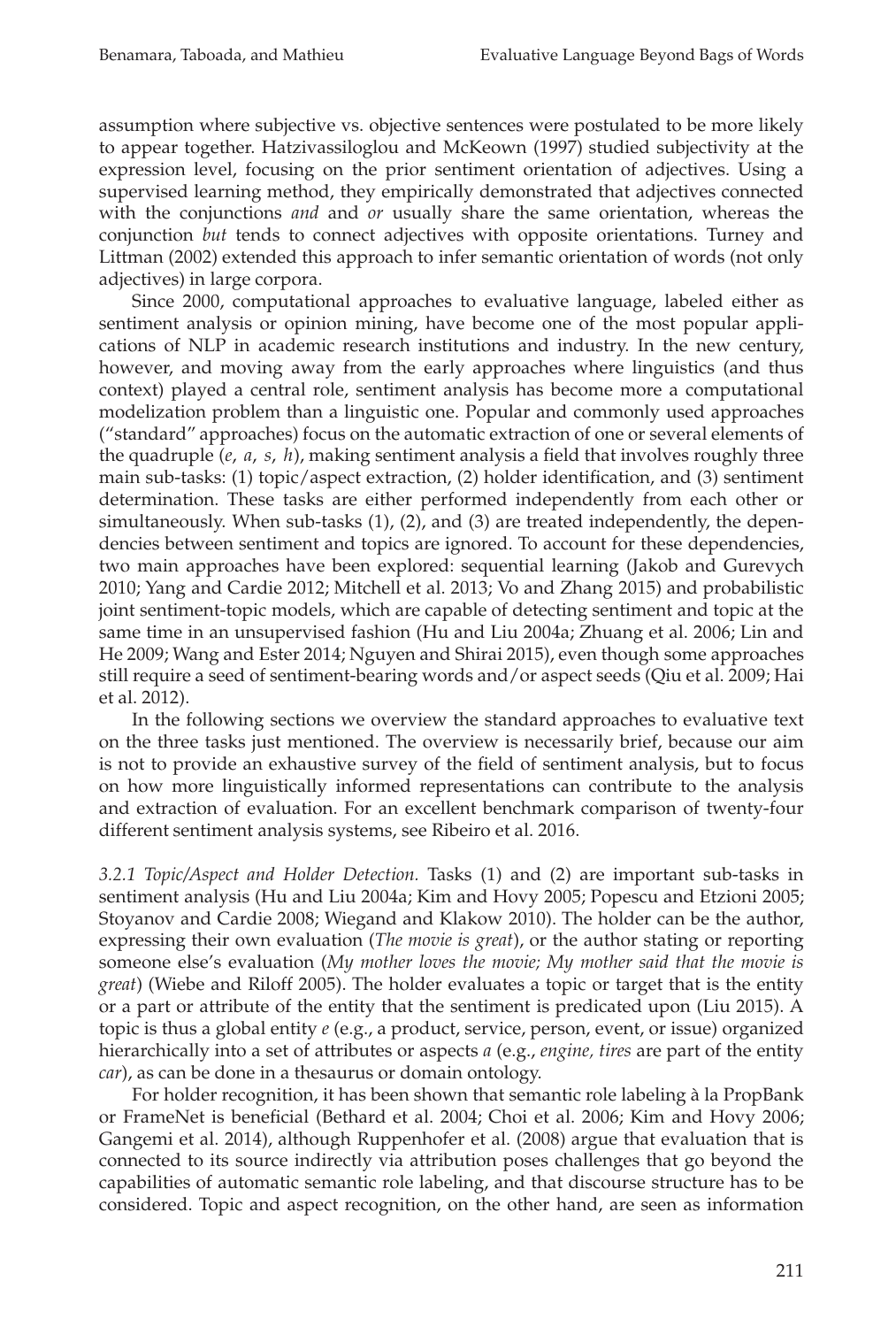assumption where subjective vs. objective sentences were postulated to be more likely to appear together. Hatzivassiloglou and McKeown (1997) studied subjectivity at the expression level, focusing on the prior sentiment orientation of adjectives. Using a supervised learning method, they empirically demonstrated that adjectives connected with the conjunctions *and* and *or* usually share the same orientation, whereas the conjunction *but* tends to connect adjectives with opposite orientations. Turney and Littman (2002) extended this approach to infer semantic orientation of words (not only adjectives) in large corpora.

Since 2000, computational approaches to evaluative language, labeled either as sentiment analysis or opinion mining, have become one of the most popular applications of NLP in academic research institutions and industry. In the new century, however, and moving away from the early approaches where linguistics (and thus context) played a central role, sentiment analysis has become more a computational modelization problem than a linguistic one. Popular and commonly used approaches ("standard" approaches) focus on the automatic extraction of one or several elements of the quadruple ($e$, $a$, $s$, $h$), making sentiment analysis a field that involves roughly three main sub-tasks: (1) topic/aspect extraction, (2) holder identification, and (3) sentiment determination. These tasks are either performed independently from each other or simultaneously. When sub-tasks (1), (2), and (3) are treated independently, the dependencies between sentiment and topics are ignored. To account for these dependencies, two main approaches have been explored: sequential learning (Jakob and Gurevych 2010; Yang and Cardie 2012; Mitchell et al. 2013; Vo and Zhang 2015) and probabilistic joint sentiment-topic models, which are capable of detecting sentiment and topic at the same time in an unsupervised fashion (Hu and Liu 2004a; Zhuang et al. 2006; Lin and He 2009; Wang and Ester 2014; Nguyen and Shirai 2015), even though some approaches still require a seed of sentiment-bearing words and/or aspect seeds (Qiu et al. 2009; Hai et al. 2012).

In the following sections we overview the standard approaches to evaluative text on the three tasks just mentioned. The overview is necessarily brief, because our aim is not to provide an exhaustive survey of the field of sentiment analysis, but to focus on how more linguistically informed representations can contribute to the analysis and extraction of evaluation. For an excellent benchmark comparison of twenty-four different sentiment analysis systems, see Ribeiro et al. 2016.

*3.2.1 Topic/Aspect and Holder Detection.* Tasks (1) and (2) are important sub-tasks in sentiment analysis (Hu and Liu 2004a; Kim and Hovy 2005; Popescu and Etzioni 2005; Stoyanov and Cardie 2008; Wiegand and Klakow 2010). The holder can be the author, expressing their own evaluation (*The movie is great*), or the author stating or reporting someone else's evaluation (*My mother loves the movie; My mother said that the movie is great*) (Wiebe and Riloff 2005). The holder evaluates a topic or target that is the entity or a part or attribute of the entity that the sentiment is predicated upon (Liu 2015). A topic is thus a global entity $e$ (e.g., a product, service, person, event, or issue) organized hierarchically into a set of attributes or aspects $a$ (e.g., *engine, tires* are part of the entity *car*), as can be done in a thesaurus or domain ontology.

For holder recognition, it has been shown that semantic role labeling à la PropBank or FrameNet is beneficial (Bethard et al. 2004; Choi et al. 2006; Kim and Hovy 2006; Gangemi et al. 2014), although Ruppenhofer et al. (2008) argue that evaluation that is connected to its source indirectly via attribution poses challenges that go beyond the capabilities of automatic semantic role labeling, and that discourse structure has to be considered. Topic and aspect recognition, on the other hand, are seen as information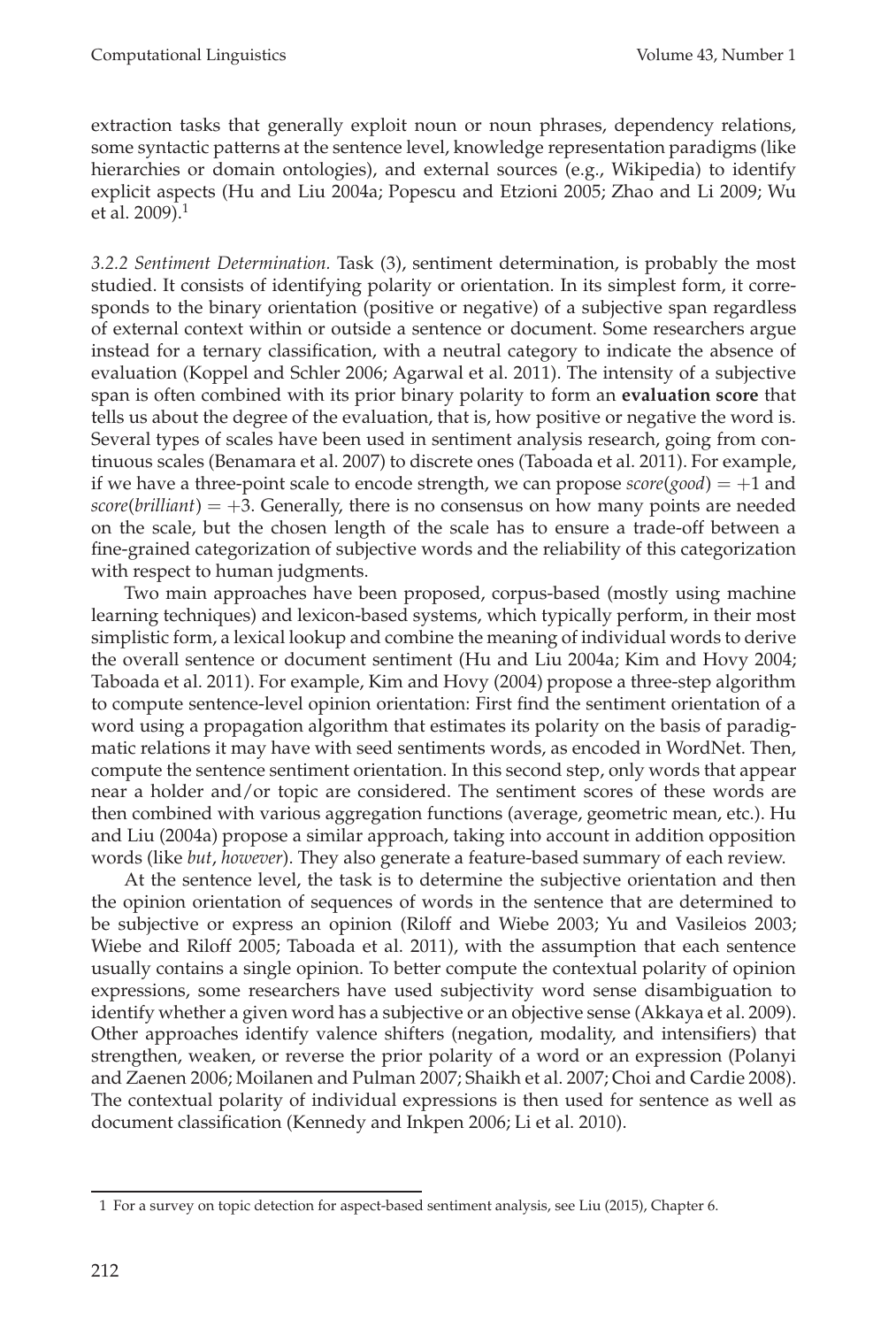extraction tasks that generally exploit noun or noun phrases, dependency relations, some syntactic patterns at the sentence level, knowledge representation paradigms (like hierarchies or domain ontologies), and external sources (e.g., Wikipedia) to identify explicit aspects (Hu and Liu 2004a; Popescu and Etzioni 2005; Zhao and Li 2009; Wu et al. 2009).[1]

*3.2.2 Sentiment Determination.* Task (3), sentiment determination, is probably the most studied. It consists of identifying polarity or orientation. In its simplest form, it corresponds to the binary orientation (positive or negative) of a subjective span regardless of external context within or outside a sentence or document. Some researchers argue instead for a ternary classification, with a neutral category to indicate the absence of evaluation (Koppel and Schler 2006; Agarwal et al. 2011). The intensity of a subjective span is often combined with its prior binary polarity to form an **evaluation score** that tells us about the degree of the evaluation, that is, how positive or negative the word is. Several types of scales have been used in sentiment analysis research, going from continuous scales (Benamara et al. 2007) to discrete ones (Taboada et al. 2011). For example, if we have a three-point scale to encode strength, we can propose *score*(*good*) $= +1$ and *score*(*brilliant*) $= +3$. Generally, there is no consensus on how many points are needed on the scale, but the chosen length of the scale has to ensure a trade-off between a fine-grained categorization of subjective words and the reliability of this categorization with respect to human judgments.

Two main approaches have been proposed, corpus-based (mostly using machine learning techniques) and lexicon-based systems, which typically perform, in their most simplistic form, a lexical lookup and combine the meaning of individual words to derive the overall sentence or document sentiment (Hu and Liu 2004a; Kim and Hovy 2004; Taboada et al. 2011). For example, Kim and Hovy (2004) propose a three-step algorithm to compute sentence-level opinion orientation: First find the sentiment orientation of a word using a propagation algorithm that estimates its polarity on the basis of paradigmatic relations it may have with seed sentiments words, as encoded in WordNet. Then, compute the sentence sentiment orientation. In this second step, only words that appear near a holder and/or topic are considered. The sentiment scores of these words are then combined with various aggregation functions (average, geometric mean, etc.). Hu and Liu (2004a) propose a similar approach, taking into account in addition opposition words (like *but*, *however*). They also generate a feature-based summary of each review.

At the sentence level, the task is to determine the subjective orientation and then the opinion orientation of sequences of words in the sentence that are determined to be subjective or express an opinion (Riloff and Wiebe 2003; Yu and Vasileios 2003; Wiebe and Riloff 2005; Taboada et al. 2011), with the assumption that each sentence usually contains a single opinion. To better compute the contextual polarity of opinion expressions, some researchers have used subjectivity word sense disambiguation to identify whether a given word has a subjective or an objective sense (Akkaya et al. 2009). Other approaches identify valence shifters (negation, modality, and intensifiers) that strengthen, weaken, or reverse the prior polarity of a word or an expression (Polanyi and Zaenen 2006; Moilanen and Pulman 2007; Shaikh et al. 2007; Choi and Cardie 2008). The contextual polarity of individual expressions is then used for sentence as well as document classification (Kennedy and Inkpen 2006; Li et al. 2010).

1 For a survey on topic detection for aspect-based sentiment analysis, see Liu (2015), Chapter 6.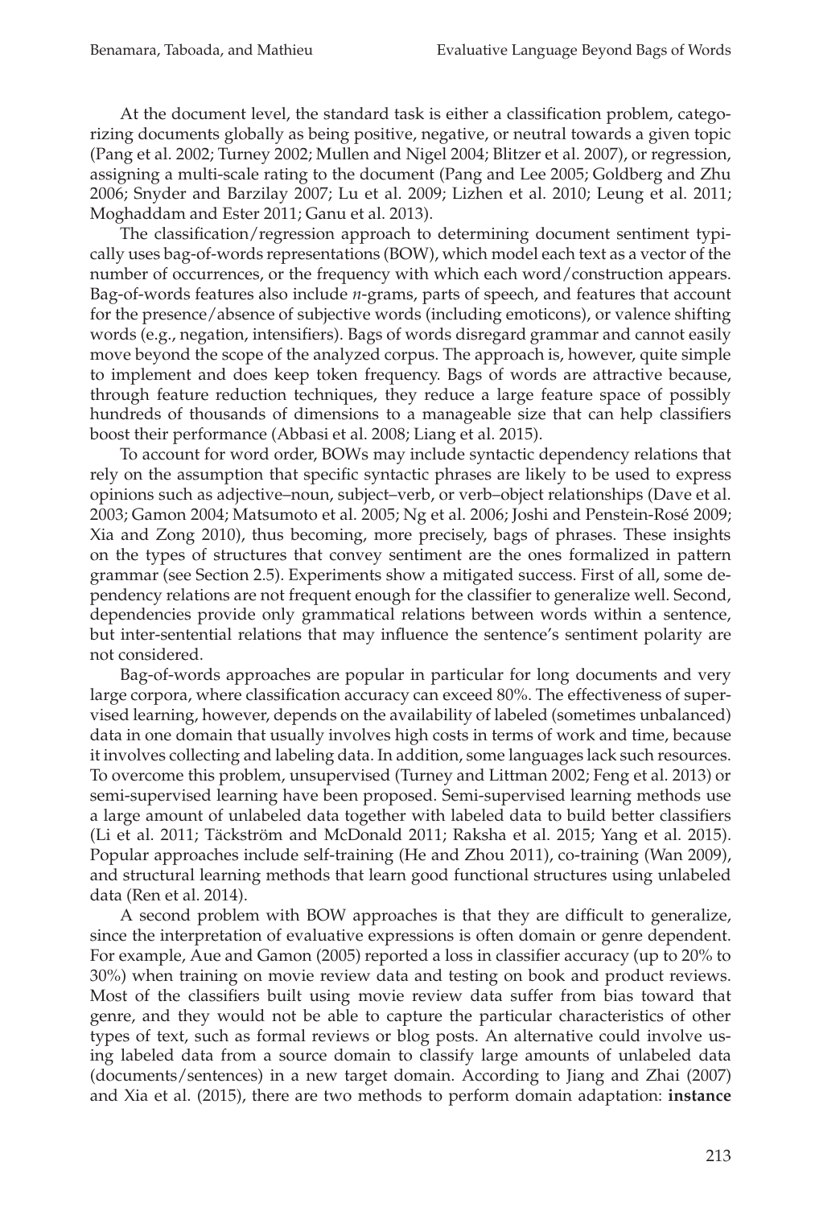At the document level, the standard task is either a classification problem, categorizing documents globally as being positive, negative, or neutral towards a given topic (Pang et al. 2002; Turney 2002; Mullen and Nigel 2004; Blitzer et al. 2007), or regression, assigning a multi-scale rating to the document (Pang and Lee 2005; Goldberg and Zhu 2006; Snyder and Barzilay 2007; Lu et al. 2009; Lizhen et al. 2010; Leung et al. 2011; Moghaddam and Ester 2011; Ganu et al. 2013).

The classification/regression approach to determining document sentiment typically uses bag-of-words representations (BOW), which model each text as a vector of the number of occurrences, or the frequency with which each word/construction appears. Bag-of-words features also include *n*-grams, parts of speech, and features that account for the presence/absence of subjective words (including emoticons), or valence shifting words (e.g., negation, intensifiers). Bags of words disregard grammar and cannot easily move beyond the scope of the analyzed corpus. The approach is, however, quite simple to implement and does keep token frequency. Bags of words are attractive because, through feature reduction techniques, they reduce a large feature space of possibly hundreds of thousands of dimensions to a manageable size that can help classifiers boost their performance (Abbasi et al. 2008; Liang et al. 2015).

To account for word order, BOWs may include syntactic dependency relations that rely on the assumption that specific syntactic phrases are likely to be used to express opinions such as adjective–noun, subject–verb, or verb–object relationships (Dave et al. 2003; Gamon 2004; Matsumoto et al. 2005; Ng et al. 2006; Joshi and Penstein-Rosé 2009; Xia and Zong 2010), thus becoming, more precisely, bags of phrases. These insights on the types of structures that convey sentiment are the ones formalized in pattern grammar (see Section 2.5). Experiments show a mitigated success. First of all, some dependency relations are not frequent enough for the classifier to generalize well. Second, dependencies provide only grammatical relations between words within a sentence, but inter-sentential relations that may influence the sentence's sentiment polarity are not considered.

Bag-of-words approaches are popular in particular for long documents and very large corpora, where classification accuracy can exceed 80%. The effectiveness of supervised learning, however, depends on the availability of labeled (sometimes unbalanced) data in one domain that usually involves high costs in terms of work and time, because it involves collecting and labeling data. In addition, some languages lack such resources. To overcome this problem, unsupervised (Turney and Littman 2002; Feng et al. 2013) or semi-supervised learning have been proposed. Semi-supervised learning methods use a large amount of unlabeled data together with labeled data to build better classifiers (Li et al. 2011; Täckström and McDonald 2011; Raksha et al. 2015; Yang et al. 2015). Popular approaches include self-training (He and Zhou 2011), co-training (Wan 2009), and structural learning methods that learn good functional structures using unlabeled data (Ren et al. 2014).

A second problem with BOW approaches is that they are difficult to generalize, since the interpretation of evaluative expressions is often domain or genre dependent. For example, Aue and Gamon (2005) reported a loss in classifier accuracy (up to 20% to 30%) when training on movie review data and testing on book and product reviews. Most of the classifiers built using movie review data suffer from bias toward that genre, and they would not be able to capture the particular characteristics of other types of text, such as formal reviews or blog posts. An alternative could involve using labeled data from a source domain to classify large amounts of unlabeled data (documents/sentences) in a new target domain. According to Jiang and Zhai (2007) and Xia et al. (2015), there are two methods to perform domain adaptation: **instance**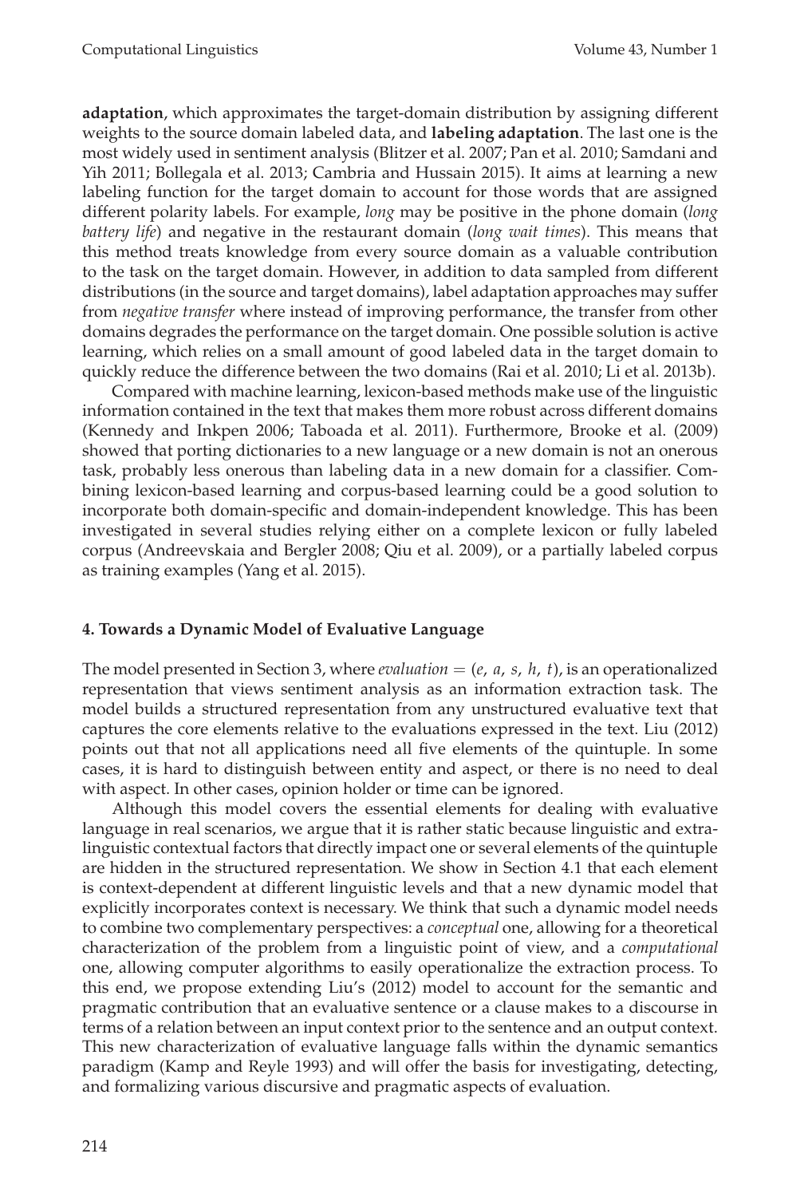**adaptation**, which approximates the target-domain distribution by assigning different weights to the source domain labeled data, and **labeling adaptation**. The last one is the most widely used in sentiment analysis (Blitzer et al. 2007; Pan et al. 2010; Samdani and Yih 2011; Bollegala et al. 2013; Cambria and Hussain 2015). It aims at learning a new labeling function for the target domain to account for those words that are assigned different polarity labels. For example, *long* may be positive in the phone domain (*long battery life*) and negative in the restaurant domain (*long wait times*). This means that this method treats knowledge from every source domain as a valuable contribution to the task on the target domain. However, in addition to data sampled from different distributions (in the source and target domains), label adaptation approaches may suffer from *negative transfer* where instead of improving performance, the transfer from other domains degrades the performance on the target domain. One possible solution is active learning, which relies on a small amount of good labeled data in the target domain to quickly reduce the difference between the two domains (Rai et al. 2010; Li et al. 2013b).

Compared with machine learning, lexicon-based methods make use of the linguistic information contained in the text that makes them more robust across different domains (Kennedy and Inkpen 2006; Taboada et al. 2011). Furthermore, Brooke et al. (2009) showed that porting dictionaries to a new language or a new domain is not an onerous task, probably less onerous than labeling data in a new domain for a classifier. Combining lexicon-based learning and corpus-based learning could be a good solution to incorporate both domain-specific and domain-independent knowledge. This has been investigated in several studies relying either on a complete lexicon or fully labeled corpus (Andreevskaia and Bergler 2008; Qiu et al. 2009), or a partially labeled corpus as training examples (Yang et al. 2015).

## 4. Towards a Dynamic Model of Evaluative Language

The model presented in Section 3, where *evaluation* = $(e, a, s, h, t)$, is an operationalized representation that views sentiment analysis as an information extraction task. The model builds a structured representation from any unstructured evaluative text that captures the core elements relative to the evaluations expressed in the text. Liu (2012) points out that not all applications need all five elements of the quintuple. In some cases, it is hard to distinguish between entity and aspect, or there is no need to deal with aspect. In other cases, opinion holder or time can be ignored.

Although this model covers the essential elements for dealing with evaluative language in real scenarios, we argue that it is rather static because linguistic and extra-linguistic contextual factors that directly impact one or several elements of the quintuple are hidden in the structured representation. We show in Section 4.1 that each element is context-dependent at different linguistic levels and that a new dynamic model that explicitly incorporates context is necessary. We think that such a dynamic model needs to combine two complementary perspectives: a *conceptual* one, allowing for a theoretical characterization of the problem from a linguistic point of view, and a *computational* one, allowing computer algorithms to easily operationalize the extraction process. To this end, we propose extending Liu's (2012) model to account for the semantic and pragmatic contribution that an evaluative sentence or a clause makes to a discourse in terms of a relation between an input context prior to the sentence and an output context. This new characterization of evaluative language falls within the dynamic semantics paradigm (Kamp and Reyle 1993) and will offer the basis for investigating, detecting, and formalizing various discursive and pragmatic aspects of evaluation.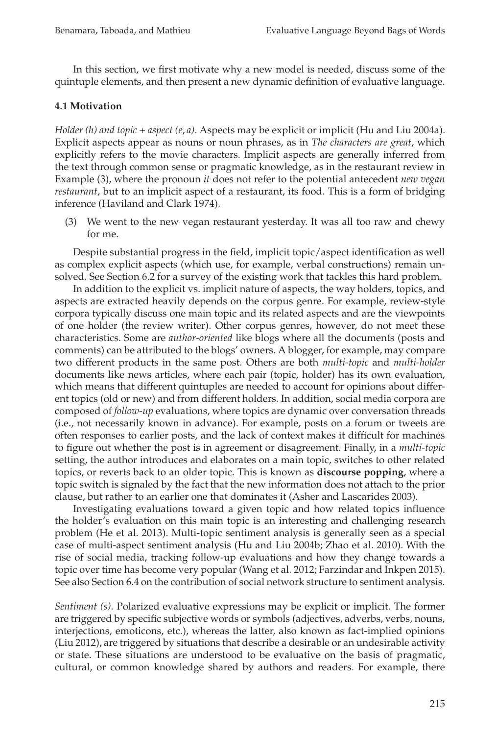In this section, we first motivate why a new model is needed, discuss some of the quintuple elements, and then present a new dynamic definition of evaluative language.

### 4.1 Motivation

*Holder (h) and topic + aspect (e, a).* Aspects may be explicit or implicit (Hu and Liu 2004a). Explicit aspects appear as nouns or noun phrases, as in *The characters are great*, which explicitly refers to the movie characters. Implicit aspects are generally inferred from the text through common sense or pragmatic knowledge, as in the restaurant review in Example (3), where the pronoun *it* does not refer to the potential antecedent *new vegan restaurant*, but to an implicit aspect of a restaurant, its food. This is a form of bridging inference (Haviland and Clark 1974).

(3) We went to the new vegan restaurant yesterday. It was all too raw and chewy for me.

Despite substantial progress in the field, implicit topic/aspect identification as well as complex explicit aspects (which use, for example, verbal constructions) remain unsolved. See Section 6.2 for a survey of the existing work that tackles this hard problem.

In addition to the explicit vs. implicit nature of aspects, the way holders, topics, and aspects are extracted heavily depends on the corpus genre. For example, review-style corpora typically discuss one main topic and its related aspects and are the viewpoints of one holder (the review writer). Other corpus genres, however, do not meet these characteristics. Some are *author-oriented* like blogs where all the documents (posts and comments) can be attributed to the blogs' owners. A blogger, for example, may compare two different products in the same post. Others are both *multi-topic* and *multi-holder* documents like news articles, where each pair (topic, holder) has its own evaluation, which means that different quintuples are needed to account for opinions about different topics (old or new) and from different holders. In addition, social media corpora are composed of *follow-up* evaluations, where topics are dynamic over conversation threads (i.e., not necessarily known in advance). For example, posts on a forum or tweets are often responses to earlier posts, and the lack of context makes it difficult for machines to figure out whether the post is in agreement or disagreement. Finally, in a *multi-topic* setting, the author introduces and elaborates on a main topic, switches to other related topics, or reverts back to an older topic. This is known as **discourse popping**, where a topic switch is signaled by the fact that the new information does not attach to the prior clause, but rather to an earlier one that dominates it (Asher and Lascarides 2003).

Investigating evaluations toward a given topic and how related topics influence the holder's evaluation on this main topic is an interesting and challenging research problem (He et al. 2013). Multi-topic sentiment analysis is generally seen as a special case of multi-aspect sentiment analysis (Hu and Liu 2004b; Zhao et al. 2010). With the rise of social media, tracking follow-up evaluations and how they change towards a topic over time has become very popular (Wang et al. 2012; Farzindar and Inkpen 2015). See also Section 6.4 on the contribution of social network structure to sentiment analysis.

*Sentiment (s).* Polarized evaluative expressions may be explicit or implicit. The former are triggered by specific subjective words or symbols (adjectives, adverbs, verbs, nouns, interjections, emoticons, etc.), whereas the latter, also known as fact-implied opinions (Liu 2012), are triggered by situations that describe a desirable or an undesirable activity or state. These situations are understood to be evaluative on the basis of pragmatic, cultural, or common knowledge shared by authors and readers. For example, there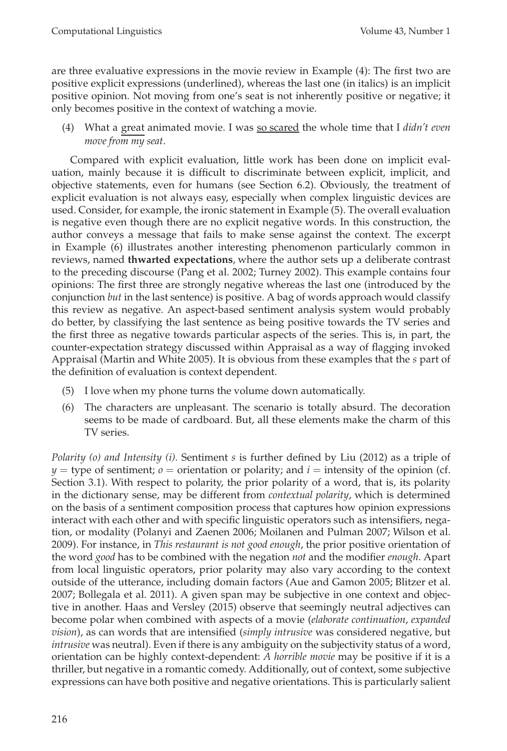are three evaluative expressions in the movie review in Example (4): The first two are positive explicit expressions (underlined), whereas the last one (in italics) is an implicit positive opinion. Not moving from one's seat is not inherently positive or negative; it only becomes positive in the context of watching a movie.

(4) What a <u>great</u> animated movie. I was <u>so scared</u> the whole time that I *didn't even move from my seat*.

Compared with explicit evaluation, little work has been done on implicit evaluation, mainly because it is difficult to discriminate between explicit, implicit, and objective statements, even for humans (see Section 6.2). Obviously, the treatment of explicit evaluation is not always easy, especially when complex linguistic devices are used. Consider, for example, the ironic statement in Example (5). The overall evaluation is negative even though there are no explicit negative words. In this construction, the author conveys a message that fails to make sense against the context. The excerpt in Example (6) illustrates another interesting phenomenon particularly common in reviews, named **thwarted expectations**, where the author sets up a deliberate contrast to the preceding discourse (Pang et al. 2002; Turney 2002). This example contains four opinions: The first three are strongly negative whereas the last one (introduced by the conjunction *but* in the last sentence) is positive. A bag of words approach would classify this review as negative. An aspect-based sentiment analysis system would probably do better, by classifying the last sentence as being positive towards the TV series and the first three as negative towards particular aspects of the series. This is, in part, the counter-expectation strategy discussed within Appraisal as a way of flagging invoked Appraisal (Martin and White 2005). It is obvious from these examples that the *s* part of the definition of evaluation is context dependent.

(5) I love when my phone turns the volume down automatically.

(6) The characters are unpleasant. The scenario is totally absurd. The decoration seems to be made of cardboard. But, all these elements make the charm of this TV series.

*Polarity (o) and Intensity (i).* Sentiment *s* is further defined by Liu (2012) as a triple of $y$ = type of sentiment; $o$ = orientation or polarity; and $i$ = intensity of the opinion (cf. Section 3.1). With respect to polarity, the prior polarity of a word, that is, its polarity in the dictionary sense, may be different from *contextual polarity*, which is determined on the basis of a sentiment composition process that captures how opinion expressions interact with each other and with specific linguistic operators such as intensifiers, negation, or modality (Polanyi and Zaenen 2006; Moilanen and Pulman 2007; Wilson et al. 2009). For instance, in *This restaurant is not good enough*, the prior positive orientation of the word *good* has to be combined with the negation *not* and the modifier *enough*. Apart from local linguistic operators, prior polarity may also vary according to the context outside of the utterance, including domain factors (Aue and Gamon 2005; Blitzer et al. 2007; Bollegala et al. 2011). A given span may be subjective in one context and objective in another. Haas and Versley (2015) observe that seemingly neutral adjectives can become polar when combined with aspects of a movie (*elaborate continuation*, *expanded vision*), as can words that are intensified (*simply intrusive* was considered negative, but *intrusive* was neutral). Even if there is any ambiguity on the subjectivity status of a word, orientation can be highly context-dependent: *A horrible movie* may be positive if it is a thriller, but negative in a romantic comedy. Additionally, out of context, some subjective expressions can have both positive and negative orientations. This is particularly salient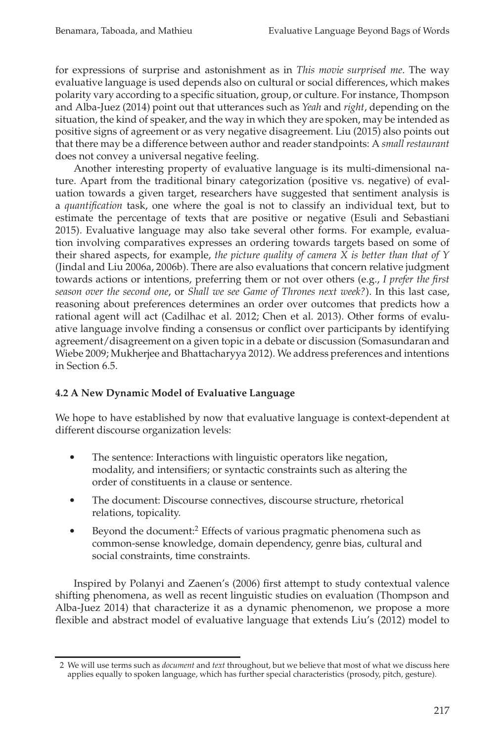for expressions of surprise and astonishment as in *This movie surprised me*. The way evaluative language is used depends also on cultural or social differences, which makes polarity vary according to a specific situation, group, or culture. For instance, Thompson and Alba-Juez (2014) point out that utterances such as *Yeah* and *right*, depending on the situation, the kind of speaker, and the way in which they are spoken, may be intended as positive signs of agreement or as very negative disagreement. Liu (2015) also points out that there may be a difference between author and reader standpoints: A *small restaurant* does not convey a universal negative feeling.

Another interesting property of evaluative language is its multi-dimensional nature. Apart from the traditional binary categorization (positive vs. negative) of evaluation towards a given target, researchers have suggested that sentiment analysis is a *quantification* task, one where the goal is not to classify an individual text, but to estimate the percentage of texts that are positive or negative (Esuli and Sebastiani 2015). Evaluative language may also take several other forms. For example, evaluation involving comparatives expresses an ordering towards targets based on some of their shared aspects, for example, *the picture quality of camera X is better than that of Y* (Jindal and Liu 2006a, 2006b). There are also evaluations that concern relative judgment towards actions or intentions, preferring them or not over others (e.g., *I prefer the first season over the second one*, or *Shall we see Game of Thrones next week?*). In this last case, reasoning about preferences determines an order over outcomes that predicts how a rational agent will act (Cadilhac et al. 2012; Chen et al. 2013). Other forms of evaluative language involve finding a consensus or conflict over participants by identifying agreement/disagreement on a given topic in a debate or discussion (Somasundaran and Wiebe 2009; Mukherjee and Bhattacharyya 2012). We address preferences and intentions in Section 6.5.

### 4.2 A New Dynamic Model of Evaluative Language

We hope to have established by now that evaluative language is context-dependent at different discourse organization levels:

- The sentence: Interactions with linguistic operators like negation, modality, and intensifiers; or syntactic constraints such as altering the order of constituents in a clause or sentence.
- The document: Discourse connectives, discourse structure, rhetorical relations, topicality.
- Beyond the document:[2] Effects of various pragmatic phenomena such as common-sense knowledge, domain dependency, genre bias, cultural and social constraints, time constraints.

Inspired by Polanyi and Zaenen's (2006) first attempt to study contextual valence shifting phenomena, as well as recent linguistic studies on evaluation (Thompson and Alba-Juez 2014) that characterize it as a dynamic phenomenon, we propose a more flexible and abstract model of evaluative language that extends Liu's (2012) model to

[2] We will use terms such as *document* and *text* throughout, but we believe that most of what we discuss here applies equally to spoken language, which has further special characteristics (prosody, pitch, gesture).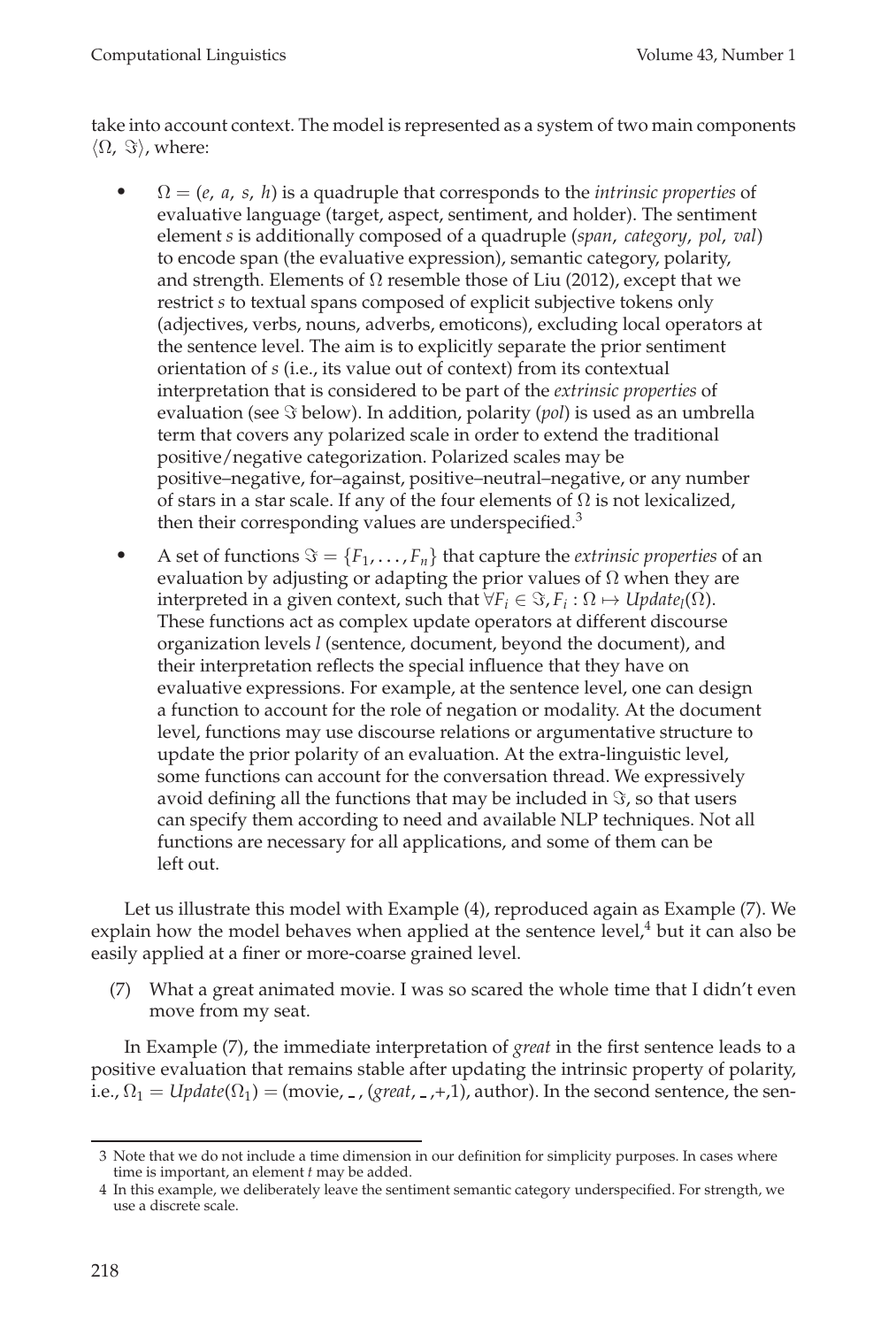take into account context. The model is represented as a system of two main components $\langle\Omega, \Im\rangle$, where:

- $\Omega = (e, a, s, h)$ is a quadruple that corresponds to the *intrinsic properties* of evaluative language (target, aspect, sentiment, and holder). The sentiment element $s$ is additionally composed of a quadruple (*span*, *category*, *pol*, *val*) to encode span (the evaluative expression), semantic category, polarity, and strength. Elements of $\Omega$ resemble those of Liu (2012), except that we restrict $s$ to textual spans composed of explicit subjective tokens only (adjectives, verbs, nouns, adverbs, emoticons), excluding local operators at the sentence level. The aim is to explicitly separate the prior sentiment orientation of $s$ (i.e., its value out of context) from its contextual interpretation that is considered to be part of the *extrinsic properties* of evaluation (see $\Im$ below). In addition, polarity (*pol*) is used as an umbrella term that covers any polarized scale in order to extend the traditional positive/negative categorization. Polarized scales may be positive–negative, for–against, positive–neutral–negative, or any number of stars in a star scale. If any of the four elements of $\Omega$ is not lexicalized, then their corresponding values are underspecified.[3]
- A set of functions $\Im = \{F_1, \ldots, F_n\}$ that capture the *extrinsic properties* of an evaluation by adjusting or adapting the prior values of $\Omega$ when they are interpreted in a given context, such that $\forall F_i \in \Im, F_i : \Omega \mapsto Update_l(\Omega)$. These functions act as complex update operators at different discourse organization levels $l$ (sentence, document, beyond the document), and their interpretation reflects the special influence that they have on evaluative expressions. For example, at the sentence level, one can design a function to account for the role of negation or modality. At the document level, functions may use discourse relations or argumentative structure to update the prior polarity of an evaluation. At the extra-linguistic level, some functions can account for the conversation thread. We expressively avoid defining all the functions that may be included in $\Im$, so that users can specify them according to need and available NLP techniques. Not all functions are necessary for all applications, and some of them can be left out.

Let us illustrate this model with Example (4), reproduced again as Example (7). We explain how the model behaves when applied at the sentence level,[4] but it can also be easily applied at a finer or more-coarse grained level.

(7) What a great animated movie. I was so scared the whole time that I didn't even move from my seat.

In Example (7), the immediate interpretation of *great* in the first sentence leads to a positive evaluation that remains stable after updating the intrinsic property of polarity, i.e., $\Omega_1 = Update(\Omega_1) =$ (movie, _ , (*great*, _ ,+,1), author). In the second sentence, the sen-

---

3 Note that we do not include a time dimension in our definition for simplicity purposes. In cases where time is important, an element $t$ may be added.

4 In this example, we deliberately leave the sentiment semantic category underspecified. For strength, we use a discrete scale.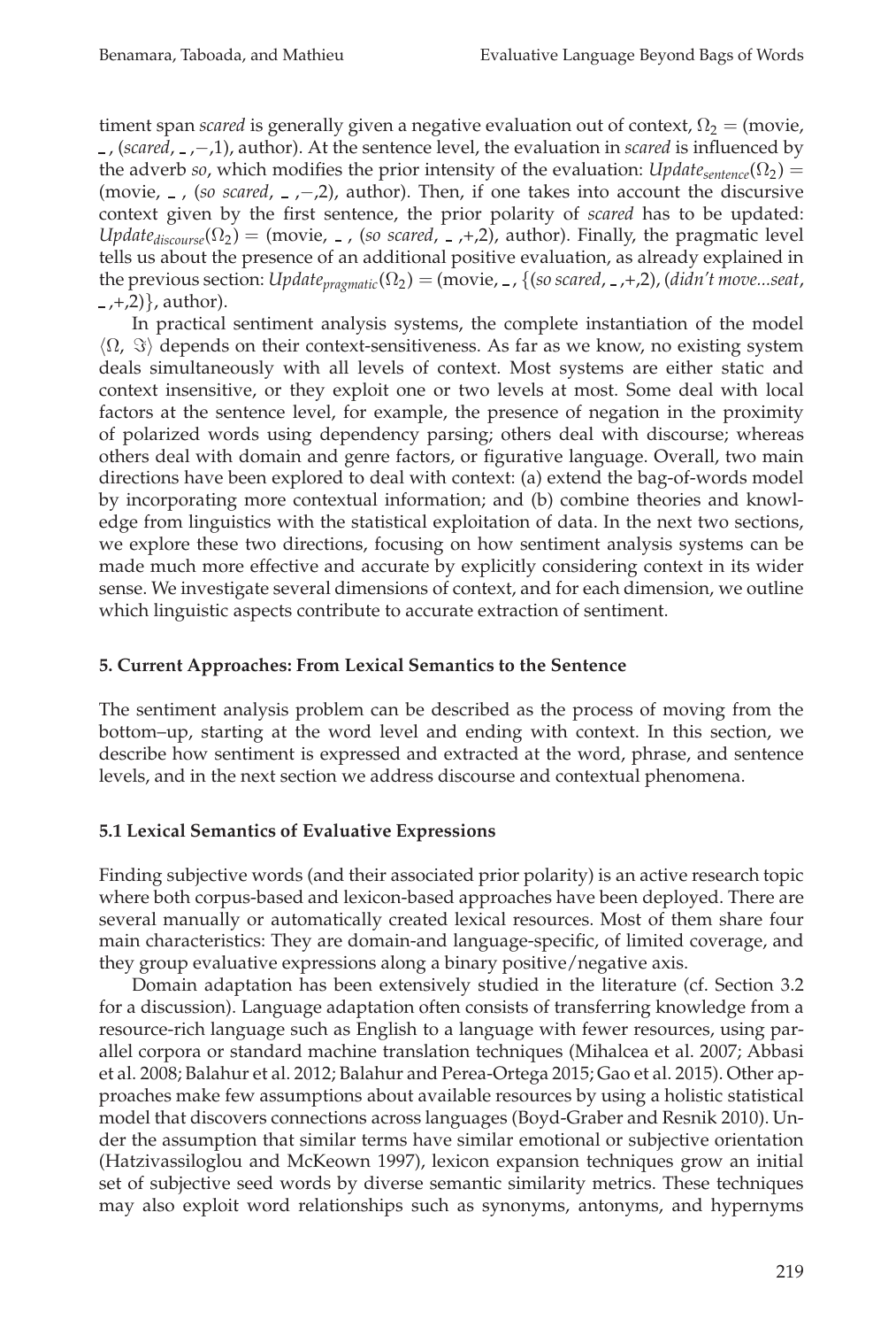timent span *scared* is generally given a negative evaluation out of context, $\Omega_2$ = (movie, _ , (*scared*, _ ,−,1), author). At the sentence level, the evaluation in *scared* is influenced by the adverb *so*, which modifies the prior intensity of the evaluation: $Update_{sentence}(\Omega_2)$ = (movie, _ , (*so scared*, _ ,−,2), author). Then, if one takes into account the discursive context given by the first sentence, the prior polarity of *scared* has to be updated: $Update_{discourse}(\Omega_2)$ = (movie, _ , (*so scared*, _ ,+,2), author). Finally, the pragmatic level tells us about the presence of an additional positive evaluation, as already explained in the previous section: $Update_{pragmatic}(\Omega_2)$ = (movie, _ , {(*so scared*, _ ,+,2), (*didn't move...seat*, _ ,+,2)}, author).

In practical sentiment analysis systems, the complete instantiation of the model $\langle \Omega, \Im \rangle$ depends on their context-sensitiveness. As far as we know, no existing system deals simultaneously with all levels of context. Most systems are either static and context insensitive, or they exploit one or two levels at most. Some deal with local factors at the sentence level, for example, the presence of negation in the proximity of polarized words using dependency parsing; others deal with discourse; whereas others deal with domain and genre factors, or figurative language. Overall, two main directions have been explored to deal with context: (a) extend the bag-of-words model by incorporating more contextual information; and (b) combine theories and knowledge from linguistics with the statistical exploitation of data. In the next two sections, we explore these two directions, focusing on how sentiment analysis systems can be made much more effective and accurate by explicitly considering context in its wider sense. We investigate several dimensions of context, and for each dimension, we outline which linguistic aspects contribute to accurate extraction of sentiment.

## 5. Current Approaches: From Lexical Semantics to the Sentence

The sentiment analysis problem can be described as the process of moving from the bottom–up, starting at the word level and ending with context. In this section, we describe how sentiment is expressed and extracted at the word, phrase, and sentence levels, and in the next section we address discourse and contextual phenomena.

### 5.1 Lexical Semantics of Evaluative Expressions

Finding subjective words (and their associated prior polarity) is an active research topic where both corpus-based and lexicon-based approaches have been deployed. There are several manually or automatically created lexical resources. Most of them share four main characteristics: They are domain-and language-specific, of limited coverage, and they group evaluative expressions along a binary positive/negative axis.

Domain adaptation has been extensively studied in the literature (cf. Section 3.2 for a discussion). Language adaptation often consists of transferring knowledge from a resource-rich language such as English to a language with fewer resources, using parallel corpora or standard machine translation techniques (Mihalcea et al. 2007; Abbasi et al. 2008; Balahur et al. 2012; Balahur and Perea-Ortega 2015; Gao et al. 2015). Other approaches make few assumptions about available resources by using a holistic statistical model that discovers connections across languages (Boyd-Graber and Resnik 2010). Under the assumption that similar terms have similar emotional or subjective orientation (Hatzivassiloglou and McKeown 1997), lexicon expansion techniques grow an initial set of subjective seed words by diverse semantic similarity metrics. These techniques may also exploit word relationships such as synonyms, antonyms, and hypernyms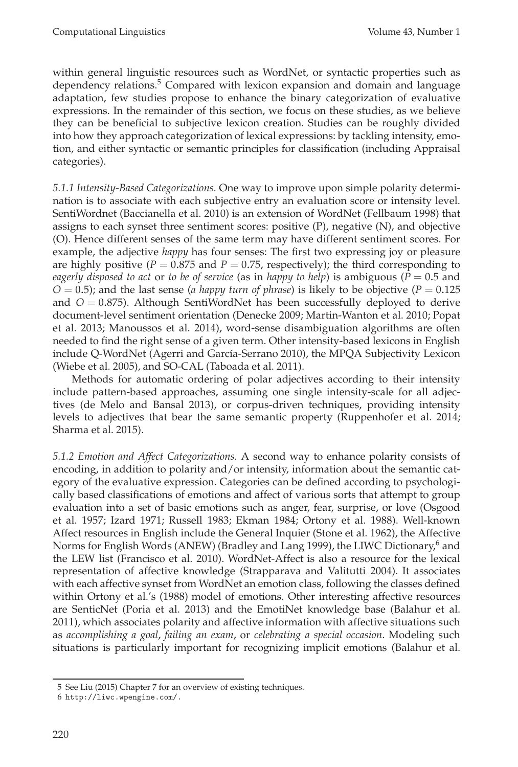within general linguistic resources such as WordNet, or syntactic properties such as dependency relations.[5] Compared with lexicon expansion and domain and language adaptation, few studies propose to enhance the binary categorization of evaluative expressions. In the remainder of this section, we focus on these studies, as we believe they can be beneficial to subjective lexicon creation. Studies can be roughly divided into how they approach categorization of lexical expressions: by tackling intensity, emotion, and either syntactic or semantic principles for classification (including Appraisal categories).

*5.1.1 Intensity-Based Categorizations.* One way to improve upon simple polarity determination is to associate with each subjective entry an evaluation score or intensity level. SentiWordnet (Baccianella et al. 2010) is an extension of WordNet (Fellbaum 1998) that assigns to each synset three sentiment scores: positive (P), negative (N), and objective (O). Hence different senses of the same term may have different sentiment scores. For example, the adjective *happy* has four senses: The first two expressing joy or pleasure are highly positive ($P = 0.875$ and $P = 0.75$, respectively); the third corresponding to *eagerly disposed to act* or *to be of service* (as in *happy to help*) is ambiguous ($P = 0.5$ and $O = 0.5$); and the last sense (*a happy turn of phrase*) is likely to be objective ($P = 0.125$ and $O = 0.875$). Although SentiWordNet has been successfully deployed to derive document-level sentiment orientation (Denecke 2009; Martin-Wanton et al. 2010; Popat et al. 2013; Manoussos et al. 2014), word-sense disambiguation algorithms are often needed to find the right sense of a given term. Other intensity-based lexicons in English include Q-WordNet (Agerri and García-Serrano 2010), the MPQA Subjectivity Lexicon (Wiebe et al. 2005), and SO-CAL (Taboada et al. 2011).

Methods for automatic ordering of polar adjectives according to their intensity include pattern-based approaches, assuming one single intensity-scale for all adjectives (de Melo and Bansal 2013), or corpus-driven techniques, providing intensity levels to adjectives that bear the same semantic property (Ruppenhofer et al. 2014; Sharma et al. 2015).

*5.1.2 Emotion and Affect Categorizations.* A second way to enhance polarity consists of encoding, in addition to polarity and/or intensity, information about the semantic category of the evaluative expression. Categories can be defined according to psychologically based classifications of emotions and affect of various sorts that attempt to group evaluation into a set of basic emotions such as anger, fear, surprise, or love (Osgood et al. 1957; Izard 1971; Russell 1983; Ekman 1984; Ortony et al. 1988). Well-known Affect resources in English include the General Inquier (Stone et al. 1962), the Affective Norms for English Words (ANEW) (Bradley and Lang 1999), the LIWC Dictionary,[6] and the LEW list (Francisco et al. 2010). WordNet-Affect is also a resource for the lexical representation of affective knowledge (Strapparava and Valitutti 2004). It associates with each affective synset from WordNet an emotion class, following the classes defined within Ortony et al.'s (1988) model of emotions. Other interesting affective resources are SenticNet (Poria et al. 2013) and the EmotiNet knowledge base (Balahur et al. 2011), which associates polarity and affective information with affective situations such as *accomplishing a goal*, *failing an exam*, or *celebrating a special occasion*. Modeling such situations is particularly important for recognizing implicit emotions (Balahur et al.

5 See Liu (2015) Chapter 7 for an overview of existing techniques.

6 http://liwc.wpengine.com/.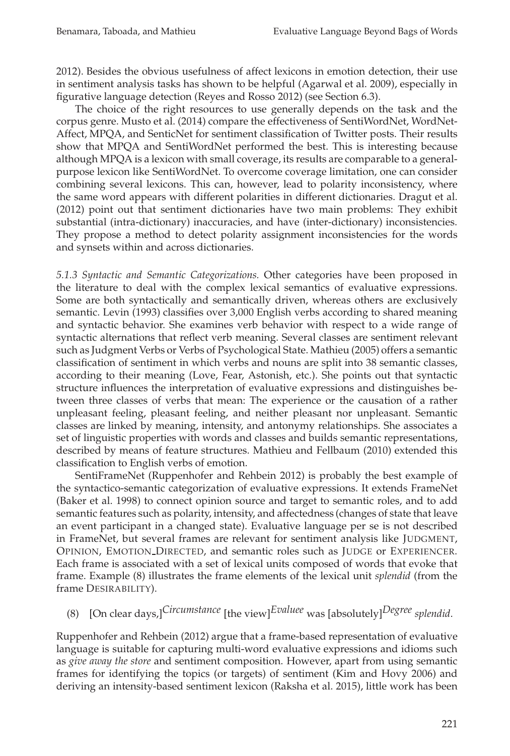2012). Besides the obvious usefulness of affect lexicons in emotion detection, their use in sentiment analysis tasks has shown to be helpful (Agarwal et al. 2009), especially in figurative language detection (Reyes and Rosso 2012) (see Section 6.3).

The choice of the right resources to use generally depends on the task and the corpus genre. Musto et al. (2014) compare the effectiveness of SentiWordNet, WordNet-Affect, MPQA, and SenticNet for sentiment classification of Twitter posts. Their results show that MPQA and SentiWordNet performed the best. This is interesting because although MPQA is a lexicon with small coverage, its results are comparable to a general-purpose lexicon like SentiWordNet. To overcome coverage limitation, one can consider combining several lexicons. This can, however, lead to polarity inconsistency, where the same word appears with different polarities in different dictionaries. Dragut et al. (2012) point out that sentiment dictionaries have two main problems: They exhibit substantial (intra-dictionary) inaccuracies, and have (inter-dictionary) inconsistencies. They propose a method to detect polarity assignment inconsistencies for the words and synsets within and across dictionaries.

*5.1.3 Syntactic and Semantic Categorizations.* Other categories have been proposed in the literature to deal with the complex lexical semantics of evaluative expressions. Some are both syntactically and semantically driven, whereas others are exclusively semantic. Levin (1993) classifies over 3,000 English verbs according to shared meaning and syntactic behavior. She examines verb behavior with respect to a wide range of syntactic alternations that reflect verb meaning. Several classes are sentiment relevant such as Judgment Verbs or Verbs of Psychological State. Mathieu (2005) offers a semantic classification of sentiment in which verbs and nouns are split into 38 semantic classes, according to their meaning (Love, Fear, Astonish, etc.). She points out that syntactic structure influences the interpretation of evaluative expressions and distinguishes between three classes of verbs that mean: The experience or the causation of a rather unpleasant feeling, pleasant feeling, and neither pleasant nor unpleasant. Semantic classes are linked by meaning, intensity, and antonymy relationships. She associates a set of linguistic properties with words and classes and builds semantic representations, described by means of feature structures. Mathieu and Fellbaum (2010) extended this classification to English verbs of emotion.

SentiFrameNet (Ruppenhofer and Rehbein 2012) is probably the best example of the syntactico-semantic categorization of evaluative expressions. It extends FrameNet (Baker et al. 1998) to connect opinion source and target to semantic roles, and to add semantic features such as polarity, intensity, and affectedness (changes of state that leave an event participant in a changed state). Evaluative language per se is not described in FrameNet, but several frames are relevant for sentiment analysis like JUDGMENT, OPINION, EMOTION_DIRECTED, and semantic roles such as JUDGE or EXPERIENCER. Each frame is associated with a set of lexical units composed of words that evoke that frame. Example (8) illustrates the frame elements of the lexical unit *splendid* (from the frame DESIRABILITY).

(8) [On clear days,]$^{Circumstance}$ [the view]$^{Evaluee}$ was [absolutely]$^{Degree}$ *splendid*.

Ruppenhofer and Rehbein (2012) argue that a frame-based representation of evaluative language is suitable for capturing multi-word evaluative expressions and idioms such as *give away the store* and sentiment composition. However, apart from using semantic frames for identifying the topics (or targets) of sentiment (Kim and Hovy 2006) and deriving an intensity-based sentiment lexicon (Raksha et al. 2015), little work has been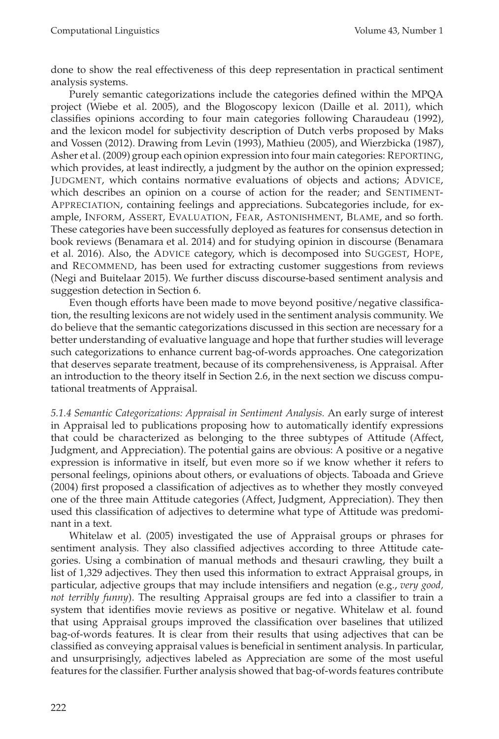done to show the real effectiveness of this deep representation in practical sentiment analysis systems.

Purely semantic categorizations include the categories defined within the MPQA project (Wiebe et al. 2005), and the Blogoscopy lexicon (Daille et al. 2011), which classifies opinions according to four main categories following Charaudeau (1992), and the lexicon model for subjectivity description of Dutch verbs proposed by Maks and Vossen (2012). Drawing from Levin (1993), Mathieu (2005), and Wierzbicka (1987), Asher et al. (2009) group each opinion expression into four main categories: REPORTING, which provides, at least indirectly, a judgment by the author on the opinion expressed; JUDGMENT, which contains normative evaluations of objects and actions; ADVICE, which describes an opinion on a course of action for the reader; and SENTIMENT-APPRECIATION, containing feelings and appreciations. Subcategories include, for example, INFORM, ASSERT, EVALUATION, FEAR, ASTONISHMENT, BLAME, and so forth. These categories have been successfully deployed as features for consensus detection in book reviews (Benamara et al. 2014) and for studying opinion in discourse (Benamara et al. 2016). Also, the ADVICE category, which is decomposed into SUGGEST, HOPE, and RECOMMEND, has been used for extracting customer suggestions from reviews (Negi and Buitelaar 2015). We further discuss discourse-based sentiment analysis and suggestion detection in Section 6.

Even though efforts have been made to move beyond positive/negative classification, the resulting lexicons are not widely used in the sentiment analysis community. We do believe that the semantic categorizations discussed in this section are necessary for a better understanding of evaluative language and hope that further studies will leverage such categorizations to enhance current bag-of-words approaches. One categorization that deserves separate treatment, because of its comprehensiveness, is Appraisal. After an introduction to the theory itself in Section 2.6, in the next section we discuss computational treatments of Appraisal.

*5.1.4 Semantic Categorizations: Appraisal in Sentiment Analysis.* An early surge of interest in Appraisal led to publications proposing how to automatically identify expressions that could be characterized as belonging to the three subtypes of Attitude (Affect, Judgment, and Appreciation). The potential gains are obvious: A positive or a negative expression is informative in itself, but even more so if we know whether it refers to personal feelings, opinions about others, or evaluations of objects. Taboada and Grieve (2004) first proposed a classification of adjectives as to whether they mostly conveyed one of the three main Attitude categories (Affect, Judgment, Appreciation). They then used this classification of adjectives to determine what type of Attitude was predominant in a text.

Whitelaw et al. (2005) investigated the use of Appraisal groups or phrases for sentiment analysis. They also classified adjectives according to three Attitude categories. Using a combination of manual methods and thesauri crawling, they built a list of 1,329 adjectives. They then used this information to extract Appraisal groups, in particular, adjective groups that may include intensifiers and negation (e.g., *very good, not terribly funny*). The resulting Appraisal groups are fed into a classifier to train a system that identifies movie reviews as positive or negative. Whitelaw et al. found that using Appraisal groups improved the classification over baselines that utilized bag-of-words features. It is clear from their results that using adjectives that can be classified as conveying appraisal values is beneficial in sentiment analysis. In particular, and unsurprisingly, adjectives labeled as Appreciation are some of the most useful features for the classifier. Further analysis showed that bag-of-words features contribute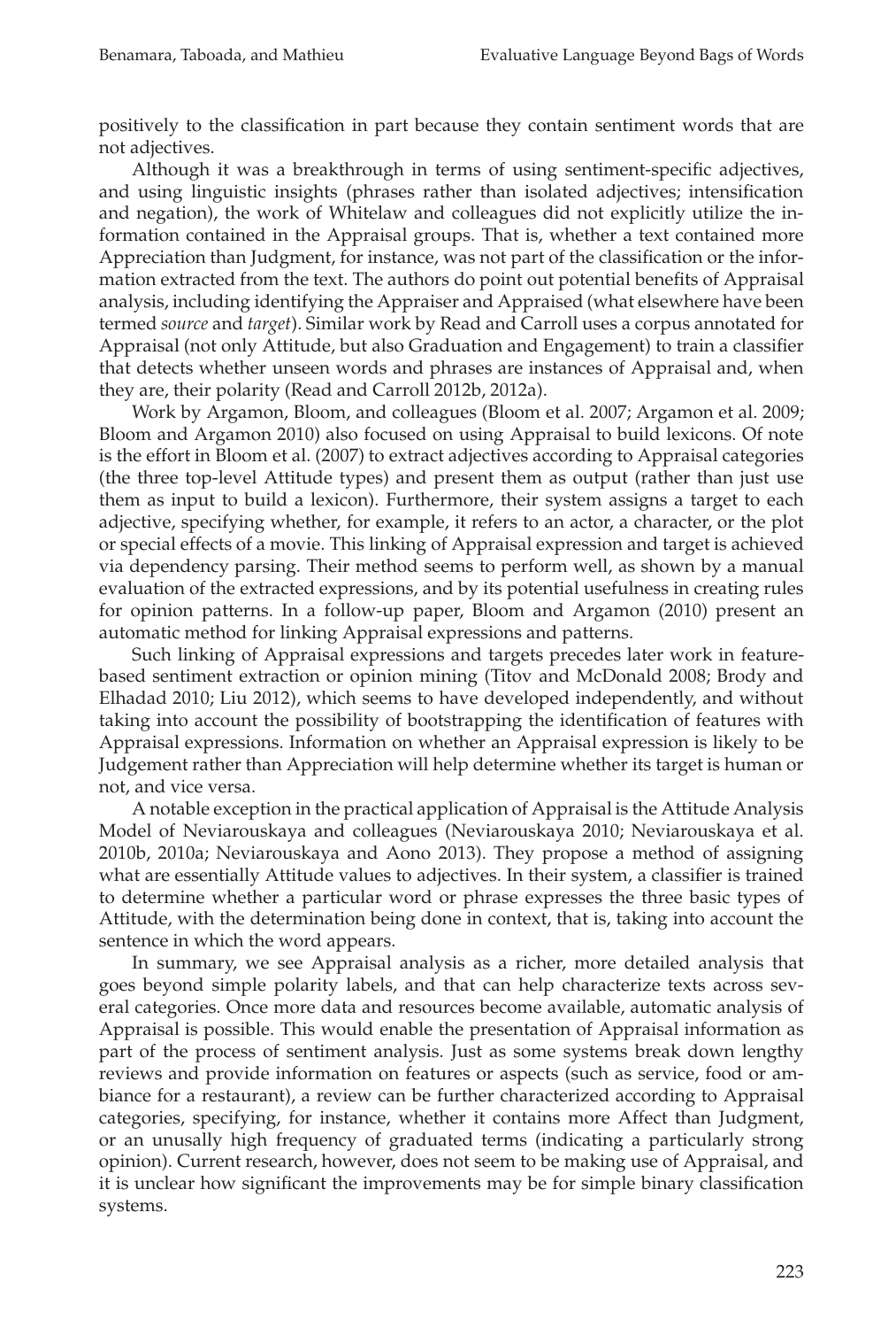positively to the classification in part because they contain sentiment words that are not adjectives.

Although it was a breakthrough in terms of using sentiment-specific adjectives, and using linguistic insights (phrases rather than isolated adjectives; intensification and negation), the work of Whitelaw and colleagues did not explicitly utilize the information contained in the Appraisal groups. That is, whether a text contained more Appreciation than Judgment, for instance, was not part of the classification or the information extracted from the text. The authors do point out potential benefits of Appraisal analysis, including identifying the Appraiser and Appraised (what elsewhere have been termed *source* and *target*). Similar work by Read and Carroll uses a corpus annotated for Appraisal (not only Attitude, but also Graduation and Engagement) to train a classifier that detects whether unseen words and phrases are instances of Appraisal and, when they are, their polarity (Read and Carroll 2012b, 2012a).

Work by Argamon, Bloom, and colleagues (Bloom et al. 2007; Argamon et al. 2009; Bloom and Argamon 2010) also focused on using Appraisal to build lexicons. Of note is the effort in Bloom et al. (2007) to extract adjectives according to Appraisal categories (the three top-level Attitude types) and present them as output (rather than just use them as input to build a lexicon). Furthermore, their system assigns a target to each adjective, specifying whether, for example, it refers to an actor, a character, or the plot or special effects of a movie. This linking of Appraisal expression and target is achieved via dependency parsing. Their method seems to perform well, as shown by a manual evaluation of the extracted expressions, and by its potential usefulness in creating rules for opinion patterns. In a follow-up paper, Bloom and Argamon (2010) present an automatic method for linking Appraisal expressions and patterns.

Such linking of Appraisal expressions and targets precedes later work in feature-based sentiment extraction or opinion mining (Titov and McDonald 2008; Brody and Elhadad 2010; Liu 2012), which seems to have developed independently, and without taking into account the possibility of bootstrapping the identification of features with Appraisal expressions. Information on whether an Appraisal expression is likely to be Judgement rather than Appreciation will help determine whether its target is human or not, and vice versa.

A notable exception in the practical application of Appraisal is the Attitude Analysis Model of Neviarouskaya and colleagues (Neviarouskaya 2010; Neviarouskaya et al. 2010b, 2010a; Neviarouskaya and Aono 2013). They propose a method of assigning what are essentially Attitude values to adjectives. In their system, a classifier is trained to determine whether a particular word or phrase expresses the three basic types of Attitude, with the determination being done in context, that is, taking into account the sentence in which the word appears.

In summary, we see Appraisal analysis as a richer, more detailed analysis that goes beyond simple polarity labels, and that can help characterize texts across several categories. Once more data and resources become available, automatic analysis of Appraisal is possible. This would enable the presentation of Appraisal information as part of the process of sentiment analysis. Just as some systems break down lengthy reviews and provide information on features or aspects (such as service, food or ambiance for a restaurant), a review can be further characterized according to Appraisal categories, specifying, for instance, whether it contains more Affect than Judgment, or an unusally high frequency of graduated terms (indicating a particularly strong opinion). Current research, however, does not seem to be making use of Appraisal, and it is unclear how significant the improvements may be for simple binary classification systems.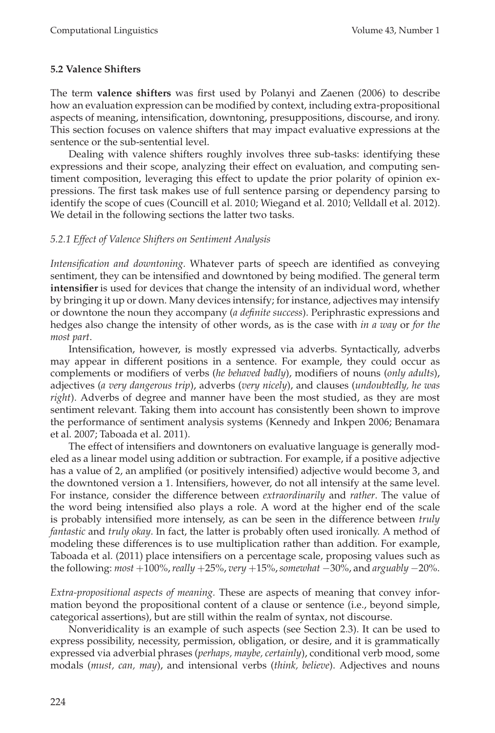### 5.2 Valence Shifters

The term **valence shifters** was first used by Polanyi and Zaenen (2006) to describe how an evaluation expression can be modified by context, including extra-propositional aspects of meaning, intensification, downtoning, presuppositions, discourse, and irony. This section focuses on valence shifters that may impact evaluative expressions at the sentence or the sub-sentential level.

Dealing with valence shifters roughly involves three sub-tasks: identifying these expressions and their scope, analyzing their effect on evaluation, and computing sentiment composition, leveraging this effect to update the prior polarity of opinion expressions. The first task makes use of full sentence parsing or dependency parsing to identify the scope of cues (Councill et al. 2010; Wiegand et al. 2010; Velldall et al. 2012). We detail in the following sections the latter two tasks.

#### 5.2.1 Effect of Valence Shifters on Sentiment Analysis

*Intensification and downtoning*. Whatever parts of speech are identified as conveying sentiment, they can be intensified and downtoned by being modified. The general term **intensifier** is used for devices that change the intensity of an individual word, whether by bringing it up or down. Many devices intensify; for instance, adjectives may intensify or downtone the noun they accompany (*a definite success*). Periphrastic expressions and hedges also change the intensity of other words, as is the case with *in a way* or *for the most part*.

Intensification, however, is mostly expressed via adverbs. Syntactically, adverbs may appear in different positions in a sentence. For example, they could occur as complements or modifiers of verbs (*he behaved badly*), modifiers of nouns (*only adults*), adjectives (*a very dangerous trip*), adverbs (*very nicely*), and clauses (*undoubtedly, he was right*). Adverbs of degree and manner have been the most studied, as they are most sentiment relevant. Taking them into account has consistently been shown to improve the performance of sentiment analysis systems (Kennedy and Inkpen 2006; Benamara et al. 2007; Taboada et al. 2011).

The effect of intensifiers and downtoners on evaluative language is generally modeled as a linear model using addition or subtraction. For example, if a positive adjective has a value of 2, an amplified (or positively intensified) adjective would become 3, and the downtoned version a 1. Intensifiers, however, do not all intensify at the same level. For instance, consider the difference between *extraordinarily* and *rather*. The value of the word being intensified also plays a role. A word at the higher end of the scale is probably intensified more intensely, as can be seen in the difference between *truly fantastic* and *truly okay*. In fact, the latter is probably often used ironically. A method of modeling these differences is to use multiplication rather than addition. For example, Taboada et al. (2011) place intensifiers on a percentage scale, proposing values such as the following: *most* +100%, *really* +25%, *very* +15%, *somewhat* −30%, and *arguably* −20%.

*Extra-propositional aspects of meaning*. These are aspects of meaning that convey information beyond the propositional content of a clause or sentence (i.e., beyond simple, categorical assertions), but are still within the realm of syntax, not discourse.

Nonveridicality is an example of such aspects (see Section 2.3). It can be used to express possibility, necessity, permission, obligation, or desire, and it is grammatically expressed via adverbial phrases (*perhaps, maybe, certainly*), conditional verb mood, some modals (*must, can, may*), and intensional verbs (*think, believe*). Adjectives and nouns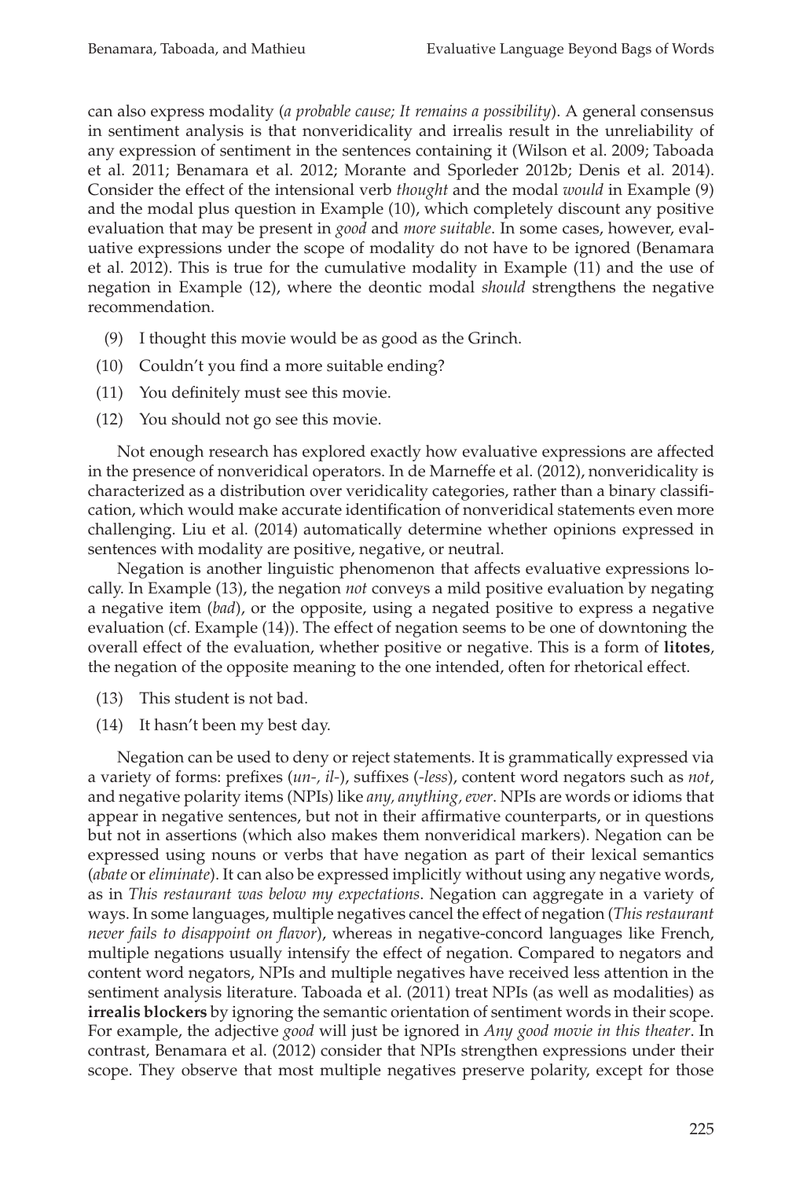can also express modality (*a probable cause; It remains a possibility*). A general consensus in sentiment analysis is that nonveridicality and irrealis result in the unreliability of any expression of sentiment in the sentences containing it (Wilson et al. 2009; Taboada et al. 2011; Benamara et al. 2012; Morante and Sporleder 2012b; Denis et al. 2014). Consider the effect of the intensional verb *thought* and the modal *would* in Example (9) and the modal plus question in Example (10), which completely discount any positive evaluation that may be present in *good* and *more suitable*. In some cases, however, evaluative expressions under the scope of modality do not have to be ignored (Benamara et al. 2012). This is true for the cumulative modality in Example (11) and the use of negation in Example (12), where the deontic modal *should* strengthens the negative recommendation.

(9) I thought this movie would be as good as the Grinch.

(10) Couldn't you find a more suitable ending?

(11) You definitely must see this movie.

(12) You should not go see this movie.

Not enough research has explored exactly how evaluative expressions are affected in the presence of nonveridical operators. In de Marneffe et al. (2012), nonveridicality is characterized as a distribution over veridicality categories, rather than a binary classification, which would make accurate identification of nonveridical statements even more challenging. Liu et al. (2014) automatically determine whether opinions expressed in sentences with modality are positive, negative, or neutral.

Negation is another linguistic phenomenon that affects evaluative expressions locally. In Example (13), the negation *not* conveys a mild positive evaluation by negating a negative item (*bad*), or the opposite, using a negated positive to express a negative evaluation (cf. Example (14)). The effect of negation seems to be one of downtoning the overall effect of the evaluation, whether positive or negative. This is a form of **litotes**, the negation of the opposite meaning to the one intended, often for rhetorical effect.

(13) This student is not bad.

(14) It hasn't been my best day.

Negation can be used to deny or reject statements. It is grammatically expressed via a variety of forms: prefixes (*un-, il-*), suffixes (*-less*), content word negators such as *not*, and negative polarity items (NPIs) like *any, anything, ever*. NPIs are words or idioms that appear in negative sentences, but not in their affirmative counterparts, or in questions but not in assertions (which also makes them nonveridical markers). Negation can be expressed using nouns or verbs that have negation as part of their lexical semantics (*abate* or *eliminate*). It can also be expressed implicitly without using any negative words, as in *This restaurant was below my expectations*. Negation can aggregate in a variety of ways. In some languages, multiple negatives cancel the effect of negation (*This restaurant never fails to disappoint on flavor*), whereas in negative-concord languages like French, multiple negations usually intensify the effect of negation. Compared to negators and content word negators, NPIs and multiple negatives have received less attention in the sentiment analysis literature. Taboada et al. (2011) treat NPIs (as well as modalities) as **irrealis blockers** by ignoring the semantic orientation of sentiment words in their scope. For example, the adjective *good* will just be ignored in *Any good movie in this theater*. In contrast, Benamara et al. (2012) consider that NPIs strengthen expressions under their scope. They observe that most multiple negatives preserve polarity, except for those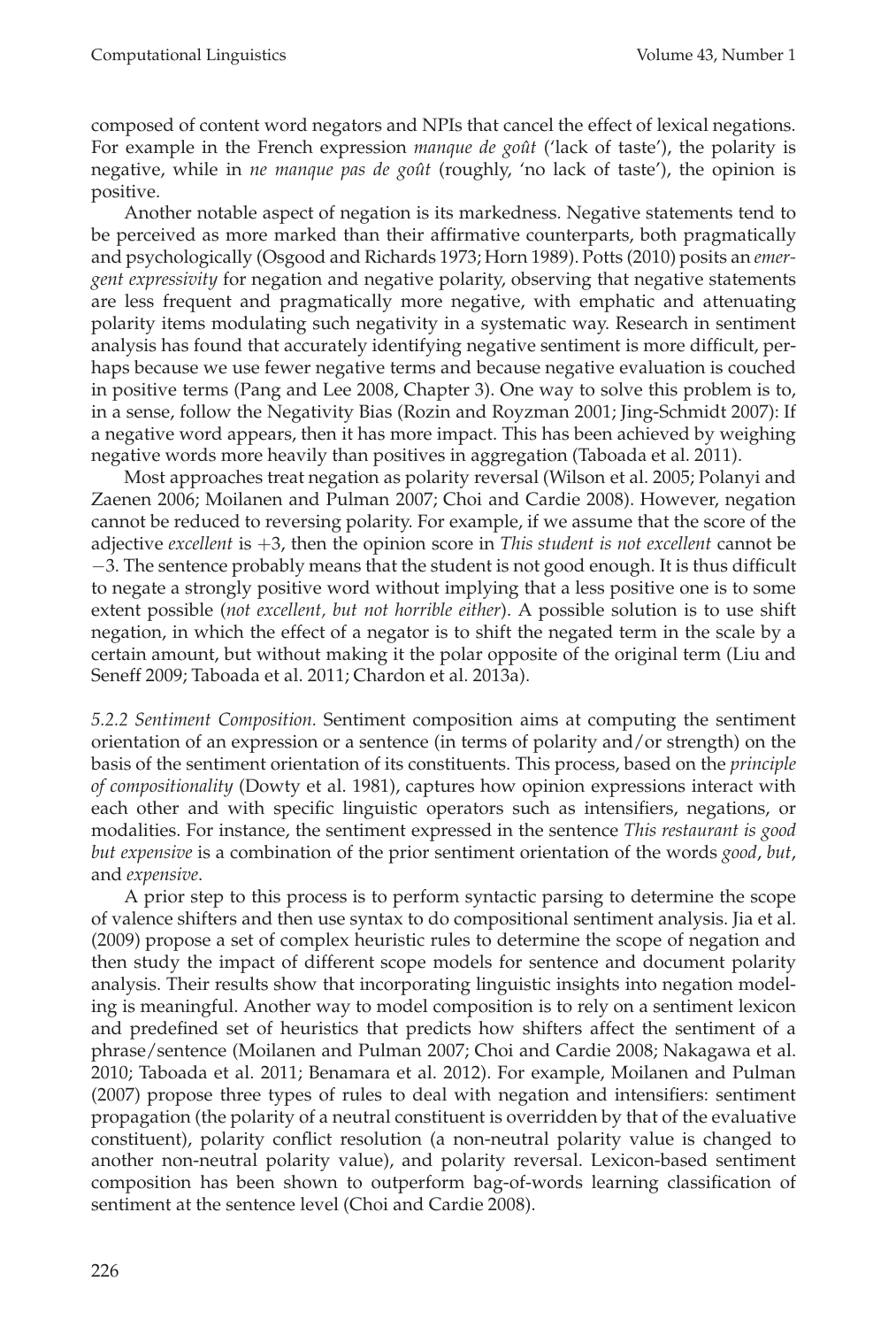composed of content word negators and NPIs that cancel the effect of lexical negations. For example in the French expression *manque de goût* ('lack of taste'), the polarity is negative, while in *ne manque pas de goût* (roughly, 'no lack of taste'), the opinion is positive.

Another notable aspect of negation is its markedness. Negative statements tend to be perceived as more marked than their affirmative counterparts, both pragmatically and psychologically (Osgood and Richards 1973; Horn 1989). Potts (2010) posits an *emergent expressivity* for negation and negative polarity, observing that negative statements are less frequent and pragmatically more negative, with emphatic and attenuating polarity items modulating such negativity in a systematic way. Research in sentiment analysis has found that accurately identifying negative sentiment is more difficult, perhaps because we use fewer negative terms and because negative evaluation is couched in positive terms (Pang and Lee 2008, Chapter 3). One way to solve this problem is to, in a sense, follow the Negativity Bias (Rozin and Royzman 2001; Jing-Schmidt 2007): If a negative word appears, then it has more impact. This has been achieved by weighing negative words more heavily than positives in aggregation (Taboada et al. 2011).

Most approaches treat negation as polarity reversal (Wilson et al. 2005; Polanyi and Zaenen 2006; Moilanen and Pulman 2007; Choi and Cardie 2008). However, negation cannot be reduced to reversing polarity. For example, if we assume that the score of the adjective *excellent* is $+3$, then the opinion score in *This student is not excellent* cannot be $-3$. The sentence probably means that the student is not good enough. It is thus difficult to negate a strongly positive word without implying that a less positive one is to some extent possible (*not excellent, but not horrible either*). A possible solution is to use shift negation, in which the effect of a negator is to shift the negated term in the scale by a certain amount, but without making it the polar opposite of the original term (Liu and Seneff 2009; Taboada et al. 2011; Chardon et al. 2013a).

*5.2.2 Sentiment Composition.* Sentiment composition aims at computing the sentiment orientation of an expression or a sentence (in terms of polarity and/or strength) on the basis of the sentiment orientation of its constituents. This process, based on the *principle of compositionality* (Dowty et al. 1981), captures how opinion expressions interact with each other and with specific linguistic operators such as intensifiers, negations, or modalities. For instance, the sentiment expressed in the sentence *This restaurant is good but expensive* is a combination of the prior sentiment orientation of the words *good*, *but*, and *expensive*.

A prior step to this process is to perform syntactic parsing to determine the scope of valence shifters and then use syntax to do compositional sentiment analysis. Jia et al. (2009) propose a set of complex heuristic rules to determine the scope of negation and then study the impact of different scope models for sentence and document polarity analysis. Their results show that incorporating linguistic insights into negation modeling is meaningful. Another way to model composition is to rely on a sentiment lexicon and predefined set of heuristics that predicts how shifters affect the sentiment of a phrase/sentence (Moilanen and Pulman 2007; Choi and Cardie 2008; Nakagawa et al. 2010; Taboada et al. 2011; Benamara et al. 2012). For example, Moilanen and Pulman (2007) propose three types of rules to deal with negation and intensifiers: sentiment propagation (the polarity of a neutral constituent is overridden by that of the evaluative constituent), polarity conflict resolution (a non-neutral polarity value is changed to another non-neutral polarity value), and polarity reversal. Lexicon-based sentiment composition has been shown to outperform bag-of-words learning classification of sentiment at the sentence level (Choi and Cardie 2008).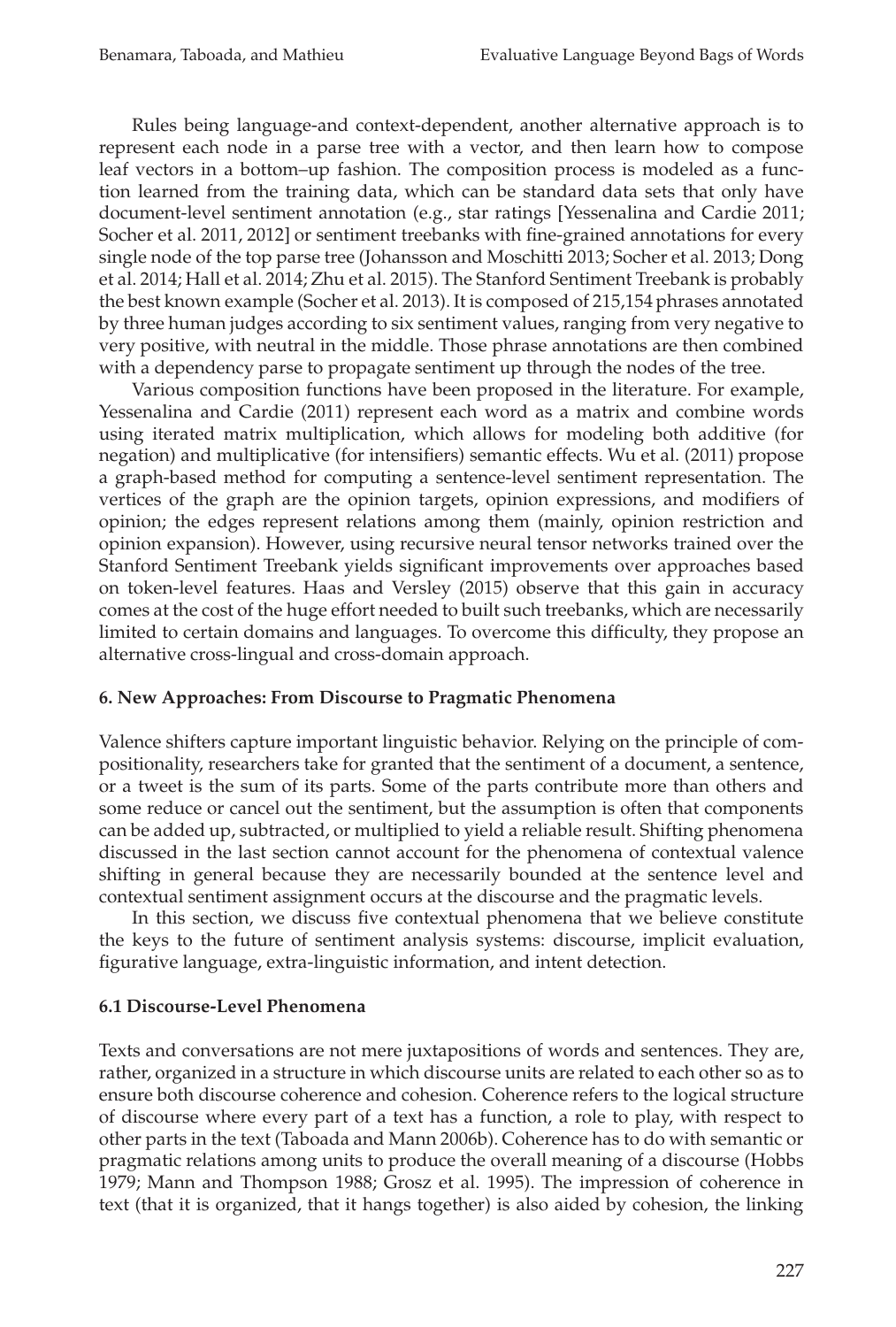Rules being language-and context-dependent, another alternative approach is to represent each node in a parse tree with a vector, and then learn how to compose leaf vectors in a bottom–up fashion. The composition process is modeled as a function learned from the training data, which can be standard data sets that only have document-level sentiment annotation (e.g., star ratings [Yessenalina and Cardie 2011; Socher et al. 2011, 2012] or sentiment treebanks with fine-grained annotations for every single node of the top parse tree (Johansson and Moschitti 2013; Socher et al. 2013; Dong et al. 2014; Hall et al. 2014; Zhu et al. 2015). The Stanford Sentiment Treebank is probably the best known example (Socher et al. 2013). It is composed of 215,154 phrases annotated by three human judges according to six sentiment values, ranging from very negative to very positive, with neutral in the middle. Those phrase annotations are then combined with a dependency parse to propagate sentiment up through the nodes of the tree.

Various composition functions have been proposed in the literature. For example, Yessenalina and Cardie (2011) represent each word as a matrix and combine words using iterated matrix multiplication, which allows for modeling both additive (for negation) and multiplicative (for intensifiers) semantic effects. Wu et al. (2011) propose a graph-based method for computing a sentence-level sentiment representation. The vertices of the graph are the opinion targets, opinion expressions, and modifiers of opinion; the edges represent relations among them (mainly, opinion restriction and opinion expansion). However, using recursive neural tensor networks trained over the Stanford Sentiment Treebank yields significant improvements over approaches based on token-level features. Haas and Versley (2015) observe that this gain in accuracy comes at the cost of the huge effort needed to built such treebanks, which are necessarily limited to certain domains and languages. To overcome this difficulty, they propose an alternative cross-lingual and cross-domain approach.

## 6. New Approaches: From Discourse to Pragmatic Phenomena

Valence shifters capture important linguistic behavior. Relying on the principle of compositionality, researchers take for granted that the sentiment of a document, a sentence, or a tweet is the sum of its parts. Some of the parts contribute more than others and some reduce or cancel out the sentiment, but the assumption is often that components can be added up, subtracted, or multiplied to yield a reliable result. Shifting phenomena discussed in the last section cannot account for the phenomena of contextual valence shifting in general because they are necessarily bounded at the sentence level and contextual sentiment assignment occurs at the discourse and the pragmatic levels.

In this section, we discuss five contextual phenomena that we believe constitute the keys to the future of sentiment analysis systems: discourse, implicit evaluation, figurative language, extra-linguistic information, and intent detection.

### 6.1 Discourse-Level Phenomena

Texts and conversations are not mere juxtapositions of words and sentences. They are, rather, organized in a structure in which discourse units are related to each other so as to ensure both discourse coherence and cohesion. Coherence refers to the logical structure of discourse where every part of a text has a function, a role to play, with respect to other parts in the text (Taboada and Mann 2006b). Coherence has to do with semantic or pragmatic relations among units to produce the overall meaning of a discourse (Hobbs 1979; Mann and Thompson 1988; Grosz et al. 1995). The impression of coherence in text (that it is organized, that it hangs together) is also aided by cohesion, the linking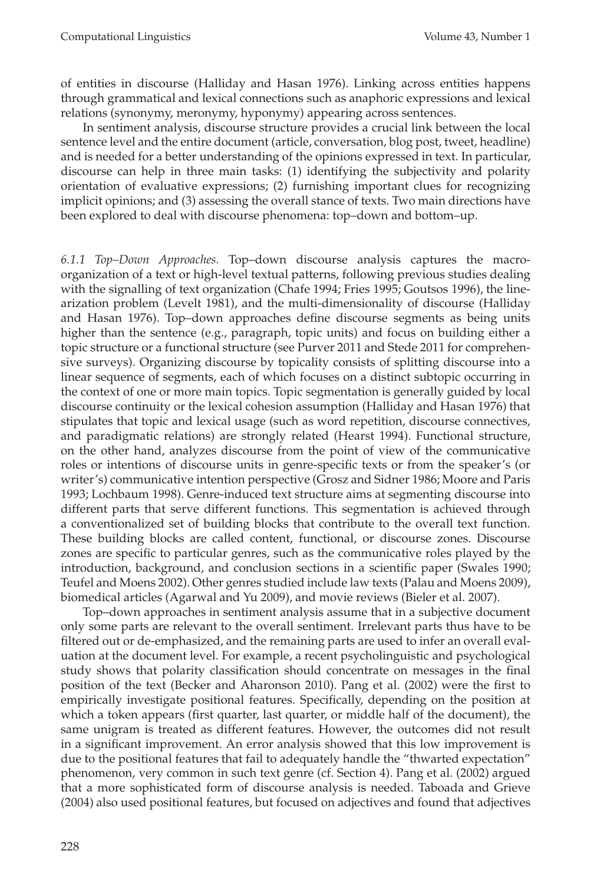of entities in discourse (Halliday and Hasan 1976). Linking across entities happens through grammatical and lexical connections such as anaphoric expressions and lexical relations (synonymy, meronymy, hyponymy) appearing across sentences.

In sentiment analysis, discourse structure provides a crucial link between the local sentence level and the entire document (article, conversation, blog post, tweet, headline) and is needed for a better understanding of the opinions expressed in text. In particular, discourse can help in three main tasks: (1) identifying the subjectivity and polarity orientation of evaluative expressions; (2) furnishing important clues for recognizing implicit opinions; and (3) assessing the overall stance of texts. Two main directions have been explored to deal with discourse phenomena: top–down and bottom–up.

*6.1.1 Top–Down Approaches.* Top–down discourse analysis captures the macro-organization of a text or high-level textual patterns, following previous studies dealing with the signalling of text organization (Chafe 1994; Fries 1995; Goutsos 1996), the linearization problem (Levelt 1981), and the multi-dimensionality of discourse (Halliday and Hasan 1976). Top–down approaches define discourse segments as being units higher than the sentence (e.g., paragraph, topic units) and focus on building either a topic structure or a functional structure (see Purver 2011 and Stede 2011 for comprehensive surveys). Organizing discourse by topicality consists of splitting discourse into a linear sequence of segments, each of which focuses on a distinct subtopic occurring in the context of one or more main topics. Topic segmentation is generally guided by local discourse continuity or the lexical cohesion assumption (Halliday and Hasan 1976) that stipulates that topic and lexical usage (such as word repetition, discourse connectives, and paradigmatic relations) are strongly related (Hearst 1994). Functional structure, on the other hand, analyzes discourse from the point of view of the communicative roles or intentions of discourse units in genre-specific texts or from the speaker's (or writer's) communicative intention perspective (Grosz and Sidner 1986; Moore and Paris 1993; Lochbaum 1998). Genre-induced text structure aims at segmenting discourse into different parts that serve different functions. This segmentation is achieved through a conventionalized set of building blocks that contribute to the overall text function. These building blocks are called content, functional, or discourse zones. Discourse zones are specific to particular genres, such as the communicative roles played by the introduction, background, and conclusion sections in a scientific paper (Swales 1990; Teufel and Moens 2002). Other genres studied include law texts (Palau and Moens 2009), biomedical articles (Agarwal and Yu 2009), and movie reviews (Bieler et al. 2007).

Top–down approaches in sentiment analysis assume that in a subjective document only some parts are relevant to the overall sentiment. Irrelevant parts thus have to be filtered out or de-emphasized, and the remaining parts are used to infer an overall evaluation at the document level. For example, a recent psycholinguistic and psychological study shows that polarity classification should concentrate on messages in the final position of the text (Becker and Aharonson 2010). Pang et al. (2002) were the first to empirically investigate positional features. Specifically, depending on the position at which a token appears (first quarter, last quarter, or middle half of the document), the same unigram is treated as different features. However, the outcomes did not result in a significant improvement. An error analysis showed that this low improvement is due to the positional features that fail to adequately handle the "thwarted expectation" phenomenon, very common in such text genre (cf. Section 4). Pang et al. (2002) argued that a more sophisticated form of discourse analysis is needed. Taboada and Grieve (2004) also used positional features, but focused on adjectives and found that adjectives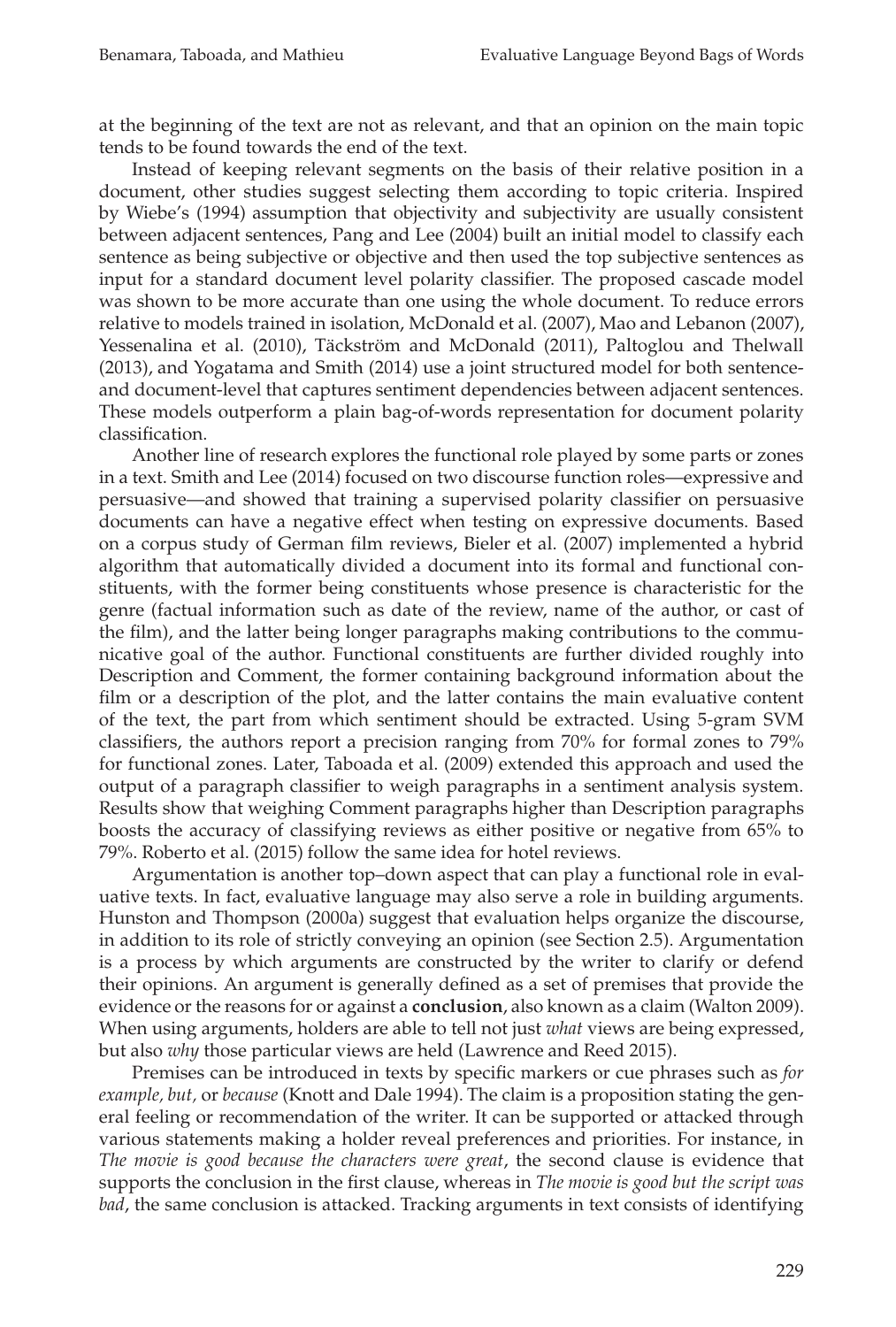at the beginning of the text are not as relevant, and that an opinion on the main topic tends to be found towards the end of the text.

Instead of keeping relevant segments on the basis of their relative position in a document, other studies suggest selecting them according to topic criteria. Inspired by Wiebe's (1994) assumption that objectivity and subjectivity are usually consistent between adjacent sentences, Pang and Lee (2004) built an initial model to classify each sentence as being subjective or objective and then used the top subjective sentences as input for a standard document level polarity classifier. The proposed cascade model was shown to be more accurate than one using the whole document. To reduce errors relative to models trained in isolation, McDonald et al. (2007), Mao and Lebanon (2007), Yessenalina et al. (2010), Täckström and McDonald (2011), Paltoglou and Thelwall (2013), and Yogatama and Smith (2014) use a joint structured model for both sentence- and document-level that captures sentiment dependencies between adjacent sentences. These models outperform a plain bag-of-words representation for document polarity classification.

Another line of research explores the functional role played by some parts or zones in a text. Smith and Lee (2014) focused on two discourse function roles—expressive and persuasive—and showed that training a supervised polarity classifier on persuasive documents can have a negative effect when testing on expressive documents. Based on a corpus study of German film reviews, Bieler et al. (2007) implemented a hybrid algorithm that automatically divided a document into its formal and functional constituents, with the former being constituents whose presence is characteristic for the genre (factual information such as date of the review, name of the author, or cast of the film), and the latter being longer paragraphs making contributions to the communicative goal of the author. Functional constituents are further divided roughly into Description and Comment, the former containing background information about the film or a description of the plot, and the latter contains the main evaluative content of the text, the part from which sentiment should be extracted. Using 5-gram SVM classifiers, the authors report a precision ranging from 70% for formal zones to 79% for functional zones. Later, Taboada et al. (2009) extended this approach and used the output of a paragraph classifier to weigh paragraphs in a sentiment analysis system. Results show that weighing Comment paragraphs higher than Description paragraphs boosts the accuracy of classifying reviews as either positive or negative from 65% to 79%. Roberto et al. (2015) follow the same idea for hotel reviews.

Argumentation is another top–down aspect that can play a functional role in evaluative texts. In fact, evaluative language may also serve a role in building arguments. Hunston and Thompson (2000a) suggest that evaluation helps organize the discourse, in addition to its role of strictly conveying an opinion (see Section 2.5). Argumentation is a process by which arguments are constructed by the writer to clarify or defend their opinions. An argument is generally defined as a set of premises that provide the evidence or the reasons for or against a **conclusion**, also known as a claim (Walton 2009). When using arguments, holders are able to tell not just *what* views are being expressed, but also *why* those particular views are held (Lawrence and Reed 2015).

Premises can be introduced in texts by specific markers or cue phrases such as *for example, but,* or *because* (Knott and Dale 1994). The claim is a proposition stating the general feeling or recommendation of the writer. It can be supported or attacked through various statements making a holder reveal preferences and priorities. For instance, in *The movie is good because the characters were great*, the second clause is evidence that supports the conclusion in the first clause, whereas in *The movie is good but the script was bad*, the same conclusion is attacked. Tracking arguments in text consists of identifying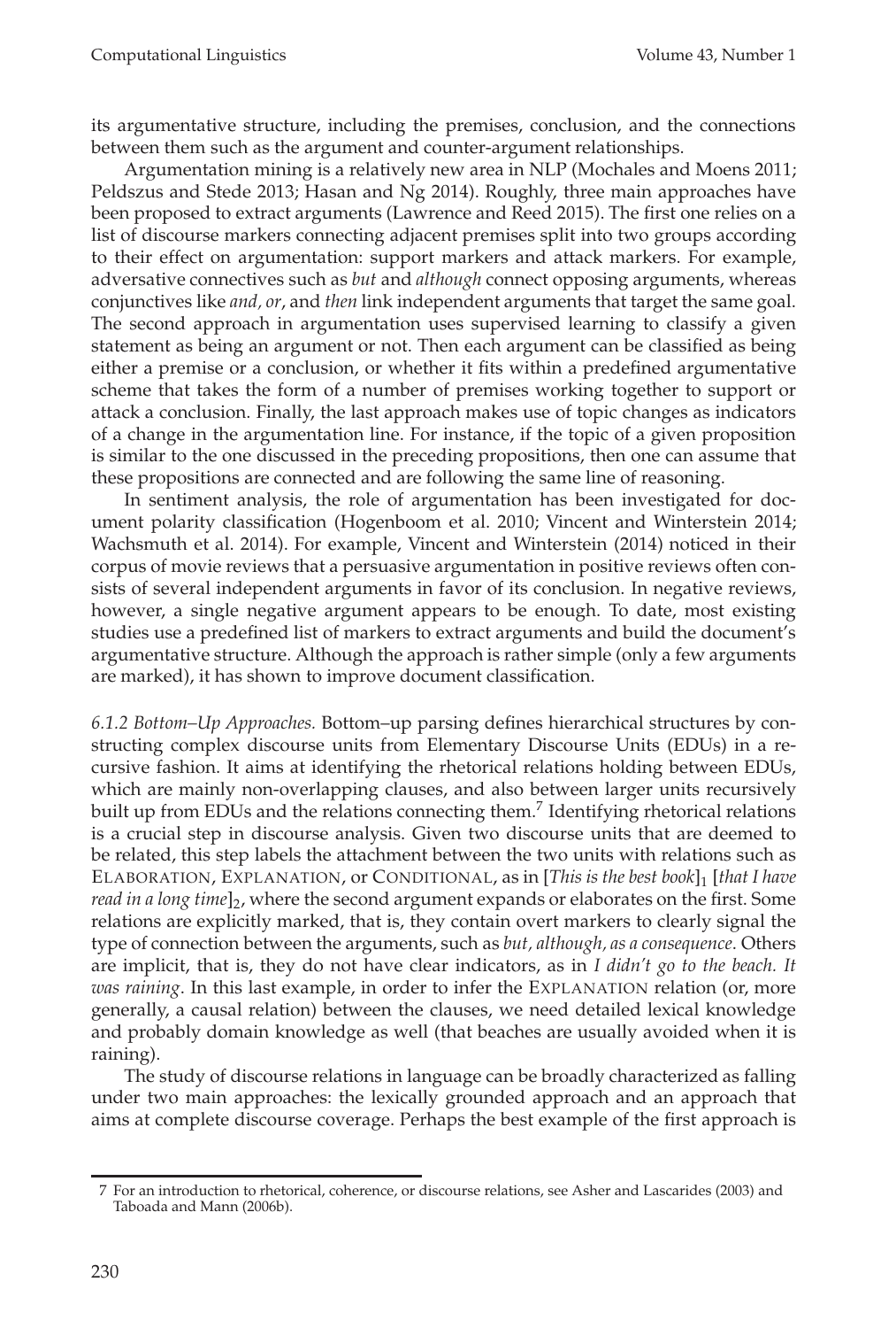its argumentative structure, including the premises, conclusion, and the connections between them such as the argument and counter-argument relationships.

Argumentation mining is a relatively new area in NLP (Mochales and Moens 2011; Peldszus and Stede 2013; Hasan and Ng 2014). Roughly, three main approaches have been proposed to extract arguments (Lawrence and Reed 2015). The first one relies on a list of discourse markers connecting adjacent premises split into two groups according to their effect on argumentation: support markers and attack markers. For example, adversative connectives such as *but* and *although* connect opposing arguments, whereas conjunctives like *and, or*, and *then* link independent arguments that target the same goal. The second approach in argumentation uses supervised learning to classify a given statement as being an argument or not. Then each argument can be classified as being either a premise or a conclusion, or whether it fits within a predefined argumentative scheme that takes the form of a number of premises working together to support or attack a conclusion. Finally, the last approach makes use of topic changes as indicators of a change in the argumentation line. For instance, if the topic of a given proposition is similar to the one discussed in the preceding propositions, then one can assume that these propositions are connected and are following the same line of reasoning.

In sentiment analysis, the role of argumentation has been investigated for document polarity classification (Hogenboom et al. 2010; Vincent and Winterstein 2014; Wachsmuth et al. 2014). For example, Vincent and Winterstein (2014) noticed in their corpus of movie reviews that a persuasive argumentation in positive reviews often consists of several independent arguments in favor of its conclusion. In negative reviews, however, a single negative argument appears to be enough. To date, most existing studies use a predefined list of markers to extract arguments and build the document's argumentative structure. Although the approach is rather simple (only a few arguments are marked), it has shown to improve document classification.

*6.1.2 Bottom–Up Approaches.* Bottom–up parsing defines hierarchical structures by constructing complex discourse units from Elementary Discourse Units (EDUs) in a recursive fashion. It aims at identifying the rhetorical relations holding between EDUs, which are mainly non-overlapping clauses, and also between larger units recursively built up from EDUs and the relations connecting them.[7] Identifying rhetorical relations is a crucial step in discourse analysis. Given two discourse units that are deemed to be related, this step labels the attachment between the two units with relations such as ELABORATION, EXPLANATION, or CONDITIONAL, as in [*This is the best book*]$_1$ [*that I have read in a long time*]$_2$, where the second argument expands or elaborates on the first. Some relations are explicitly marked, that is, they contain overt markers to clearly signal the type of connection between the arguments, such as *but, although, as a consequence*. Others are implicit, that is, they do not have clear indicators, as in *I didn't go to the beach. It was raining*. In this last example, in order to infer the EXPLANATION relation (or, more generally, a causal relation) between the clauses, we need detailed lexical knowledge and probably domain knowledge as well (that beaches are usually avoided when it is raining).

The study of discourse relations in language can be broadly characterized as falling under two main approaches: the lexically grounded approach and an approach that aims at complete discourse coverage. Perhaps the best example of the first approach is

7 For an introduction to rhetorical, coherence, or discourse relations, see Asher and Lascarides (2003) and Taboada and Mann (2006b).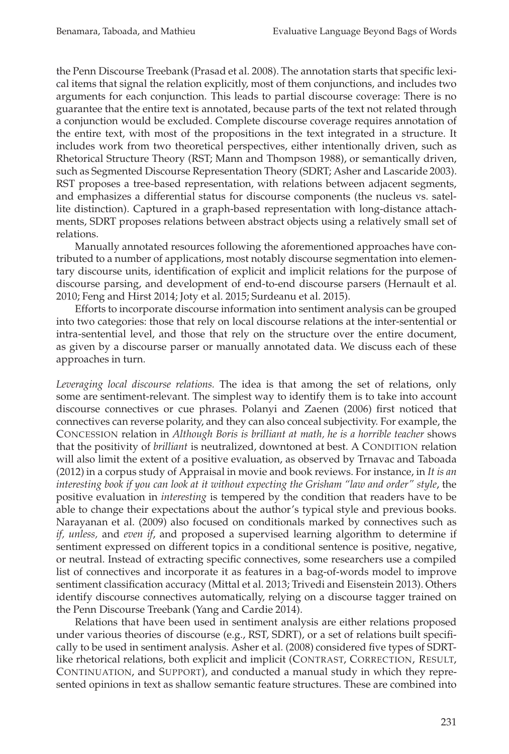the Penn Discourse Treebank (Prasad et al. 2008). The annotation starts that specific lexical items that signal the relation explicitly, most of them conjunctions, and includes two arguments for each conjunction. This leads to partial discourse coverage: There is no guarantee that the entire text is annotated, because parts of the text not related through a conjunction would be excluded. Complete discourse coverage requires annotation of the entire text, with most of the propositions in the text integrated in a structure. It includes work from two theoretical perspectives, either intentionally driven, such as Rhetorical Structure Theory (RST; Mann and Thompson 1988), or semantically driven, such as Segmented Discourse Representation Theory (SDRT; Asher and Lascaride 2003). RST proposes a tree-based representation, with relations between adjacent segments, and emphasizes a differential status for discourse components (the nucleus vs. satellite distinction). Captured in a graph-based representation with long-distance attachments, SDRT proposes relations between abstract objects using a relatively small set of relations.

Manually annotated resources following the aforementioned approaches have contributed to a number of applications, most notably discourse segmentation into elementary discourse units, identification of explicit and implicit relations for the purpose of discourse parsing, and development of end-to-end discourse parsers (Hernault et al. 2010; Feng and Hirst 2014; Joty et al. 2015; Surdeanu et al. 2015).

Efforts to incorporate discourse information into sentiment analysis can be grouped into two categories: those that rely on local discourse relations at the inter-sentential or intra-sentential level, and those that rely on the structure over the entire document, as given by a discourse parser or manually annotated data. We discuss each of these approaches in turn.

*Leveraging local discourse relations.* The idea is that among the set of relations, only some are sentiment-relevant. The simplest way to identify them is to take into account discourse connectives or cue phrases. Polanyi and Zaenen (2006) first noticed that connectives can reverse polarity, and they can also conceal subjectivity. For example, the CONCESSION relation in *Although Boris is brilliant at math, he is a horrible teacher* shows that the positivity of *brilliant* is neutralized, downtoned at best. A CONDITION relation will also limit the extent of a positive evaluation, as observed by Trnavac and Taboada (2012) in a corpus study of Appraisal in movie and book reviews. For instance, in *It is an interesting book if you can look at it without expecting the Grisham "law and order" style*, the positive evaluation in *interesting* is tempered by the condition that readers have to be able to change their expectations about the author's typical style and previous books. Narayanan et al. (2009) also focused on conditionals marked by connectives such as *if, unless,* and *even if*, and proposed a supervised learning algorithm to determine if sentiment expressed on different topics in a conditional sentence is positive, negative, or neutral. Instead of extracting specific connectives, some researchers use a compiled list of connectives and incorporate it as features in a bag-of-words model to improve sentiment classification accuracy (Mittal et al. 2013; Trivedi and Eisenstein 2013). Others identify discourse connectives automatically, relying on a discourse tagger trained on the Penn Discourse Treebank (Yang and Cardie 2014).

Relations that have been used in sentiment analysis are either relations proposed under various theories of discourse (e.g., RST, SDRT), or a set of relations built specifically to be used in sentiment analysis. Asher et al. (2008) considered five types of SDRT-like rhetorical relations, both explicit and implicit (CONTRAST, CORRECTION, RESULT, CONTINUATION, and SUPPORT), and conducted a manual study in which they represented opinions in text as shallow semantic feature structures. These are combined into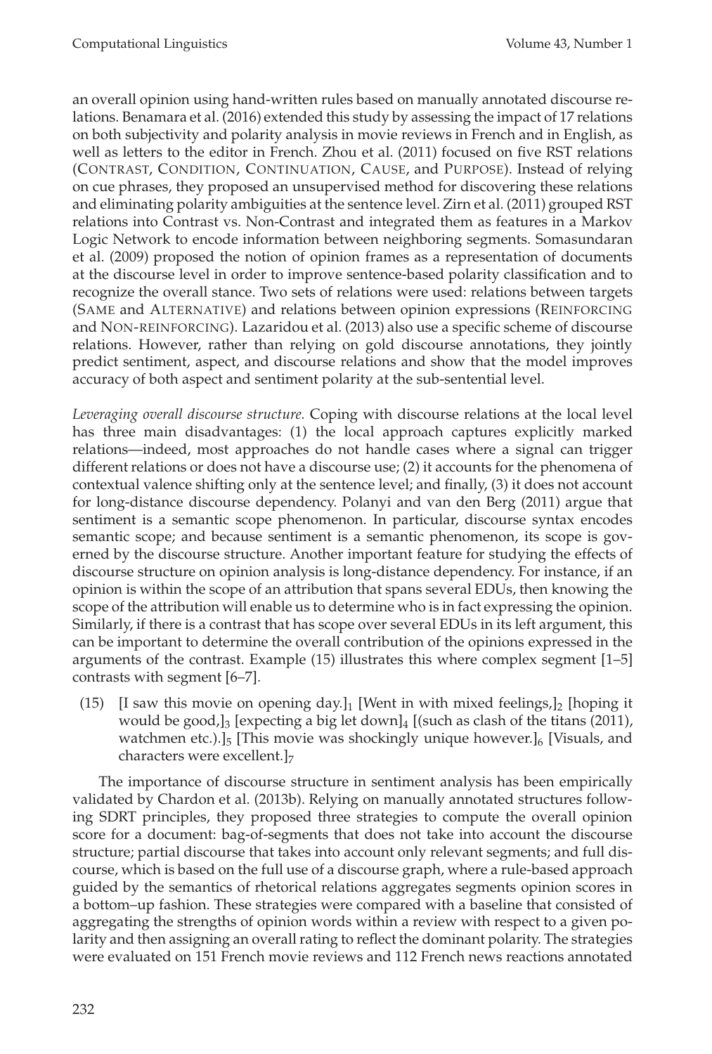an overall opinion using hand-written rules based on manually annotated discourse relations. Benamara et al. (2016) extended this study by assessing the impact of 17 relations on both subjectivity and polarity analysis in movie reviews in French and in English, as well as letters to the editor in French. Zhou et al. (2011) focused on five RST relations (CONTRAST, CONDITION, CONTINUATION, CAUSE, and PURPOSE). Instead of relying on cue phrases, they proposed an unsupervised method for discovering these relations and eliminating polarity ambiguities at the sentence level. Zirn et al. (2011) grouped RST relations into Contrast vs. Non-Contrast and integrated them as features in a Markov Logic Network to encode information between neighboring segments. Somasundaran et al. (2009) proposed the notion of opinion frames as a representation of documents at the discourse level in order to improve sentence-based polarity classification and to recognize the overall stance. Two sets of relations were used: relations between targets (SAME and ALTERNATIVE) and relations between opinion expressions (REINFORCING and NON-REINFORCING). Lazaridou et al. (2013) also use a specific scheme of discourse relations. However, rather than relying on gold discourse annotations, they jointly predict sentiment, aspect, and discourse relations and show that the model improves accuracy of both aspect and sentiment polarity at the sub-sentential level.

*Leveraging overall discourse structure.* Coping with discourse relations at the local level has three main disadvantages: (1) the local approach captures explicitly marked relations—indeed, most approaches do not handle cases where a signal can trigger different relations or does not have a discourse use; (2) it accounts for the phenomena of contextual valence shifting only at the sentence level; and finally, (3) it does not account for long-distance discourse dependency. Polanyi and van den Berg (2011) argue that sentiment is a semantic scope phenomenon. In particular, discourse syntax encodes semantic scope; and because sentiment is a semantic phenomenon, its scope is governed by the discourse structure. Another important feature for studying the effects of discourse structure on opinion analysis is long-distance dependency. For instance, if an opinion is within the scope of an attribution that spans several EDUs, then knowing the scope of the attribution will enable us to determine who is in fact expressing the opinion. Similarly, if there is a contrast that has scope over several EDUs in its left argument, this can be important to determine the overall contribution of the opinions expressed in the arguments of the contrast. Example (15) illustrates this where complex segment [1–5] contrasts with segment [6–7].

(15) [I saw this movie on opening day.]$_1$ [Went in with mixed feelings,]$_2$ [hoping it would be good,]$_3$ [expecting a big let down]$_4$ [(such as clash of the titans (2011), watchmen etc.).]$_5$ [This movie was shockingly unique however.]$_6$ [Visuals, and characters were excellent.]$_7$

The importance of discourse structure in sentiment analysis has been empirically validated by Chardon et al. (2013b). Relying on manually annotated structures following SDRT principles, they proposed three strategies to compute the overall opinion score for a document: bag-of-segments that does not take into account the discourse structure; partial discourse that takes into account only relevant segments; and full discourse, which is based on the full use of a discourse graph, where a rule-based approach guided by the semantics of rhetorical relations aggregates segments opinion scores in a bottom–up fashion. These strategies were compared with a baseline that consisted of aggregating the strengths of opinion words within a review with respect to a given polarity and then assigning an overall rating to reflect the dominant polarity. The strategies were evaluated on 151 French movie reviews and 112 French news reactions annotated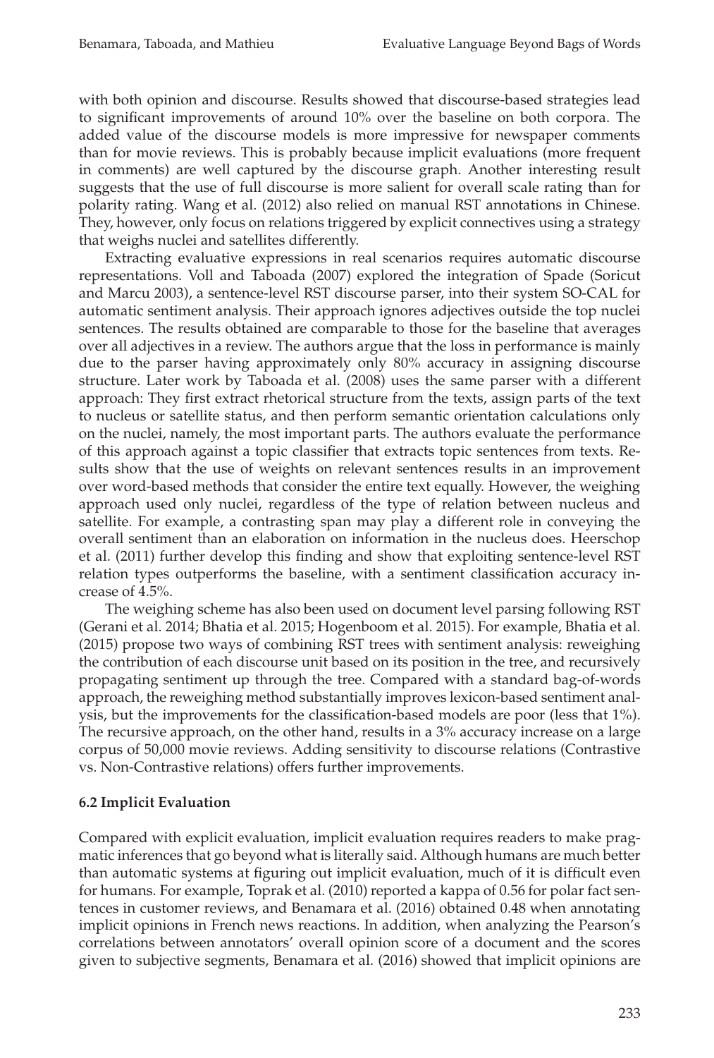with both opinion and discourse. Results showed that discourse-based strategies lead to significant improvements of around 10% over the baseline on both corpora. The added value of the discourse models is more impressive for newspaper comments than for movie reviews. This is probably because implicit evaluations (more frequent in comments) are well captured by the discourse graph. Another interesting result suggests that the use of full discourse is more salient for overall scale rating than for polarity rating. Wang et al. (2012) also relied on manual RST annotations in Chinese. They, however, only focus on relations triggered by explicit connectives using a strategy that weighs nuclei and satellites differently.

Extracting evaluative expressions in real scenarios requires automatic discourse representations. Voll and Taboada (2007) explored the integration of Spade (Soricut and Marcu 2003), a sentence-level RST discourse parser, into their system SO-CAL for automatic sentiment analysis. Their approach ignores adjectives outside the top nuclei sentences. The results obtained are comparable to those for the baseline that averages over all adjectives in a review. The authors argue that the loss in performance is mainly due to the parser having approximately only 80% accuracy in assigning discourse structure. Later work by Taboada et al. (2008) uses the same parser with a different approach: They first extract rhetorical structure from the texts, assign parts of the text to nucleus or satellite status, and then perform semantic orientation calculations only on the nuclei, namely, the most important parts. The authors evaluate the performance of this approach against a topic classifier that extracts topic sentences from texts. Results show that the use of weights on relevant sentences results in an improvement over word-based methods that consider the entire text equally. However, the weighing approach used only nuclei, regardless of the type of relation between nucleus and satellite. For example, a contrasting span may play a different role in conveying the overall sentiment than an elaboration on information in the nucleus does. Heerschop et al. (2011) further develop this finding and show that exploiting sentence-level RST relation types outperforms the baseline, with a sentiment classification accuracy increase of 4.5%.

The weighing scheme has also been used on document level parsing following RST (Gerani et al. 2014; Bhatia et al. 2015; Hogenboom et al. 2015). For example, Bhatia et al. (2015) propose two ways of combining RST trees with sentiment analysis: reweighing the contribution of each discourse unit based on its position in the tree, and recursively propagating sentiment up through the tree. Compared with a standard bag-of-words approach, the reweighing method substantially improves lexicon-based sentiment analysis, but the improvements for the classification-based models are poor (less that 1%). The recursive approach, on the other hand, results in a 3% accuracy increase on a large corpus of 50,000 movie reviews. Adding sensitivity to discourse relations (Contrastive vs. Non-Contrastive relations) offers further improvements.

### 6.2 Implicit Evaluation

Compared with explicit evaluation, implicit evaluation requires readers to make pragmatic inferences that go beyond what is literally said. Although humans are much better than automatic systems at figuring out implicit evaluation, much of it is difficult even for humans. For example, Toprak et al. (2010) reported a kappa of 0.56 for polar fact sentences in customer reviews, and Benamara et al. (2016) obtained 0.48 when annotating implicit opinions in French news reactions. In addition, when analyzing the Pearson's correlations between annotators' overall opinion score of a document and the scores given to subjective segments, Benamara et al. (2016) showed that implicit opinions are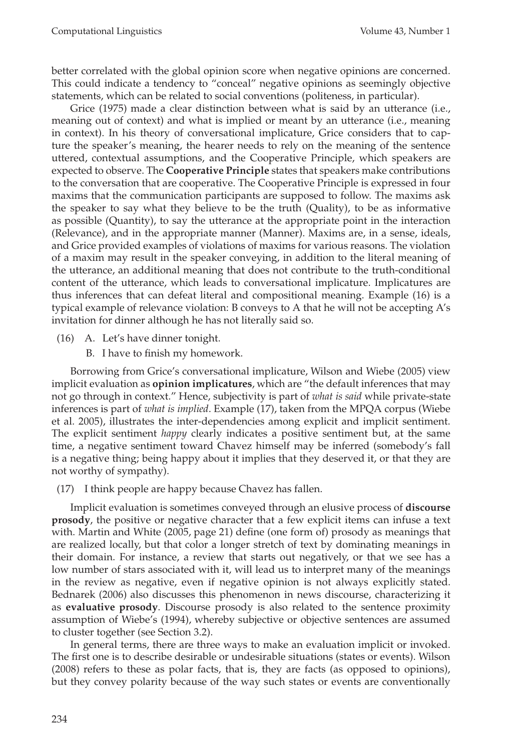better correlated with the global opinion score when negative opinions are concerned. This could indicate a tendency to "conceal" negative opinions as seemingly objective statements, which can be related to social conventions (politeness, in particular).

Grice (1975) made a clear distinction between what is said by an utterance (i.e., meaning out of context) and what is implied or meant by an utterance (i.e., meaning in context). In his theory of conversational implicature, Grice considers that to capture the speaker's meaning, the hearer needs to rely on the meaning of the sentence uttered, contextual assumptions, and the Cooperative Principle, which speakers are expected to observe. The **Cooperative Principle** states that speakers make contributions to the conversation that are cooperative. The Cooperative Principle is expressed in four maxims that the communication participants are supposed to follow. The maxims ask the speaker to say what they believe to be the truth (Quality), to be as informative as possible (Quantity), to say the utterance at the appropriate point in the interaction (Relevance), and in the appropriate manner (Manner). Maxims are, in a sense, ideals, and Grice provided examples of violations of maxims for various reasons. The violation of a maxim may result in the speaker conveying, in addition to the literal meaning of the utterance, an additional meaning that does not contribute to the truth-conditional content of the utterance, which leads to conversational implicature. Implicatures are thus inferences that can defeat literal and compositional meaning. Example (16) is a typical example of relevance violation: B conveys to A that he will not be accepting A's invitation for dinner although he has not literally said so.

(16) A. Let's have dinner tonight.
B. I have to finish my homework.

Borrowing from Grice's conversational implicature, Wilson and Wiebe (2005) view implicit evaluation as **opinion implicatures**, which are "the default inferences that may not go through in context." Hence, subjectivity is part of *what is said* while private-state inferences is part of *what is implied*. Example (17), taken from the MPQA corpus (Wiebe et al. 2005), illustrates the inter-dependencies among explicit and implicit sentiment. The explicit sentiment *happy* clearly indicates a positive sentiment but, at the same time, a negative sentiment toward Chavez himself may be inferred (somebody's fall is a negative thing; being happy about it implies that they deserved it, or that they are not worthy of sympathy).

(17) I think people are happy because Chavez has fallen.

Implicit evaluation is sometimes conveyed through an elusive process of **discourse prosody**, the positive or negative character that a few explicit items can infuse a text with. Martin and White (2005, page 21) define (one form of) prosody as meanings that are realized locally, but that color a longer stretch of text by dominating meanings in their domain. For instance, a review that starts out negatively, or that we see has a low number of stars associated with it, will lead us to interpret many of the meanings in the review as negative, even if negative opinion is not always explicitly stated. Bednarek (2006) also discusses this phenomenon in news discourse, characterizing it as **evaluative prosody**. Discourse prosody is also related to the sentence proximity assumption of Wiebe's (1994), whereby subjective or objective sentences are assumed to cluster together (see Section 3.2).

In general terms, there are three ways to make an evaluation implicit or invoked. The first one is to describe desirable or undesirable situations (states or events). Wilson (2008) refers to these as polar facts, that is, they are facts (as opposed to opinions), but they convey polarity because of the way such states or events are conventionally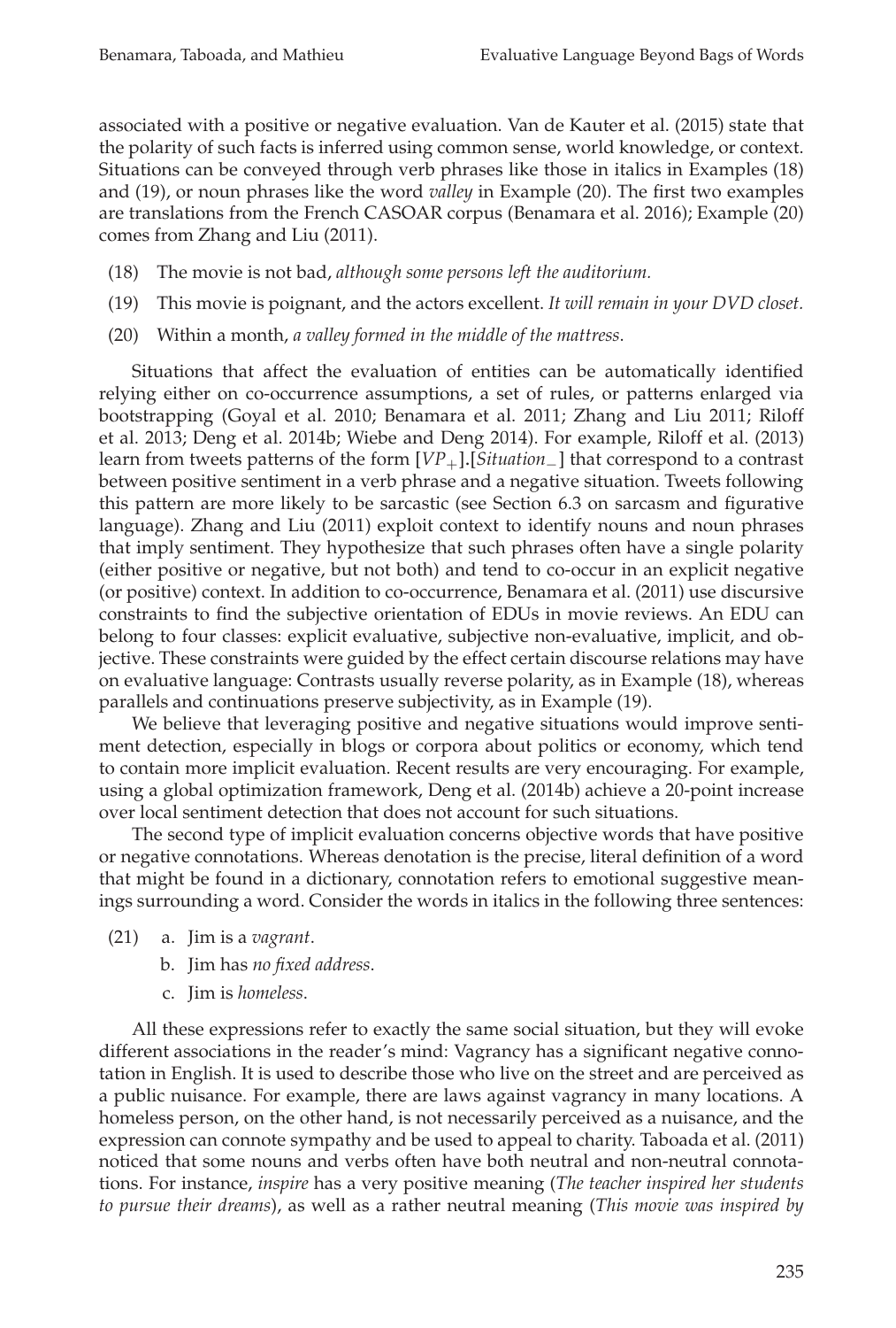associated with a positive or negative evaluation. Van de Kauter et al. (2015) state that the polarity of such facts is inferred using common sense, world knowledge, or context. Situations can be conveyed through verb phrases like those in italics in Examples (18) and (19), or noun phrases like the word *valley* in Example (20). The first two examples are translations from the French CASOAR corpus (Benamara et al. 2016); Example (20) comes from Zhang and Liu (2011).

(18) The movie is not bad, *although some persons left the auditorium.*

(19) This movie is poignant, and the actors excellent. *It will remain in your DVD closet.*

(20) Within a month, *a valley formed in the middle of the mattress*.

Situations that affect the evaluation of entities can be automatically identified relying either on co-occurrence assumptions, a set of rules, or patterns enlarged via bootstrapping (Goyal et al. 2010; Benamara et al. 2011; Zhang and Liu 2011; Riloff et al. 2013; Deng et al. 2014b; Wiebe and Deng 2014). For example, Riloff et al. (2013) learn from tweets patterns of the form $[VP_+].[Situation_-]$ that correspond to a contrast between positive sentiment in a verb phrase and a negative situation. Tweets following this pattern are more likely to be sarcastic (see Section 6.3 on sarcasm and figurative language). Zhang and Liu (2011) exploit context to identify nouns and noun phrases that imply sentiment. They hypothesize that such phrases often have a single polarity (either positive or negative, but not both) and tend to co-occur in an explicit negative (or positive) context. In addition to co-occurrence, Benamara et al. (2011) use discursive constraints to find the subjective orientation of EDUs in movie reviews. An EDU can belong to four classes: explicit evaluative, subjective non-evaluative, implicit, and objective. These constraints were guided by the effect certain discourse relations may have on evaluative language: Contrasts usually reverse polarity, as in Example (18), whereas parallels and continuations preserve subjectivity, as in Example (19).

We believe that leveraging positive and negative situations would improve sentiment detection, especially in blogs or corpora about politics or economy, which tend to contain more implicit evaluation. Recent results are very encouraging. For example, using a global optimization framework, Deng et al. (2014b) achieve a 20-point increase over local sentiment detection that does not account for such situations.

The second type of implicit evaluation concerns objective words that have positive or negative connotations. Whereas denotation is the precise, literal definition of a word that might be found in a dictionary, connotation refers to emotional suggestive meanings surrounding a word. Consider the words in italics in the following three sentences:

(21) a. Jim is a *vagrant*.
   b. Jim has *no fixed address*.
   c. Jim is *homeless*.

All these expressions refer to exactly the same social situation, but they will evoke different associations in the reader's mind: Vagrancy has a significant negative connotation in English. It is used to describe those who live on the street and are perceived as a public nuisance. For example, there are laws against vagrancy in many locations. A homeless person, on the other hand, is not necessarily perceived as a nuisance, and the expression can connote sympathy and be used to appeal to charity. Taboada et al. (2011) noticed that some nouns and verbs often have both neutral and non-neutral connotations. For instance, *inspire* has a very positive meaning (*The teacher inspired her students to pursue their dreams*), as well as a rather neutral meaning (*This movie was inspired by*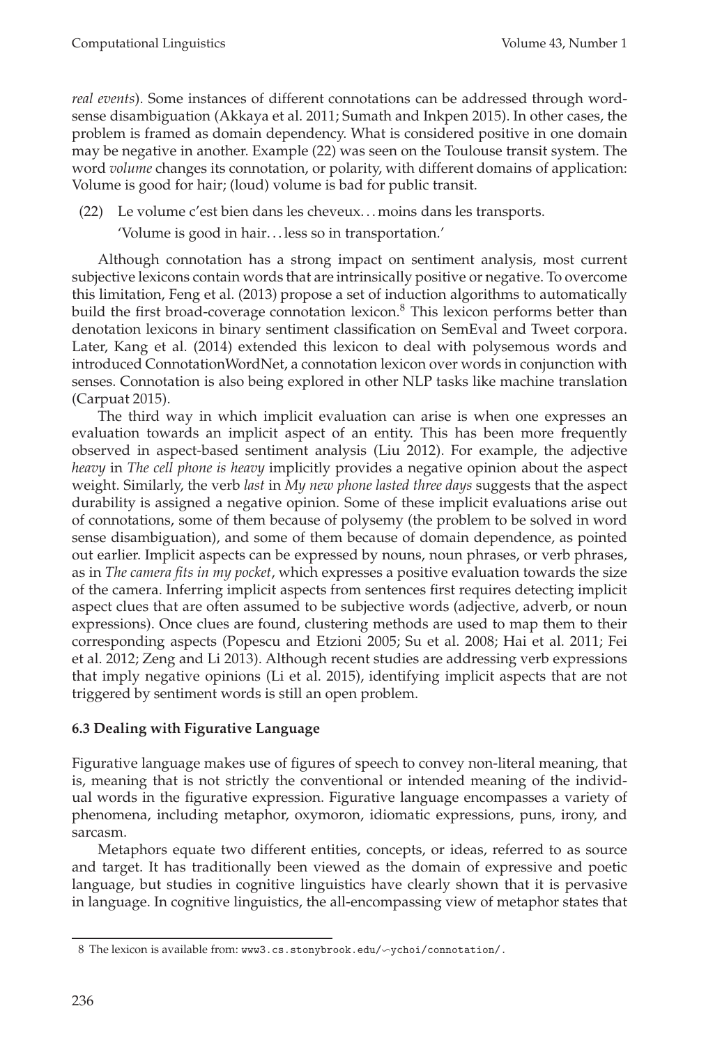*real events*). Some instances of different connotations can be addressed through word-sense disambiguation (Akkaya et al. 2011; Sumath and Inkpen 2015). In other cases, the problem is framed as domain dependency. What is considered positive in one domain may be negative in another. Example (22) was seen on the Toulouse transit system. The word *volume* changes its connotation, or polarity, with different domains of application: Volume is good for hair; (loud) volume is bad for public transit.

(22) Le volume c'est bien dans les cheveux. . . moins dans les transports.
'Volume is good in hair. . . less so in transportation.'

Although connotation has a strong impact on sentiment analysis, most current subjective lexicons contain words that are intrinsically positive or negative. To overcome this limitation, Feng et al. (2013) propose a set of induction algorithms to automatically build the first broad-coverage connotation lexicon.[8] This lexicon performs better than denotation lexicons in binary sentiment classification on SemEval and Tweet corpora. Later, Kang et al. (2014) extended this lexicon to deal with polysemous words and introduced ConnotationWordNet, a connotation lexicon over words in conjunction with senses. Connotation is also being explored in other NLP tasks like machine translation (Carpuat 2015).

The third way in which implicit evaluation can arise is when one expresses an evaluation towards an implicit aspect of an entity. This has been more frequently observed in aspect-based sentiment analysis (Liu 2012). For example, the adjective *heavy* in *The cell phone is heavy* implicitly provides a negative opinion about the aspect weight. Similarly, the verb *last* in *My new phone lasted three days* suggests that the aspect durability is assigned a negative opinion. Some of these implicit evaluations arise out of connotations, some of them because of polysemy (the problem to be solved in word sense disambiguation), and some of them because of domain dependence, as pointed out earlier. Implicit aspects can be expressed by nouns, noun phrases, or verb phrases, as in *The camera fits in my pocket*, which expresses a positive evaluation towards the size of the camera. Inferring implicit aspects from sentences first requires detecting implicit aspect clues that are often assumed to be subjective words (adjective, adverb, or noun expressions). Once clues are found, clustering methods are used to map them to their corresponding aspects (Popescu and Etzioni 2005; Su et al. 2008; Hai et al. 2011; Fei et al. 2012; Zeng and Li 2013). Although recent studies are addressing verb expressions that imply negative opinions (Li et al. 2015), identifying implicit aspects that are not triggered by sentiment words is still an open problem.

### 6.3 Dealing with Figurative Language

Figurative language makes use of figures of speech to convey non-literal meaning, that is, meaning that is not strictly the conventional or intended meaning of the individual words in the figurative expression. Figurative language encompasses a variety of phenomena, including metaphor, oxymoron, idiomatic expressions, puns, irony, and sarcasm.

Metaphors equate two different entities, concepts, or ideas, referred to as source and target. It has traditionally been viewed as the domain of expressive and poetic language, but studies in cognitive linguistics have clearly shown that it is pervasive in language. In cognitive linguistics, the all-encompassing view of metaphor states that

8 The lexicon is available from: www3.cs.stonybrook.edu/~ychoi/connotation/.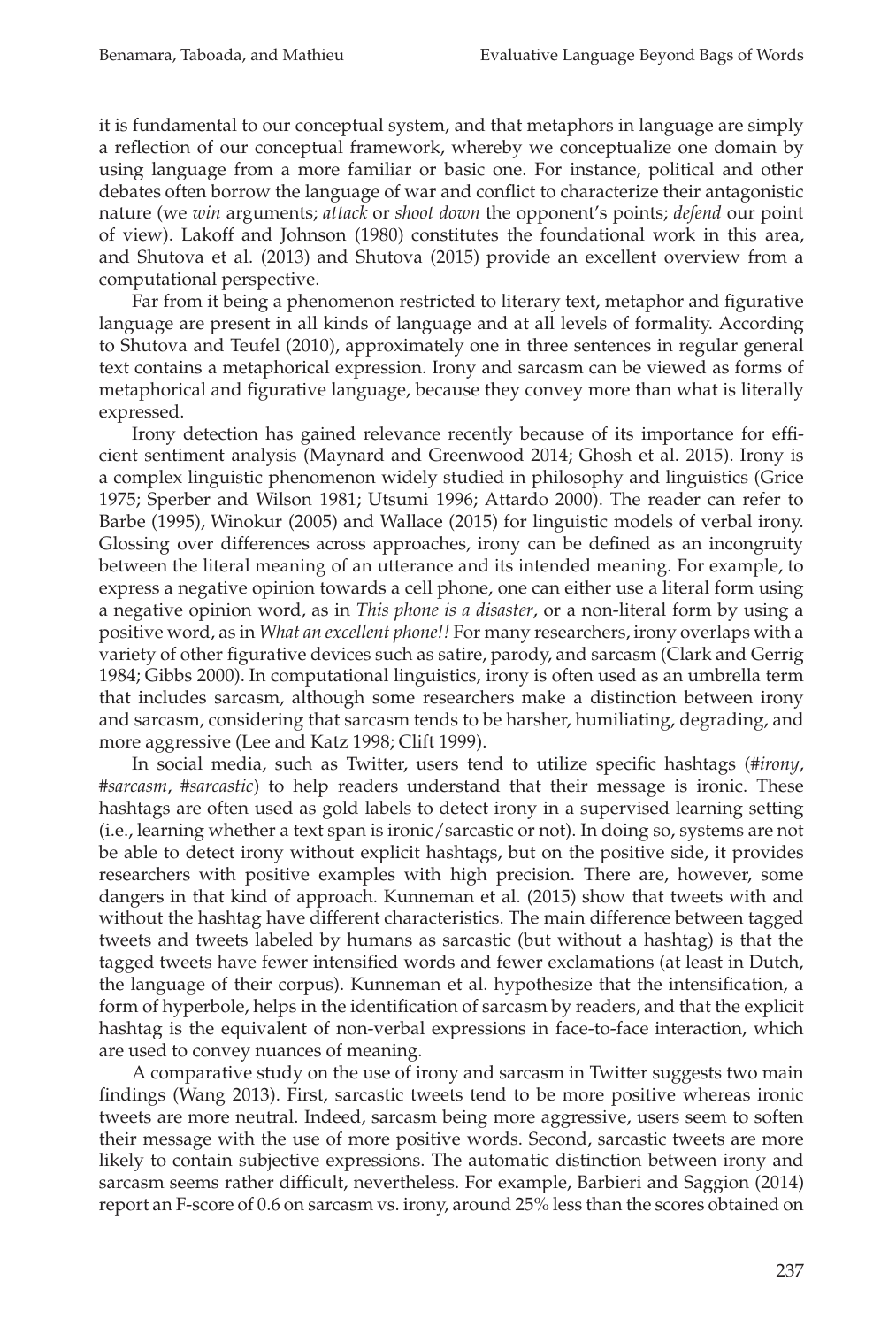it is fundamental to our conceptual system, and that metaphors in language are simply a reflection of our conceptual framework, whereby we conceptualize one domain by using language from a more familiar or basic one. For instance, political and other debates often borrow the language of war and conflict to characterize their antagonistic nature (we *win* arguments; *attack* or *shoot down* the opponent's points; *defend* our point of view). Lakoff and Johnson (1980) constitutes the foundational work in this area, and Shutova et al. (2013) and Shutova (2015) provide an excellent overview from a computational perspective.

Far from it being a phenomenon restricted to literary text, metaphor and figurative language are present in all kinds of language and at all levels of formality. According to Shutova and Teufel (2010), approximately one in three sentences in regular general text contains a metaphorical expression. Irony and sarcasm can be viewed as forms of metaphorical and figurative language, because they convey more than what is literally expressed.

Irony detection has gained relevance recently because of its importance for efficient sentiment analysis (Maynard and Greenwood 2014; Ghosh et al. 2015). Irony is a complex linguistic phenomenon widely studied in philosophy and linguistics (Grice 1975; Sperber and Wilson 1981; Utsumi 1996; Attardo 2000). The reader can refer to Barbe (1995), Winokur (2005) and Wallace (2015) for linguistic models of verbal irony. Glossing over differences across approaches, irony can be defined as an incongruity between the literal meaning of an utterance and its intended meaning. For example, to express a negative opinion towards a cell phone, one can either use a literal form using a negative opinion word, as in *This phone is a disaster*, or a non-literal form by using a positive word, as in *What an excellent phone!!* For many researchers, irony overlaps with a variety of other figurative devices such as satire, parody, and sarcasm (Clark and Gerrig 1984; Gibbs 2000). In computational linguistics, irony is often used as an umbrella term that includes sarcasm, although some researchers make a distinction between irony and sarcasm, considering that sarcasm tends to be harsher, humiliating, degrading, and more aggressive (Lee and Katz 1998; Clift 1999).

In social media, such as Twitter, users tend to utilize specific hashtags (*#irony*, *#sarcasm*, *#sarcastic*) to help readers understand that their message is ironic. These hashtags are often used as gold labels to detect irony in a supervised learning setting (i.e., learning whether a text span is ironic/sarcastic or not). In doing so, systems are not be able to detect irony without explicit hashtags, but on the positive side, it provides researchers with positive examples with high precision. There are, however, some dangers in that kind of approach. Kunneman et al. (2015) show that tweets with and without the hashtag have different characteristics. The main difference between tagged tweets and tweets labeled by humans as sarcastic (but without a hashtag) is that the tagged tweets have fewer intensified words and fewer exclamations (at least in Dutch, the language of their corpus). Kunneman et al. hypothesize that the intensification, a form of hyperbole, helps in the identification of sarcasm by readers, and that the explicit hashtag is the equivalent of non-verbal expressions in face-to-face interaction, which are used to convey nuances of meaning.

A comparative study on the use of irony and sarcasm in Twitter suggests two main findings (Wang 2013). First, sarcastic tweets tend to be more positive whereas ironic tweets are more neutral. Indeed, sarcasm being more aggressive, users seem to soften their message with the use of more positive words. Second, sarcastic tweets are more likely to contain subjective expressions. The automatic distinction between irony and sarcasm seems rather difficult, nevertheless. For example, Barbieri and Saggion (2014) report an F-score of 0.6 on sarcasm vs. irony, around 25% less than the scores obtained on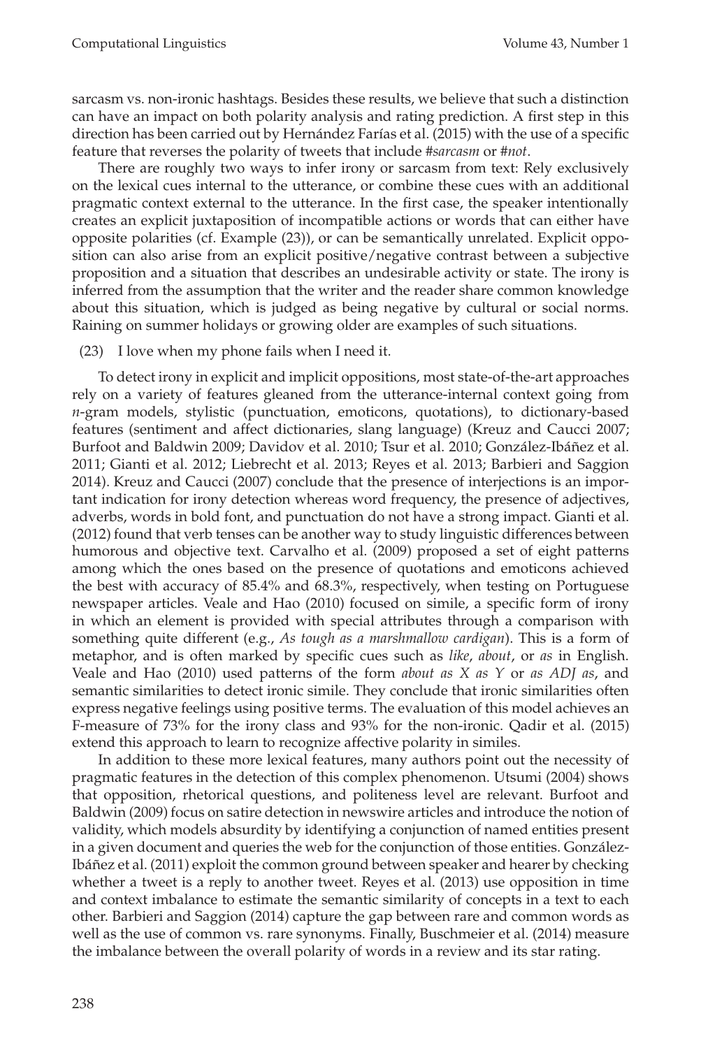sarcasm vs. non-ironic hashtags. Besides these results, we believe that such a distinction can have an impact on both polarity analysis and rating prediction. A first step in this direction has been carried out by Hernández Farías et al. (2015) with the use of a specific feature that reverses the polarity of tweets that include *#sarcasm* or *#not*.

There are roughly two ways to infer irony or sarcasm from text: Rely exclusively on the lexical cues internal to the utterance, or combine these cues with an additional pragmatic context external to the utterance. In the first case, the speaker intentionally creates an explicit juxtaposition of incompatible actions or words that can either have opposite polarities (cf. Example (23)), or can be semantically unrelated. Explicit opposition can also arise from an explicit positive/negative contrast between a subjective proposition and a situation that describes an undesirable activity or state. The irony is inferred from the assumption that the writer and the reader share common knowledge about this situation, which is judged as being negative by cultural or social norms. Raining on summer holidays or growing older are examples of such situations.

(23) I love when my phone fails when I need it.

To detect irony in explicit and implicit oppositions, most state-of-the-art approaches rely on a variety of features gleaned from the utterance-internal context going from *n*-gram models, stylistic (punctuation, emoticons, quotations), to dictionary-based features (sentiment and affect dictionaries, slang language) (Kreuz and Caucci 2007; Burfoot and Baldwin 2009; Davidov et al. 2010; Tsur et al. 2010; González-Ibáñez et al. 2011; Gianti et al. 2012; Liebrecht et al. 2013; Reyes et al. 2013; Barbieri and Saggion 2014). Kreuz and Caucci (2007) conclude that the presence of interjections is an important indication for irony detection whereas word frequency, the presence of adjectives, adverbs, words in bold font, and punctuation do not have a strong impact. Gianti et al. (2012) found that verb tenses can be another way to study linguistic differences between humorous and objective text. Carvalho et al. (2009) proposed a set of eight patterns among which the ones based on the presence of quotations and emoticons achieved the best with accuracy of 85.4% and 68.3%, respectively, when testing on Portuguese newspaper articles. Veale and Hao (2010) focused on simile, a specific form of irony in which an element is provided with special attributes through a comparison with something quite different (e.g., *As tough as a marshmallow cardigan*). This is a form of metaphor, and is often marked by specific cues such as *like*, *about*, or *as* in English. Veale and Hao (2010) used patterns of the form *about as X as Y* or *as ADJ as*, and semantic similarities to detect ironic simile. They conclude that ironic similarities often express negative feelings using positive terms. The evaluation of this model achieves an F-measure of 73% for the irony class and 93% for the non-ironic. Qadir et al. (2015) extend this approach to learn to recognize affective polarity in similes.

In addition to these more lexical features, many authors point out the necessity of pragmatic features in the detection of this complex phenomenon. Utsumi (2004) shows that opposition, rhetorical questions, and politeness level are relevant. Burfoot and Baldwin (2009) focus on satire detection in newswire articles and introduce the notion of validity, which models absurdity by identifying a conjunction of named entities present in a given document and queries the web for the conjunction of those entities. González-Ibáñez et al. (2011) exploit the common ground between speaker and hearer by checking whether a tweet is a reply to another tweet. Reyes et al. (2013) use opposition in time and context imbalance to estimate the semantic similarity of concepts in a text to each other. Barbieri and Saggion (2014) capture the gap between rare and common words as well as the use of common vs. rare synonyms. Finally, Buschmeier et al. (2014) measure the imbalance between the overall polarity of words in a review and its star rating.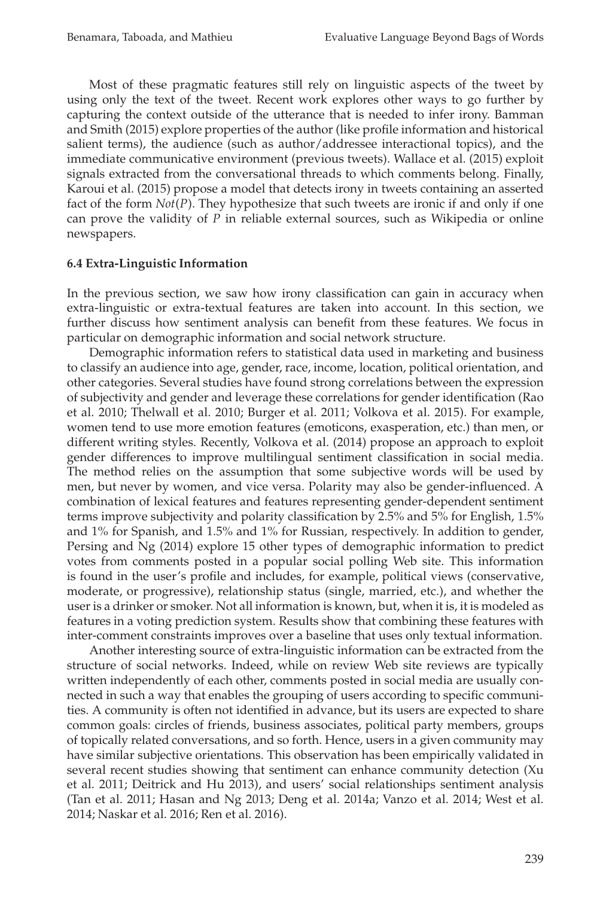Most of these pragmatic features still rely on linguistic aspects of the tweet by using only the text of the tweet. Recent work explores other ways to go further by capturing the context outside of the utterance that is needed to infer irony. Bamman and Smith (2015) explore properties of the author (like profile information and historical salient terms), the audience (such as author/addressee interactional topics), and the immediate communicative environment (previous tweets). Wallace et al. (2015) exploit signals extracted from the conversational threads to which comments belong. Finally, Karoui et al. (2015) propose a model that detects irony in tweets containing an asserted fact of the form *Not*(*P*). They hypothesize that such tweets are ironic if and only if one can prove the validity of *P* in reliable external sources, such as Wikipedia or online newspapers.

### 6.4 Extra-Linguistic Information

In the previous section, we saw how irony classification can gain in accuracy when extra-linguistic or extra-textual features are taken into account. In this section, we further discuss how sentiment analysis can benefit from these features. We focus in particular on demographic information and social network structure.

Demographic information refers to statistical data used in marketing and business to classify an audience into age, gender, race, income, location, political orientation, and other categories. Several studies have found strong correlations between the expression of subjectivity and gender and leverage these correlations for gender identification (Rao et al. 2010; Thelwall et al. 2010; Burger et al. 2011; Volkova et al. 2015). For example, women tend to use more emotion features (emoticons, exasperation, etc.) than men, or different writing styles. Recently, Volkova et al. (2014) propose an approach to exploit gender differences to improve multilingual sentiment classification in social media. The method relies on the assumption that some subjective words will be used by men, but never by women, and vice versa. Polarity may also be gender-influenced. A combination of lexical features and features representing gender-dependent sentiment terms improve subjectivity and polarity classification by 2.5% and 5% for English, 1.5% and 1% for Spanish, and 1.5% and 1% for Russian, respectively. In addition to gender, Persing and Ng (2014) explore 15 other types of demographic information to predict votes from comments posted in a popular social polling Web site. This information is found in the user's profile and includes, for example, political views (conservative, moderate, or progressive), relationship status (single, married, etc.), and whether the user is a drinker or smoker. Not all information is known, but, when it is, it is modeled as features in a voting prediction system. Results show that combining these features with inter-comment constraints improves over a baseline that uses only textual information.

Another interesting source of extra-linguistic information can be extracted from the structure of social networks. Indeed, while on review Web site reviews are typically written independently of each other, comments posted in social media are usually connected in such a way that enables the grouping of users according to specific communities. A community is often not identified in advance, but its users are expected to share common goals: circles of friends, business associates, political party members, groups of topically related conversations, and so forth. Hence, users in a given community may have similar subjective orientations. This observation has been empirically validated in several recent studies showing that sentiment can enhance community detection (Xu et al. 2011; Deitrick and Hu 2013), and users' social relationships sentiment analysis (Tan et al. 2011; Hasan and Ng 2013; Deng et al. 2014a; Vanzo et al. 2014; West et al. 2014; Naskar et al. 2016; Ren et al. 2016).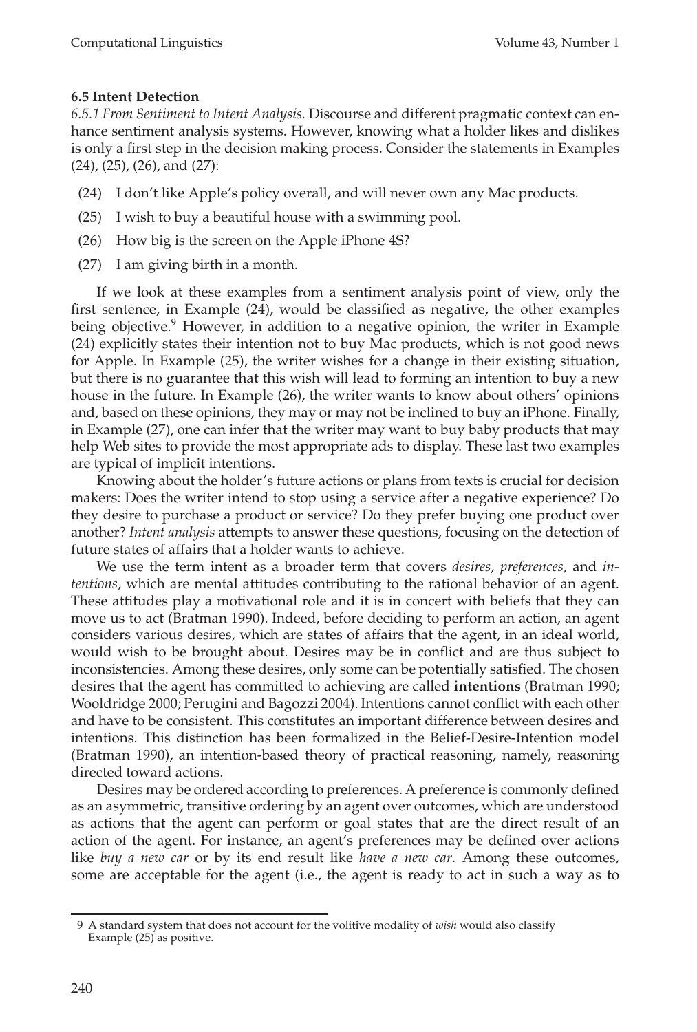### 6.5 Intent Detection

*6.5.1 From Sentiment to Intent Analysis.* Discourse and different pragmatic context can enhance sentiment analysis systems. However, knowing what a holder likes and dislikes is only a first step in the decision making process. Consider the statements in Examples (24), (25), (26), and (27):

(24) I don't like Apple's policy overall, and will never own any Mac products.

(25) I wish to buy a beautiful house with a swimming pool.

(26) How big is the screen on the Apple iPhone 4S?

(27) I am giving birth in a month.

If we look at these examples from a sentiment analysis point of view, only the first sentence, in Example (24), would be classified as negative, the other examples being objective.[9] However, in addition to a negative opinion, the writer in Example (24) explicitly states their intention not to buy Mac products, which is not good news for Apple. In Example (25), the writer wishes for a change in their existing situation, but there is no guarantee that this wish will lead to forming an intention to buy a new house in the future. In Example (26), the writer wants to know about others' opinions and, based on these opinions, they may or may not be inclined to buy an iPhone. Finally, in Example (27), one can infer that the writer may want to buy baby products that may help Web sites to provide the most appropriate ads to display. These last two examples are typical of implicit intentions.

Knowing about the holder's future actions or plans from texts is crucial for decision makers: Does the writer intend to stop using a service after a negative experience? Do they desire to purchase a product or service? Do they prefer buying one product over another? *Intent analysis* attempts to answer these questions, focusing on the detection of future states of affairs that a holder wants to achieve.

We use the term intent as a broader term that covers *desires*, *preferences*, and *intentions*, which are mental attitudes contributing to the rational behavior of an agent. These attitudes play a motivational role and it is in concert with beliefs that they can move us to act (Bratman 1990). Indeed, before deciding to perform an action, an agent considers various desires, which are states of affairs that the agent, in an ideal world, would wish to be brought about. Desires may be in conflict and are thus subject to inconsistencies. Among these desires, only some can be potentially satisfied. The chosen desires that the agent has committed to achieving are called **intentions** (Bratman 1990; Wooldridge 2000; Perugini and Bagozzi 2004). Intentions cannot conflict with each other and have to be consistent. This constitutes an important difference between desires and intentions. This distinction has been formalized in the Belief-Desire-Intention model (Bratman 1990), an intention-based theory of practical reasoning, namely, reasoning directed toward actions.

Desires may be ordered according to preferences. A preference is commonly defined as an asymmetric, transitive ordering by an agent over outcomes, which are understood as actions that the agent can perform or goal states that are the direct result of an action of the agent. For instance, an agent's preferences may be defined over actions like *buy a new car* or by its end result like *have a new car*. Among these outcomes, some are acceptable for the agent (i.e., the agent is ready to act in such a way as to

9 A standard system that does not account for the volitive modality of *wish* would also classify Example (25) as positive.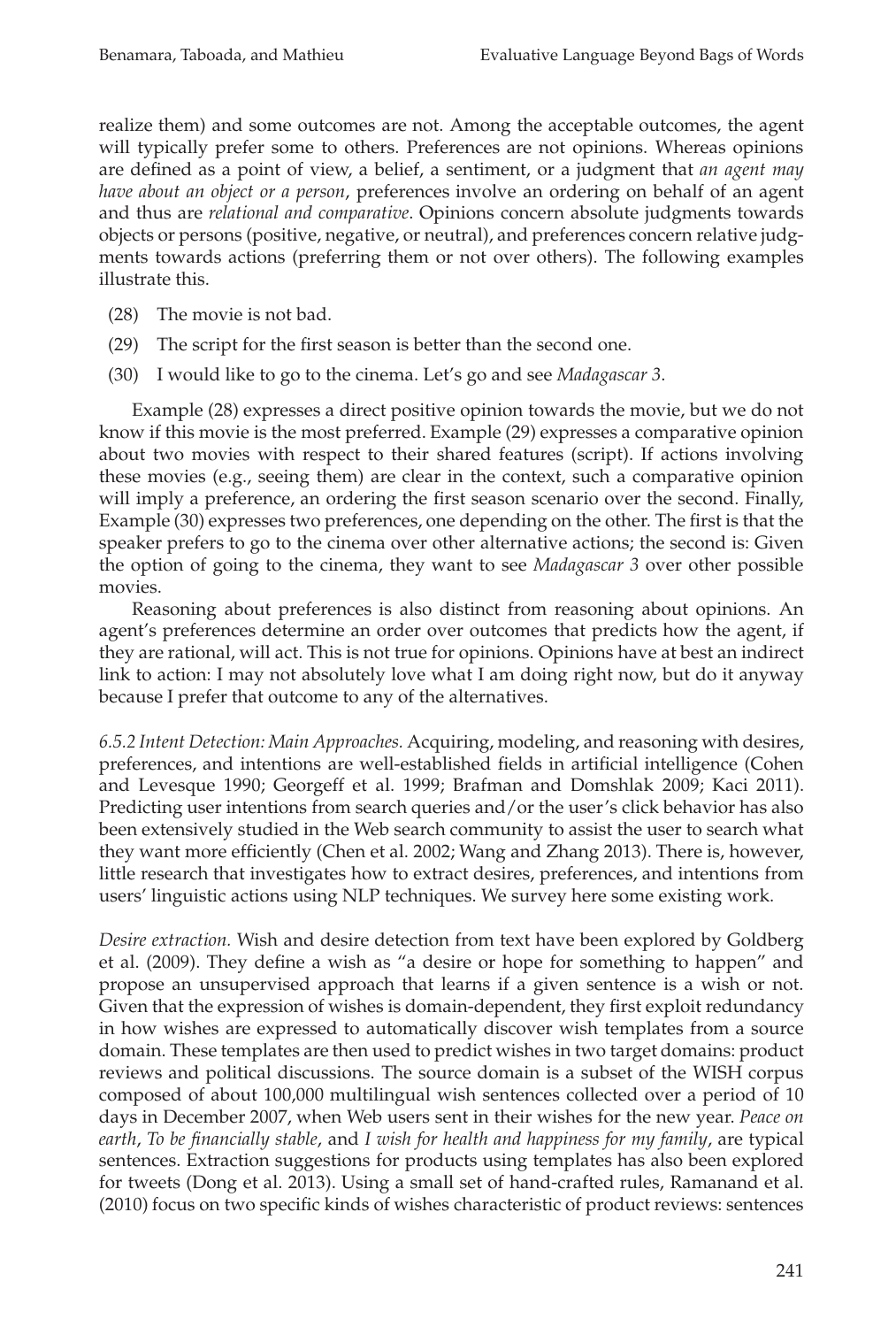realize them) and some outcomes are not. Among the acceptable outcomes, the agent will typically prefer some to others. Preferences are not opinions. Whereas opinions are defined as a point of view, a belief, a sentiment, or a judgment that *an agent may have about an object or a person*, preferences involve an ordering on behalf of an agent and thus are *relational and comparative*. Opinions concern absolute judgments towards objects or persons (positive, negative, or neutral), and preferences concern relative judgments towards actions (preferring them or not over others). The following examples illustrate this.

(28) The movie is not bad.

(29) The script for the first season is better than the second one.

(30) I would like to go to the cinema. Let's go and see *Madagascar 3*.

Example (28) expresses a direct positive opinion towards the movie, but we do not know if this movie is the most preferred. Example (29) expresses a comparative opinion about two movies with respect to their shared features (script). If actions involving these movies (e.g., seeing them) are clear in the context, such a comparative opinion will imply a preference, an ordering the first season scenario over the second. Finally, Example (30) expresses two preferences, one depending on the other. The first is that the speaker prefers to go to the cinema over other alternative actions; the second is: Given the option of going to the cinema, they want to see *Madagascar 3* over other possible movies.

Reasoning about preferences is also distinct from reasoning about opinions. An agent's preferences determine an order over outcomes that predicts how the agent, if they are rational, will act. This is not true for opinions. Opinions have at best an indirect link to action: I may not absolutely love what I am doing right now, but do it anyway because I prefer that outcome to any of the alternatives.

*6.5.2 Intent Detection: Main Approaches.* Acquiring, modeling, and reasoning with desires, preferences, and intentions are well-established fields in artificial intelligence (Cohen and Levesque 1990; Georgeff et al. 1999; Brafman and Domshlak 2009; Kaci 2011). Predicting user intentions from search queries and/or the user's click behavior has also been extensively studied in the Web search community to assist the user to search what they want more efficiently (Chen et al. 2002; Wang and Zhang 2013). There is, however, little research that investigates how to extract desires, preferences, and intentions from users' linguistic actions using NLP techniques. We survey here some existing work.

*Desire extraction.* Wish and desire detection from text have been explored by Goldberg et al. (2009). They define a wish as "a desire or hope for something to happen" and propose an unsupervised approach that learns if a given sentence is a wish or not. Given that the expression of wishes is domain-dependent, they first exploit redundancy in how wishes are expressed to automatically discover wish templates from a source domain. These templates are then used to predict wishes in two target domains: product reviews and political discussions. The source domain is a subset of the WISH corpus composed of about 100,000 multilingual wish sentences collected over a period of 10 days in December 2007, when Web users sent in their wishes for the new year. *Peace on earth*, *To be financially stable*, and *I wish for health and happiness for my family*, are typical sentences. Extraction suggestions for products using templates has also been explored for tweets (Dong et al. 2013). Using a small set of hand-crafted rules, Ramanand et al. (2010) focus on two specific kinds of wishes characteristic of product reviews: sentences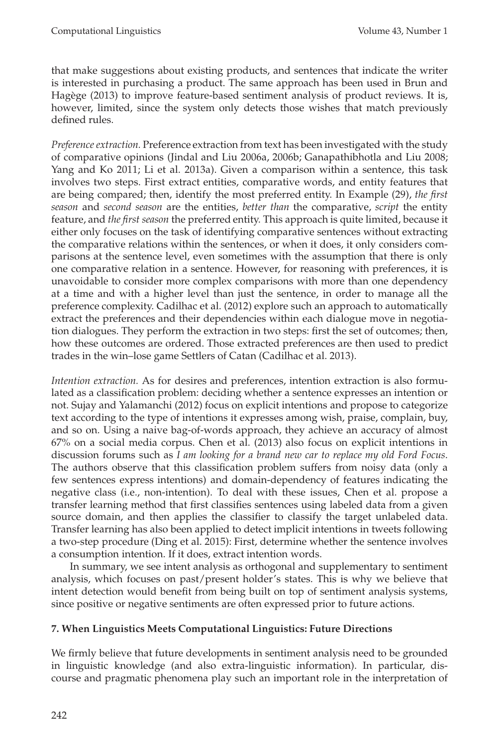that make suggestions about existing products, and sentences that indicate the writer is interested in purchasing a product. The same approach has been used in Brun and Hagège (2013) to improve feature-based sentiment analysis of product reviews. It is, however, limited, since the system only detects those wishes that match previously defined rules.

*Preference extraction.* Preference extraction from text has been investigated with the study of comparative opinions (Jindal and Liu 2006a, 2006b; Ganapathibhotla and Liu 2008; Yang and Ko 2011; Li et al. 2013a). Given a comparison within a sentence, this task involves two steps. First extract entities, comparative words, and entity features that are being compared; then, identify the most preferred entity. In Example (29), *the first season* and *second season* are the entities, *better than* the comparative, *script* the entity feature, and *the first season* the preferred entity. This approach is quite limited, because it either only focuses on the task of identifying comparative sentences without extracting the comparative relations within the sentences, or when it does, it only considers comparisons at the sentence level, even sometimes with the assumption that there is only one comparative relation in a sentence. However, for reasoning with preferences, it is unavoidable to consider more complex comparisons with more than one dependency at a time and with a higher level than just the sentence, in order to manage all the preference complexity. Cadilhac et al. (2012) explore such an approach to automatically extract the preferences and their dependencies within each dialogue move in negotiation dialogues. They perform the extraction in two steps: first the set of outcomes; then, how these outcomes are ordered. Those extracted preferences are then used to predict trades in the win–lose game Settlers of Catan (Cadilhac et al. 2013).

*Intention extraction.* As for desires and preferences, intention extraction is also formulated as a classification problem: deciding whether a sentence expresses an intention or not. Sujay and Yalamanchi (2012) focus on explicit intentions and propose to categorize text according to the type of intentions it expresses among wish, praise, complain, buy, and so on. Using a naive bag-of-words approach, they achieve an accuracy of almost 67% on a social media corpus. Chen et al. (2013) also focus on explicit intentions in discussion forums such as *I am looking for a brand new car to replace my old Ford Focus*. The authors observe that this classification problem suffers from noisy data (only a few sentences express intentions) and domain-dependency of features indicating the negative class (i.e., non-intention). To deal with these issues, Chen et al. propose a transfer learning method that first classifies sentences using labeled data from a given source domain, and then applies the classifier to classify the target unlabeled data. Transfer learning has also been applied to detect implicit intentions in tweets following a two-step procedure (Ding et al. 2015): First, determine whether the sentence involves a consumption intention. If it does, extract intention words.

In summary, we see intent analysis as orthogonal and supplementary to sentiment analysis, which focuses on past/present holder's states. This is why we believe that intent detection would benefit from being built on top of sentiment analysis systems, since positive or negative sentiments are often expressed prior to future actions.

## 7. When Linguistics Meets Computational Linguistics: Future Directions

We firmly believe that future developments in sentiment analysis need to be grounded in linguistic knowledge (and also extra-linguistic information). In particular, discourse and pragmatic phenomena play such an important role in the interpretation of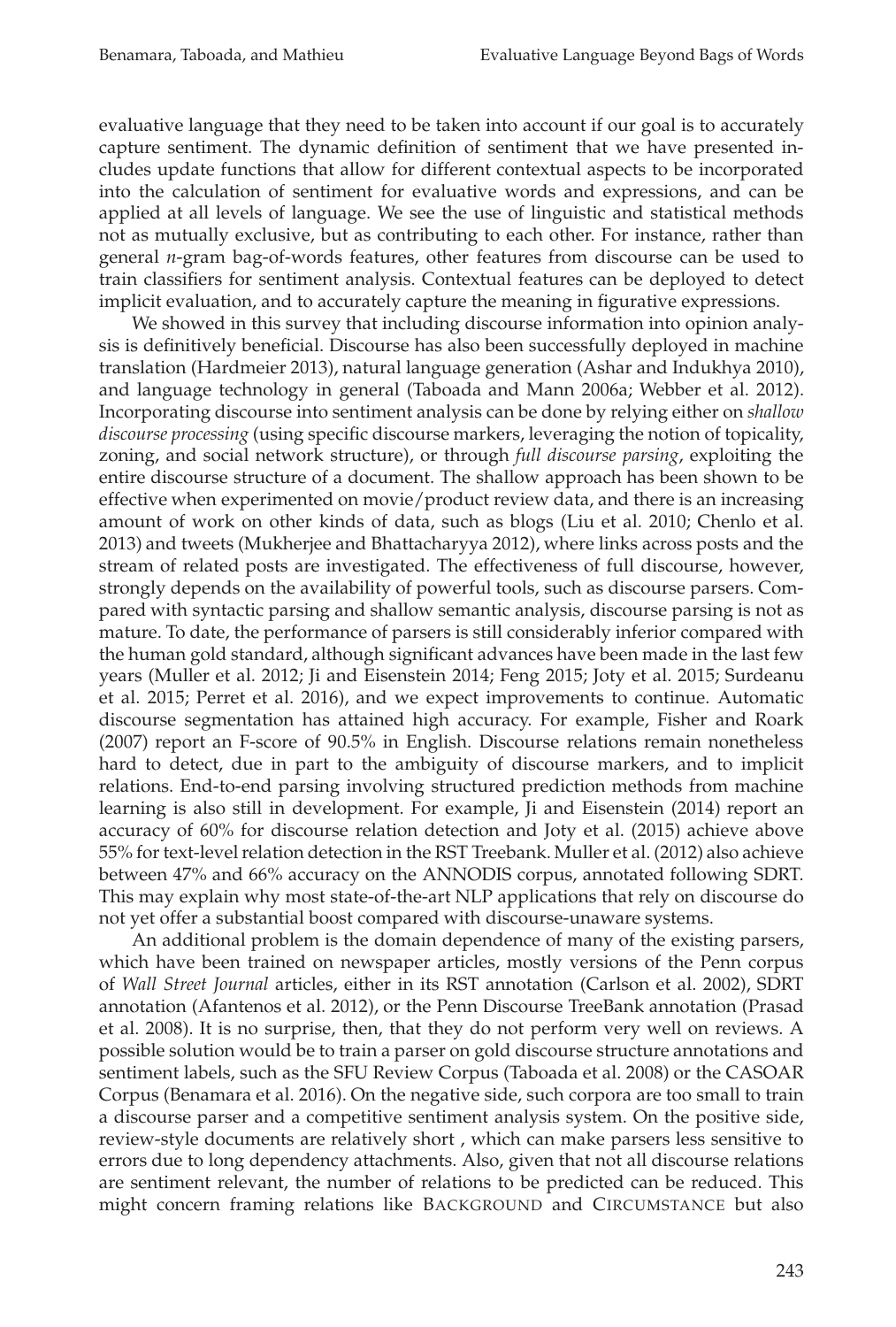evaluative language that they need to be taken into account if our goal is to accurately capture sentiment. The dynamic definition of sentiment that we have presented includes update functions that allow for different contextual aspects to be incorporated into the calculation of sentiment for evaluative words and expressions, and can be applied at all levels of language. We see the use of linguistic and statistical methods not as mutually exclusive, but as contributing to each other. For instance, rather than general *n*-gram bag-of-words features, other features from discourse can be used to train classifiers for sentiment analysis. Contextual features can be deployed to detect implicit evaluation, and to accurately capture the meaning in figurative expressions.

We showed in this survey that including discourse information into opinion analysis is definitively beneficial. Discourse has also been successfully deployed in machine translation (Hardmeier 2013), natural language generation (Ashar and Indukhya 2010), and language technology in general (Taboada and Mann 2006a; Webber et al. 2012). Incorporating discourse into sentiment analysis can be done by relying either on *shallow discourse processing* (using specific discourse markers, leveraging the notion of topicality, zoning, and social network structure), or through *full discourse parsing*, exploiting the entire discourse structure of a document. The shallow approach has been shown to be effective when experimented on movie/product review data, and there is an increasing amount of work on other kinds of data, such as blogs (Liu et al. 2010; Chenlo et al. 2013) and tweets (Mukherjee and Bhattacharyya 2012), where links across posts and the stream of related posts are investigated. The effectiveness of full discourse, however, strongly depends on the availability of powerful tools, such as discourse parsers. Compared with syntactic parsing and shallow semantic analysis, discourse parsing is not as mature. To date, the performance of parsers is still considerably inferior compared with the human gold standard, although significant advances have been made in the last few years (Muller et al. 2012; Ji and Eisenstein 2014; Feng 2015; Joty et al. 2015; Surdeanu et al. 2015; Perret et al. 2016), and we expect improvements to continue. Automatic discourse segmentation has attained high accuracy. For example, Fisher and Roark (2007) report an F-score of 90.5% in English. Discourse relations remain nonetheless hard to detect, due in part to the ambiguity of discourse markers, and to implicit relations. End-to-end parsing involving structured prediction methods from machine learning is also still in development. For example, Ji and Eisenstein (2014) report an accuracy of 60% for discourse relation detection and Joty et al. (2015) achieve above 55% for text-level relation detection in the RST Treebank. Muller et al. (2012) also achieve between 47% and 66% accuracy on the ANNODIS corpus, annotated following SDRT. This may explain why most state-of-the-art NLP applications that rely on discourse do not yet offer a substantial boost compared with discourse-unaware systems.

An additional problem is the domain dependence of many of the existing parsers, which have been trained on newspaper articles, mostly versions of the Penn corpus of *Wall Street Journal* articles, either in its RST annotation (Carlson et al. 2002), SDRT annotation (Afantenos et al. 2012), or the Penn Discourse TreeBank annotation (Prasad et al. 2008). It is no surprise, then, that they do not perform very well on reviews. A possible solution would be to train a parser on gold discourse structure annotations and sentiment labels, such as the SFU Review Corpus (Taboada et al. 2008) or the CASOAR Corpus (Benamara et al. 2016). On the negative side, such corpora are too small to train a discourse parser and a competitive sentiment analysis system. On the positive side, review-style documents are relatively short , which can make parsers less sensitive to errors due to long dependency attachments. Also, given that not all discourse relations are sentiment relevant, the number of relations to be predicted can be reduced. This might concern framing relations like BACKGROUND and CIRCUMSTANCE but also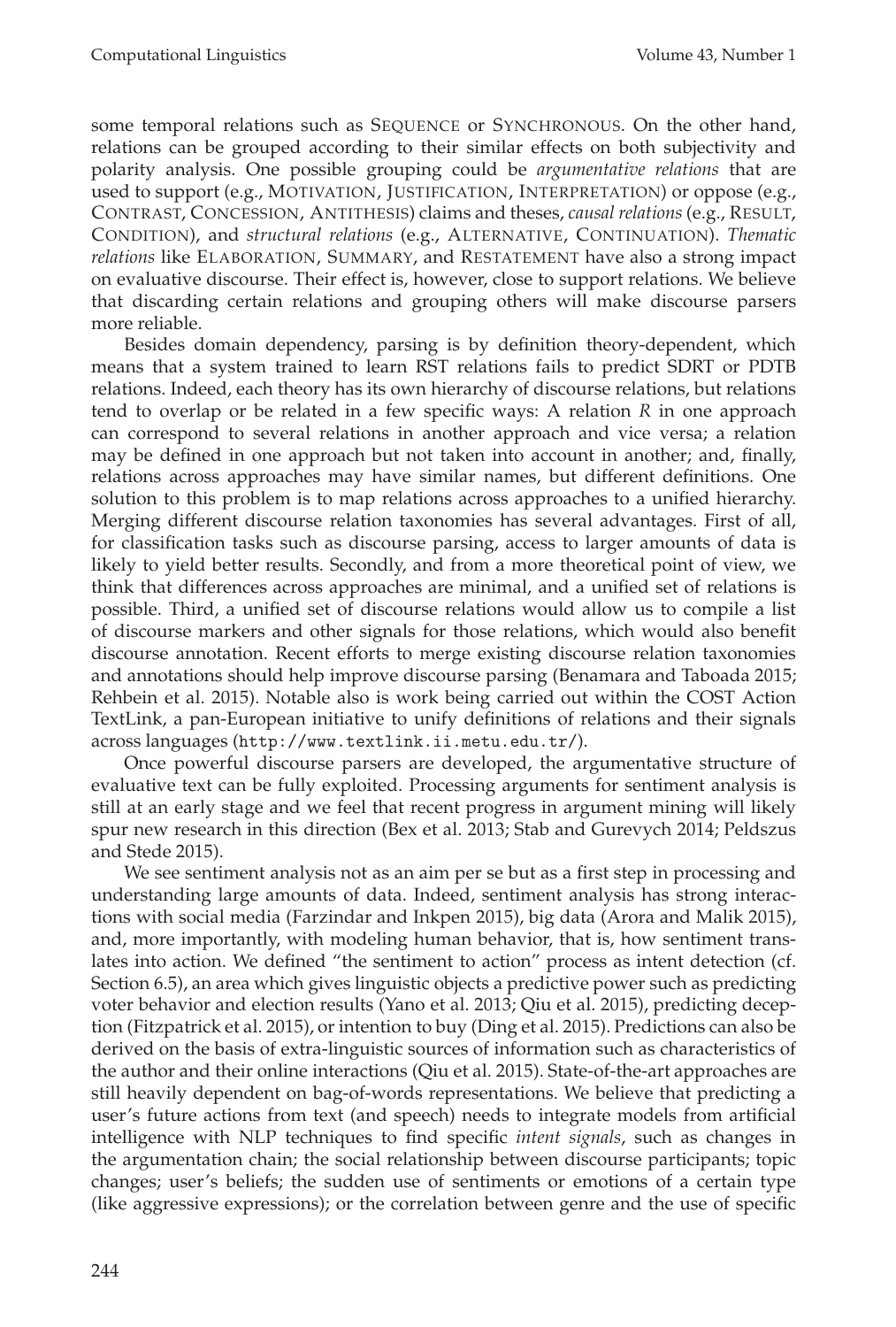some temporal relations such as SEQUENCE or SYNCHRONOUS. On the other hand, relations can be grouped according to their similar effects on both subjectivity and polarity analysis. One possible grouping could be *argumentative relations* that are used to support (e.g., MOTIVATION, JUSTIFICATION, INTERPRETATION) or oppose (e.g., CONTRAST, CONCESSION, ANTITHESIS) claims and theses, *causal relations* (e.g., RESULT, CONDITION), and *structural relations* (e.g., ALTERNATIVE, CONTINUATION). *Thematic relations* like ELABORATION, SUMMARY, and RESTATEMENT have also a strong impact on evaluative discourse. Their effect is, however, close to support relations. We believe that discarding certain relations and grouping others will make discourse parsers more reliable.

Besides domain dependency, parsing is by definition theory-dependent, which means that a system trained to learn RST relations fails to predict SDRT or PDTB relations. Indeed, each theory has its own hierarchy of discourse relations, but relations tend to overlap or be related in a few specific ways: A relation *R* in one approach can correspond to several relations in another approach and vice versa; a relation may be defined in one approach but not taken into account in another; and, finally, relations across approaches may have similar names, but different definitions. One solution to this problem is to map relations across approaches to a unified hierarchy. Merging different discourse relation taxonomies has several advantages. First of all, for classification tasks such as discourse parsing, access to larger amounts of data is likely to yield better results. Secondly, and from a more theoretical point of view, we think that differences across approaches are minimal, and a unified set of relations is possible. Third, a unified set of discourse relations would allow us to compile a list of discourse markers and other signals for those relations, which would also benefit discourse annotation. Recent efforts to merge existing discourse relation taxonomies and annotations should help improve discourse parsing (Benamara and Taboada 2015; Rehbein et al. 2015). Notable also is work being carried out within the COST Action TextLink, a pan-European initiative to unify definitions of relations and their signals across languages (`http://www.textlink.ii.metu.edu.tr/`).

Once powerful discourse parsers are developed, the argumentative structure of evaluative text can be fully exploited. Processing arguments for sentiment analysis is still at an early stage and we feel that recent progress in argument mining will likely spur new research in this direction (Bex et al. 2013; Stab and Gurevych 2014; Peldszus and Stede 2015).

We see sentiment analysis not as an aim per se but as a first step in processing and understanding large amounts of data. Indeed, sentiment analysis has strong interactions with social media (Farzindar and Inkpen 2015), big data (Arora and Malik 2015), and, more importantly, with modeling human behavior, that is, how sentiment translates into action. We defined "the sentiment to action" process as intent detection (cf. Section 6.5), an area which gives linguistic objects a predictive power such as predicting voter behavior and election results (Yano et al. 2013; Qiu et al. 2015), predicting deception (Fitzpatrick et al. 2015), or intention to buy (Ding et al. 2015). Predictions can also be derived on the basis of extra-linguistic sources of information such as characteristics of the author and their online interactions (Qiu et al. 2015). State-of-the-art approaches are still heavily dependent on bag-of-words representations. We believe that predicting a user's future actions from text (and speech) needs to integrate models from artificial intelligence with NLP techniques to find specific *intent signals*, such as changes in the argumentation chain; the social relationship between discourse participants; topic changes; user's beliefs; the sudden use of sentiments or emotions of a certain type (like aggressive expressions); or the correlation between genre and the use of specific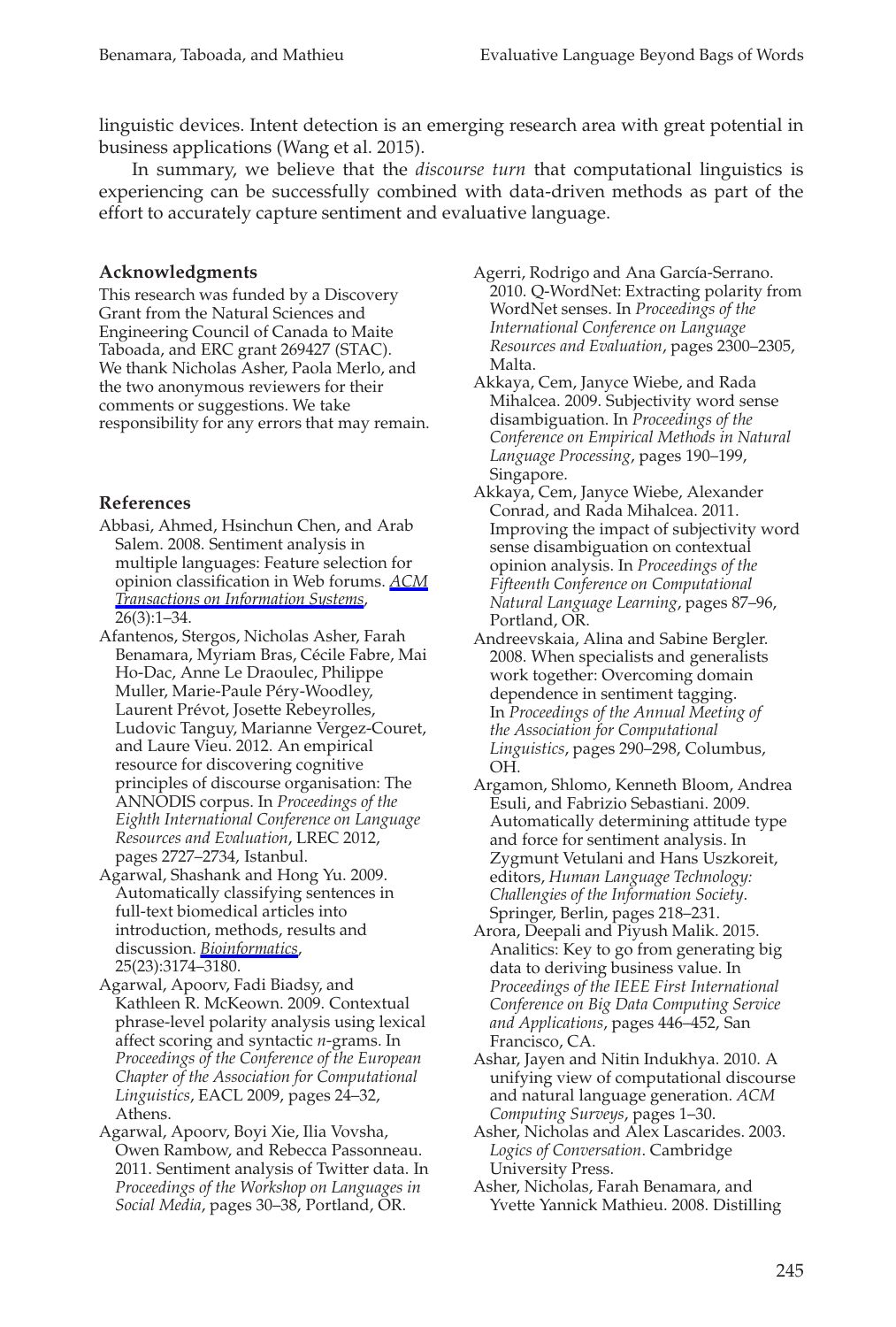linguistic devices. Intent detection is an emerging research area with great potential in business applications (Wang et al. 2015).

In summary, we believe that the *discourse turn* that computational linguistics is experiencing can be successfully combined with data-driven methods as part of the effort to accurately capture sentiment and evaluative language.

### Acknowledgments

This research was funded by a Discovery Grant from the Natural Sciences and Engineering Council of Canada to Maite Taboada, and ERC grant 269427 (STAC). We thank Nicholas Asher, Paola Merlo, and the two anonymous reviewers for their comments or suggestions. We take responsibility for any errors that may remain.

### References

Abbasi, Ahmed, Hsinchun Chen, and Arab Salem. 2008. Sentiment analysis in multiple languages: Feature selection for opinion classification in Web forums. *ACM Transactions on Information Systems*, 26(3):1–34.

Afantenos, Stergos, Nicholas Asher, Farah Benamara, Myriam Bras, Cécile Fabre, Mai Ho-Dac, Anne Le Draoulec, Philippe Muller, Marie-Paule Péry-Woodley, Laurent Prévot, Josette Rebeyrolles, Ludovic Tanguy, Marianne Vergez-Couret, and Laure Vieu. 2012. An empirical resource for discovering cognitive principles of discourse organisation: The ANNODIS corpus. In *Proceedings of the Eighth International Conference on Language Resources and Evaluation*, LREC 2012, pages 2727–2734, Istanbul.

Agarwal, Shashank and Hong Yu. 2009. Automatically classifying sentences in full-text biomedical articles into introduction, methods, results and discussion. *Bioinformatics*, 25(23):3174–3180.

Agarwal, Apoorv, Fadi Biadsy, and Kathleen R. McKeown. 2009. Contextual phrase-level polarity analysis using lexical affect scoring and syntactic *n*-grams. In *Proceedings of the Conference of the European Chapter of the Association for Computational Linguistics*, EACL 2009, pages 24–32, Athens.

Agarwal, Apoorv, Boyi Xie, Ilia Vovsha, Owen Rambow, and Rebecca Passonneau. 2011. Sentiment analysis of Twitter data. In *Proceedings of the Workshop on Languages in Social Media*, pages 30–38, Portland, OR.

Agerri, Rodrigo and Ana García-Serrano. 2010. Q-WordNet: Extracting polarity from WordNet senses. In *Proceedings of the International Conference on Language Resources and Evaluation*, pages 2300–2305, Malta.

Akkaya, Cem, Janyce Wiebe, and Rada Mihalcea. 2009. Subjectivity word sense disambiguation. In *Proceedings of the Conference on Empirical Methods in Natural Language Processing*, pages 190–199, Singapore.

Akkaya, Cem, Janyce Wiebe, Alexander Conrad, and Rada Mihalcea. 2011. Improving the impact of subjectivity word sense disambiguation on contextual opinion analysis. In *Proceedings of the Fifteenth Conference on Computational Natural Language Learning*, pages 87–96, Portland, OR.

Andreevskaia, Alina and Sabine Bergler. 2008. When specialists and generalists work together: Overcoming domain dependence in sentiment tagging. In *Proceedings of the Annual Meeting of the Association for Computational Linguistics*, pages 290–298, Columbus, OH.

Argamon, Shlomo, Kenneth Bloom, Andrea Esuli, and Fabrizio Sebastiani. 2009. Automatically determining attitude type and force for sentiment analysis. In Zygmunt Vetulani and Hans Uszkoreit, editors, *Human Language Technology: Challengies of the Information Society*. Springer, Berlin, pages 218–231.

Arora, Deepali and Piyush Malik. 2015. Analitics: Key to go from generating big data to deriving business value. In *Proceedings of the IEEE First International Conference on Big Data Computing Service and Applications*, pages 446–452, San Francisco, CA.

Ashar, Jayen and Nitin Indukhya. 2010. A unifying view of computational discourse and natural language generation. *ACM Computing Surveys*, pages 1–30.

Asher, Nicholas and Alex Lascarides. 2003. *Logics of Conversation*. Cambridge University Press.

Asher, Nicholas, Farah Benamara, and Yvette Yannick Mathieu. 2008. Distilling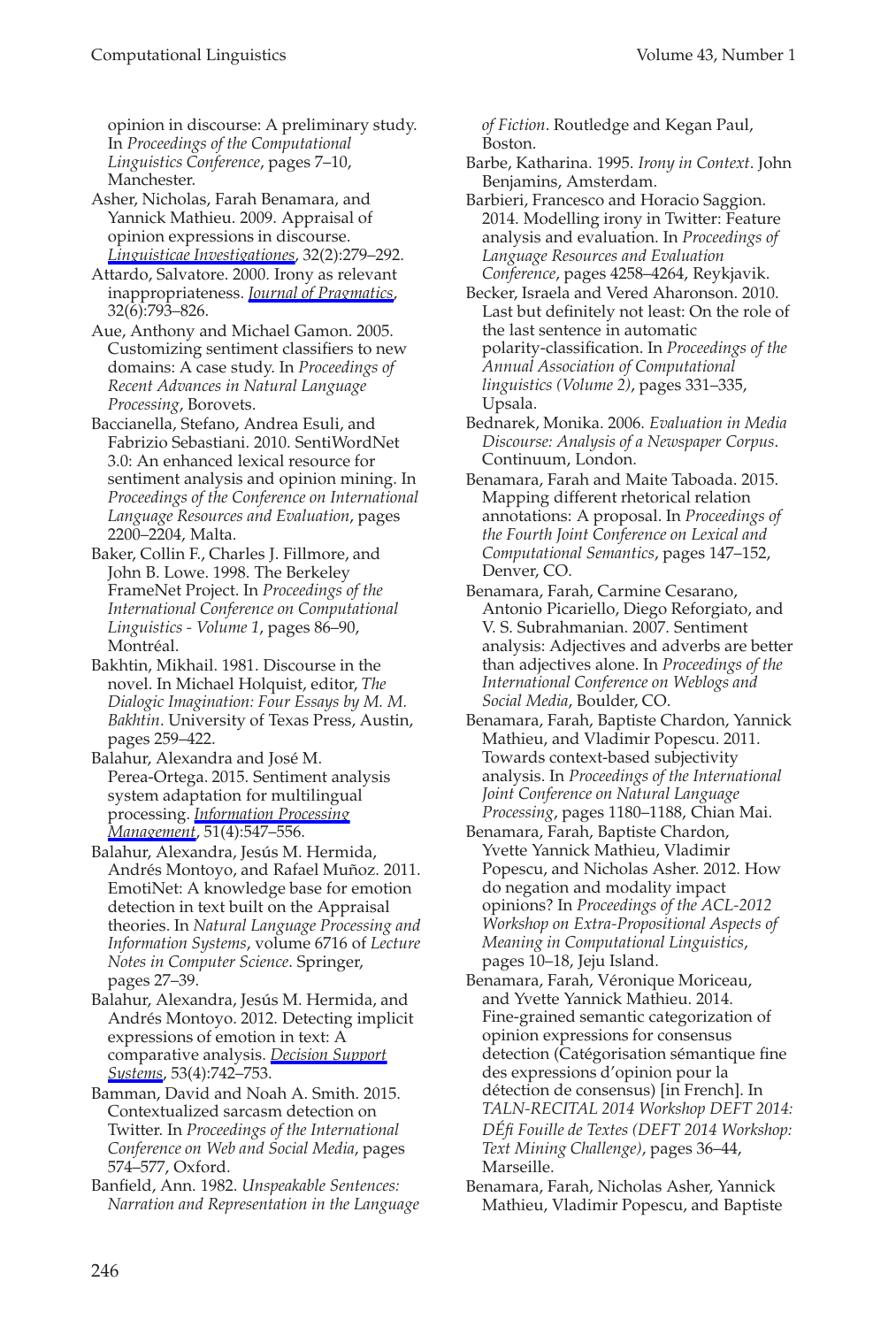opinion in discourse: A preliminary study. In *Proceedings of the Computational Linguistics Conference*, pages 7–10, Manchester.

Asher, Nicholas, Farah Benamara, and Yannick Mathieu. 2009. Appraisal of opinion expressions in discourse. *Linguisticae Investigationes*, 32(2):279–292.

Attardo, Salvatore. 2000. Irony as relevant inappropriateness. *Journal of Pragmatics*, 32(6):793–826.

Aue, Anthony and Michael Gamon. 2005. Customizing sentiment classifiers to new domains: A case study. In *Proceedings of Recent Advances in Natural Language Processing*, Borovets.

Baccianella, Stefano, Andrea Esuli, and Fabrizio Sebastiani. 2010. SentiWordNet 3.0: An enhanced lexical resource for sentiment analysis and opinion mining. In *Proceedings of the Conference on International Language Resources and Evaluation*, pages 2200–2204, Malta.

Baker, Collin F., Charles J. Fillmore, and John B. Lowe. 1998. The Berkeley FrameNet Project. In *Proceedings of the International Conference on Computational Linguistics - Volume 1*, pages 86–90, Montréal.

Bakhtin, Mikhail. 1981. Discourse in the novel. In Michael Holquist, editor, *The Dialogic Imagination: Four Essays by M. M. Bakhtin*. University of Texas Press, Austin, pages 259–422.

Balahur, Alexandra and José M. Perea-Ortega. 2015. Sentiment analysis system adaptation for multilingual processing. *Information Processing Management*, 51(4):547–556.

Balahur, Alexandra, Jesús M. Hermida, Andrés Montoyo, and Rafael Muñoz. 2011. EmotiNet: A knowledge base for emotion detection in text built on the Appraisal theories. In *Natural Language Processing and Information Systems*, volume 6716 of *Lecture Notes in Computer Science*. Springer, pages 27–39.

Balahur, Alexandra, Jesús M. Hermida, and Andrés Montoyo. 2012. Detecting implicit expressions of emotion in text: A comparative analysis. *Decision Support Systems*, 53(4):742–753.

Bamman, David and Noah A. Smith. 2015. Contextualized sarcasm detection on Twitter. In *Proceedings of the International Conference on Web and Social Media*, pages 574–577, Oxford.

Banfield, Ann. 1982. *Unspeakable Sentences: Narration and Representation in the Language of Fiction*. Routledge and Kegan Paul, Boston.

Barbe, Katharina. 1995. *Irony in Context*. John Benjamins, Amsterdam.

Barbieri, Francesco and Horacio Saggion. 2014. Modelling irony in Twitter: Feature analysis and evaluation. In *Proceedings of Language Resources and Evaluation Conference*, pages 4258–4264, Reykjavik.

Becker, Israela and Vered Aharonson. 2010. Last but definitely not least: On the role of the last sentence in automatic polarity-classification. In *Proceedings of the Annual Association of Computational linguistics (Volume 2)*, pages 331–335, Upsala.

Bednarek, Monika. 2006. *Evaluation in Media Discourse: Analysis of a Newspaper Corpus*. Continuum, London.

Benamara, Farah and Maite Taboada. 2015. Mapping different rhetorical relation annotations: A proposal. In *Proceedings of the Fourth Joint Conference on Lexical and Computational Semantics*, pages 147–152, Denver, CO.

Benamara, Farah, Carmine Cesarano, Antonio Picariello, Diego Reforgiato, and V. S. Subrahmanian. 2007. Sentiment analysis: Adjectives and adverbs are better than adjectives alone. In *Proceedings of the International Conference on Weblogs and Social Media*, Boulder, CO.

Benamara, Farah, Baptiste Chardon, Yannick Mathieu, and Vladimir Popescu. 2011. Towards context-based subjectivity analysis. In *Proceedings of the International Joint Conference on Natural Language Processing*, pages 1180–1188, Chian Mai.

Benamara, Farah, Baptiste Chardon, Yvette Yannick Mathieu, Vladimir Popescu, and Nicholas Asher. 2012. How do negation and modality impact opinions? In *Proceedings of the ACL-2012 Workshop on Extra-Propositional Aspects of Meaning in Computational Linguistics*, pages 10–18, Jeju Island.

Benamara, Farah, Véronique Moriceau, and Yvette Yannick Mathieu. 2014. Fine-grained semantic categorization of opinion expressions for consensus detection (Catégorisation sémantique fine des expressions d'opinion pour la détection de consensus) [in French]. In *TALN-RECITAL 2014 Workshop DEFT 2014: DÉfi Fouille de Textes (DEFT 2014 Workshop: Text Mining Challenge)*, pages 36–44, Marseille.

Benamara, Farah, Nicholas Asher, Yannick Mathieu, Vladimir Popescu, and Baptiste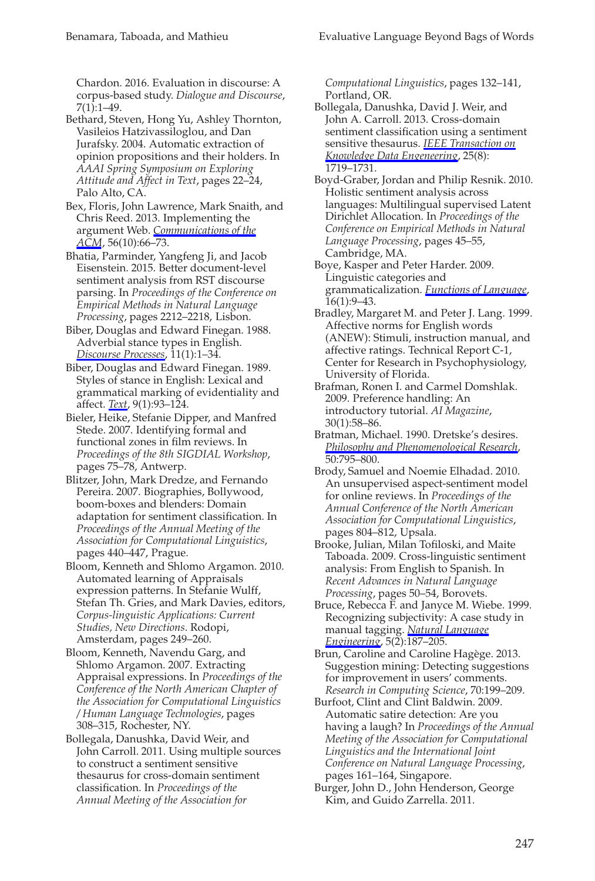Chardon. 2016. Evaluation in discourse: A corpus-based study. *Dialogue and Discourse*, 7(1):1–49.

Bethard, Steven, Hong Yu, Ashley Thornton, Vasileios Hatzivassiloglou, and Dan Jurafsky. 2004. Automatic extraction of opinion propositions and their holders. In *AAAI Spring Symposium on Exploring Attitude and Affect in Text*, pages 22–24, Palo Alto, CA.

Bex, Floris, John Lawrence, Mark Snaith, and Chris Reed. 2013. Implementing the argument Web. *Communications of the ACM*, 56(10):66–73.

Bhatia, Parminder, Yangfeng Ji, and Jacob Eisenstein. 2015. Better document-level sentiment analysis from RST discourse parsing. In *Proceedings of the Conference on Empirical Methods in Natural Language Processing*, pages 2212–2218, Lisbon.

Biber, Douglas and Edward Finegan. 1988. Adverbial stance types in English. *Discourse Processes*, 11(1):1–34.

Biber, Douglas and Edward Finegan. 1989. Styles of stance in English: Lexical and grammatical marking of evidentiality and affect. *Text*, 9(1):93–124.

Bieler, Heike, Stefanie Dipper, and Manfred Stede. 2007. Identifying formal and functional zones in film reviews. In *Proceedings of the 8th SIGDIAL Workshop*, pages 75–78, Antwerp.

Blitzer, John, Mark Dredze, and Fernando Pereira. 2007. Biographies, Bollywood, boom-boxes and blenders: Domain adaptation for sentiment classification. In *Proceedings of the Annual Meeting of the Association for Computational Linguistics*, pages 440–447, Prague.

Bloom, Kenneth and Shlomo Argamon. 2010. Automated learning of Appraisals expression patterns. In Stefanie Wulff, Stefan Th. Gries, and Mark Davies, editors, *Corpus-linguistic Applications: Current Studies, New Directions*. Rodopi, Amsterdam, pages 249–260.

Bloom, Kenneth, Navendu Garg, and Shlomo Argamon. 2007. Extracting Appraisal expressions. In *Proceedings of the Conference of the North American Chapter of the Association for Computational Linguistics / Human Language Technologies*, pages 308–315, Rochester, NY.

Bollegala, Danushka, David Weir, and John Carroll. 2011. Using multiple sources to construct a sentiment sensitive thesaurus for cross-domain sentiment classification. In *Proceedings of the Annual Meeting of the Association for Computational Linguistics*, pages 132–141, Portland, OR.

Bollegala, Danushka, David J. Weir, and John A. Carroll. 2013. Cross-domain sentiment classification using a sentiment sensitive thesaurus. *IEEE Transaction on Knowledge Data Engeneering*, 25(8): 1719–1731.

Boyd-Graber, Jordan and Philip Resnik. 2010. Holistic sentiment analysis across languages: Multilingual supervised Latent Dirichlet Allocation. In *Proceedings of the Conference on Empirical Methods in Natural Language Processing*, pages 45–55, Cambridge, MA.

Boye, Kasper and Peter Harder. 2009. Linguistic categories and grammaticalization. *Functions of Language*, 16(1):9–43.

Bradley, Margaret M. and Peter J. Lang. 1999. Affective norms for English words (ANEW): Stimuli, instruction manual, and affective ratings. Technical Report C-1, Center for Research in Psychophysiology, University of Florida.

Brafman, Ronen I. and Carmel Domshlak. 2009. Preference handling: An introductory tutorial. *AI Magazine*, 30(1):58–86.

Bratman, Michael. 1990. Dretske's desires. *Philosophy and Phenomenological Research*, 50:795–800.

Brody, Samuel and Noemie Elhadad. 2010. An unsupervised aspect-sentiment model for online reviews. In *Proceedings of the Annual Conference of the North American Association for Computational Linguistics*, pages 804–812, Upsala.

Brooke, Julian, Milan Tofiloski, and Maite Taboada. 2009. Cross-linguistic sentiment analysis: From English to Spanish. In *Recent Advances in Natural Language Processing*, pages 50–54, Borovets.

Bruce, Rebecca F. and Janyce M. Wiebe. 1999. Recognizing subjectivity: A case study in manual tagging. *Natural Language Engineering*, 5(2):187–205.

Brun, Caroline and Caroline Hagège. 2013. Suggestion mining: Detecting suggestions for improvement in users' comments. *Research in Computing Science*, 70:199–209.

Burfoot, Clint and Clint Baldwin. 2009. Automatic satire detection: Are you having a laugh? In *Proceedings of the Annual Meeting of the Association for Computational Linguistics and the International Joint Conference on Natural Language Processing*, pages 161–164, Singapore.

Burger, John D., John Henderson, George Kim, and Guido Zarrella. 2011.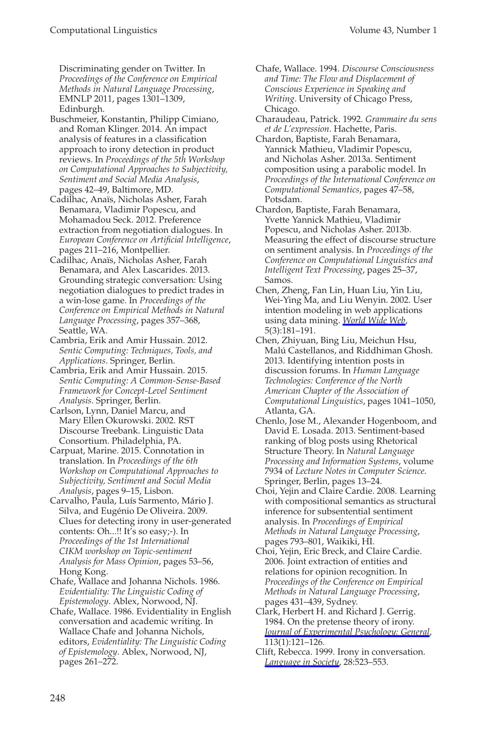Discriminating gender on Twitter. In *Proceedings of the Conference on Empirical Methods in Natural Language Processing*, EMNLP 2011, pages 1301–1309, Edinburgh.

Buschmeier, Konstantin, Philipp Cimiano, and Roman Klinger. 2014. An impact analysis of features in a classification approach to irony detection in product reviews. In *Proceedings of the 5th Workshop on Computational Approaches to Subjectivity, Sentiment and Social Media Analysis*, pages 42–49, Baltimore, MD.

Cadilhac, Anaïs, Nicholas Asher, Farah Benamara, Vladimir Popescu, and Mohamadou Seck. 2012. Preference extraction from negotiation dialogues. In *European Conference on Artificial Intelligence*, pages 211–216, Montpellier.

Cadilhac, Anaïs, Nicholas Asher, Farah Benamara, and Alex Lascarides. 2013. Grounding strategic conversation: Using negotiation dialogues to predict trades in a win-lose game. In *Proceedings of the Conference on Empirical Methods in Natural Language Processing*, pages 357–368, Seattle, WA.

Cambria, Erik and Amir Hussain. 2012. *Sentic Computing: Techniques, Tools, and Applications*. Springer, Berlin.

Cambria, Erik and Amir Hussain. 2015. *Sentic Computing: A Common-Sense-Based Framework for Concept-Level Sentiment Analysis*. Springer, Berlin.

Carlson, Lynn, Daniel Marcu, and Mary Ellen Okurowski. 2002. RST Discourse Treebank. Linguistic Data Consortium. Philadelphia, PA.

Carpuat, Marine. 2015. Connotation in translation. In *Proceedings of the 6th Workshop on Computational Approaches to Subjectivity, Sentiment and Social Media Analysis*, pages 9–15, Lisbon.

Carvalho, Paula, Luís Sarmento, Mário J. Silva, and Eugénio De Oliveira. 2009. Clues for detecting irony in user-generated contents: Oh...!! It's so easy;-). In *Proceedings of the 1st International CIKM workshop on Topic-sentiment Analysis for Mass Opinion*, pages 53–56, Hong Kong.

Chafe, Wallace and Johanna Nichols. 1986. *Evidentiality: The Linguistic Coding of Epistemology*. Ablex, Norwood, NJ.

Chafe, Wallace. 1986. Evidentiality in English conversation and academic writing. In Wallace Chafe and Johanna Nichols, editors, *Evidentiality: The Linguistic Coding of Epistemology*. Ablex, Norwood, NJ, pages 261–272.

Chafe, Wallace. 1994. *Discourse Consciousness and Time: The Flow and Displacement of Conscious Experience in Speaking and Writing*. University of Chicago Press, Chicago.

Charaudeau, Patrick. 1992. *Grammaire du sens et de L'expression*. Hachette, Paris.

Chardon, Baptiste, Farah Benamara, Yannick Mathieu, Vladimir Popescu, and Nicholas Asher. 2013a. Sentiment composition using a parabolic model. In *Proceedings of the International Conference on Computational Semantics*, pages 47–58, Potsdam.

Chardon, Baptiste, Farah Benamara, Yvette Yannick Mathieu, Vladimir Popescu, and Nicholas Asher. 2013b. Measuring the effect of discourse structure on sentiment analysis. In *Proceedings of the Conference on Computational Linguistics and Intelligent Text Processing*, pages 25–37, Samos.

Chen, Zheng, Fan Lin, Huan Liu, Yin Liu, Wei-Ying Ma, and Liu Wenyin. 2002. User intention modeling in web applications using data mining. *World Wide Web*, 5(3):181–191.

Chen, Zhiyuan, Bing Liu, Meichun Hsu, Malú Castellanos, and Riddhiman Ghosh. 2013. Identifying intention posts in discussion forums. In *Human Language Technologies: Conference of the North American Chapter of the Association of Computational Linguistics*, pages 1041–1050, Atlanta, GA.

Chenlo, Jose M., Alexander Hogenboom, and David E. Losada. 2013. Sentiment-based ranking of blog posts using Rhetorical Structure Theory. In *Natural Language Processing and Information Systems*, volume 7934 of *Lecture Notes in Computer Science*. Springer, Berlin, pages 13–24.

Choi, Yejin and Claire Cardie. 2008. Learning with compositional semantics as structural inference for subsentential sentiment analysis. In *Proceedings of Empirical Methods in Natural Language Processing*, pages 793–801, Waikiki, HI.

Choi, Yejin, Eric Breck, and Claire Cardie. 2006. Joint extraction of entities and relations for opinion recognition. In *Proceedings of the Conference on Empirical Methods in Natural Language Processing*, pages 431–439, Sydney.

Clark, Herbert H. and Richard J. Gerrig. 1984. On the pretense theory of irony. *Journal of Experimental Psychology: General*, 113(1):121–126.

Clift, Rebecca. 1999. Irony in conversation. *Language in Society*, 28:523–553.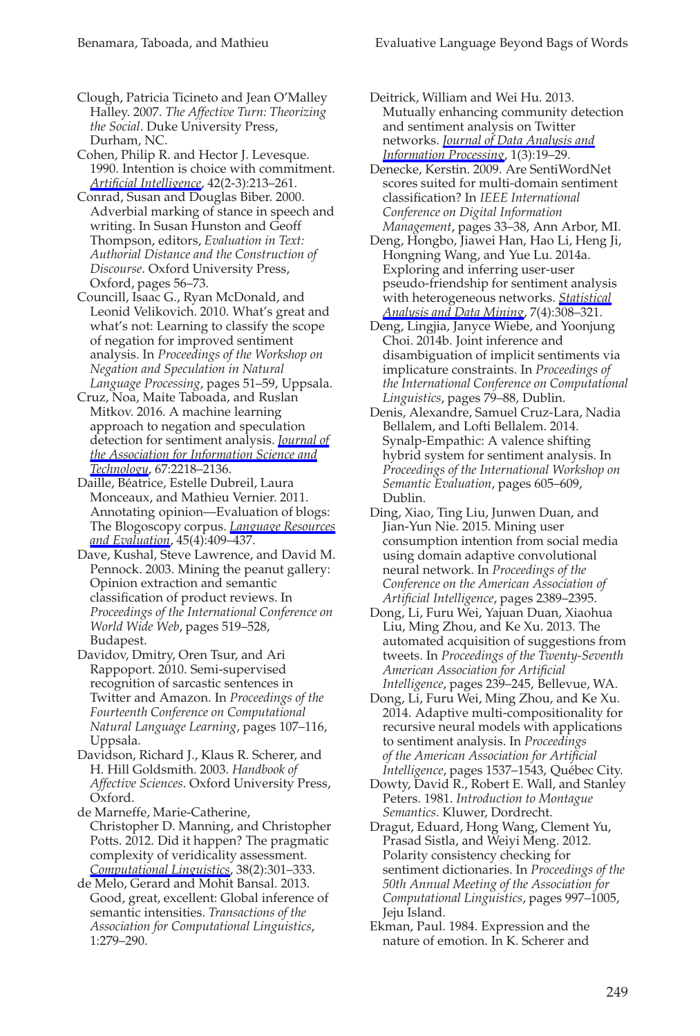Clough, Patricia Ticineto and Jean O'Malley Halley. 2007. *The Affective Turn: Theorizing the Social*. Duke University Press, Durham, NC.

Cohen, Philip R. and Hector J. Levesque. 1990. Intention is choice with commitment. *Artificial Intelligence*, 42(2-3):213–261.

Conrad, Susan and Douglas Biber. 2000. Adverbial marking of stance in speech and writing. In Susan Hunston and Geoff Thompson, editors, *Evaluation in Text: Authorial Distance and the Construction of Discourse*. Oxford University Press, Oxford, pages 56–73.

Councill, Isaac G., Ryan McDonald, and Leonid Velikovich. 2010. What's great and what's not: Learning to classify the scope of negation for improved sentiment analysis. In *Proceedings of the Workshop on Negation and Speculation in Natural Language Processing*, pages 51–59, Uppsala.

Cruz, Noa, Maite Taboada, and Ruslan Mitkov. 2016. A machine learning approach to negation and speculation detection for sentiment analysis. *Journal of the Association for Information Science and Technology*, 67:2218–2136.

Daille, Béatrice, Estelle Dubreil, Laura Monceaux, and Mathieu Vernier. 2011. Annotating opinion—Evaluation of blogs: The Blogoscopy corpus. *Language Resources and Evaluation*, 45(4):409–437.

Dave, Kushal, Steve Lawrence, and David M. Pennock. 2003. Mining the peanut gallery: Opinion extraction and semantic classification of product reviews. In *Proceedings of the International Conference on World Wide Web*, pages 519–528, Budapest.

Davidov, Dmitry, Oren Tsur, and Ari Rappoport. 2010. Semi-supervised recognition of sarcastic sentences in Twitter and Amazon. In *Proceedings of the Fourteenth Conference on Computational Natural Language Learning*, pages 107–116, Uppsala.

Davidson, Richard J., Klaus R. Scherer, and H. Hill Goldsmith. 2003. *Handbook of Affective Sciences*. Oxford University Press, Oxford.

de Marneffe, Marie-Catherine, Christopher D. Manning, and Christopher Potts. 2012. Did it happen? The pragmatic complexity of veridicality assessment. *Computational Linguistics*, 38(2):301–333.

de Melo, Gerard and Mohit Bansal. 2013. Good, great, excellent: Global inference of semantic intensities. *Transactions of the Association for Computational Linguistics*, 1:279–290.

Deitrick, William and Wei Hu. 2013. Mutually enhancing community detection and sentiment analysis on Twitter networks. *Journal of Data Analysis and Information Processing*, 1(3):19–29.

Denecke, Kerstin. 2009. Are SentiWordNet scores suited for multi-domain sentiment classification? In *IEEE International Conference on Digital Information Management*, pages 33–38, Ann Arbor, MI.

Deng, Hongbo, Jiawei Han, Hao Li, Heng Ji, Hongning Wang, and Yue Lu. 2014a. Exploring and inferring user-user pseudo-friendship for sentiment analysis with heterogeneous networks. *Statistical Analysis and Data Mining*, 7(4):308–321.

Deng, Lingjia, Janyce Wiebe, and Yoonjung Choi. 2014b. Joint inference and disambiguation of implicit sentiments via implicature constraints. In *Proceedings of the International Conference on Computational Linguistics*, pages 79–88, Dublin.

Denis, Alexandre, Samuel Cruz-Lara, Nadia Bellalem, and Lofti Bellalem. 2014. Synalp-Empathic: A valence shifting hybrid system for sentiment analysis. In *Proceedings of the International Workshop on Semantic Evaluation*, pages 605–609, Dublin.

Ding, Xiao, Ting Liu, Junwen Duan, and Jian-Yun Nie. 2015. Mining user consumption intention from social media using domain adaptive convolutional neural network. In *Proceedings of the Conference on the American Association of Artificial Intelligence*, pages 2389–2395.

Dong, Li, Furu Wei, Yajuan Duan, Xiaohua Liu, Ming Zhou, and Ke Xu. 2013. The automated acquisition of suggestions from tweets. In *Proceedings of the Twenty-Seventh American Association for Artificial Intelligence*, pages 239–245, Bellevue, WA.

Dong, Li, Furu Wei, Ming Zhou, and Ke Xu. 2014. Adaptive multi-compositionality for recursive neural models with applications to sentiment analysis. In *Proceedings of the American Association for Artificial Intelligence*, pages 1537–1543, Québec City.

Dowty, David R., Robert E. Wall, and Stanley Peters. 1981. *Introduction to Montague Semantics*. Kluwer, Dordrecht.

Dragut, Eduard, Hong Wang, Clement Yu, Prasad Sistla, and Weiyi Meng. 2012. Polarity consistency checking for sentiment dictionaries. In *Proceedings of the 50th Annual Meeting of the Association for Computational Linguistics*, pages 997–1005, Jeju Island.

Ekman, Paul. 1984. Expression and the nature of emotion. In K. Scherer and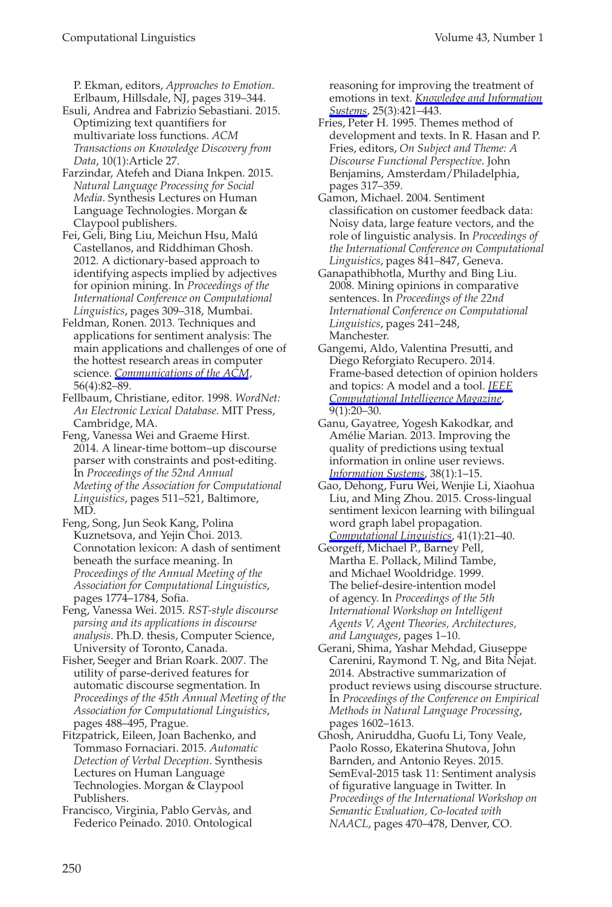P. Ekman, editors, *Approaches to Emotion*. Erlbaum, Hillsdale, NJ, pages 319–344.

Esuli, Andrea and Fabrizio Sebastiani. 2015. Optimizing text quantifiers for multivariate loss functions. *ACM Transactions on Knowledge Discovery from Data*, 10(1):Article 27.

Farzindar, Atefeh and Diana Inkpen. 2015. *Natural Language Processing for Social Media*. Synthesis Lectures on Human Language Technologies. Morgan & Claypool publishers.

Fei, Geli, Bing Liu, Meichun Hsu, Malú Castellanos, and Riddhiman Ghosh. 2012. A dictionary-based approach to identifying aspects implied by adjectives for opinion mining. In *Proceedings of the International Conference on Computational Linguistics*, pages 309–318, Mumbai.

Feldman, Ronen. 2013. Techniques and applications for sentiment analysis: The main applications and challenges of one of the hottest research areas in computer science. *Communications of the ACM*, 56(4):82–89.

Fellbaum, Christiane, editor. 1998. *WordNet: An Electronic Lexical Database*. MIT Press, Cambridge, MA.

Feng, Vanessa Wei and Graeme Hirst. 2014. A linear-time bottom–up discourse parser with constraints and post-editing. In *Proceedings of the 52nd Annual Meeting of the Association for Computational Linguistics*, pages 511–521, Baltimore, MD.

Feng, Song, Jun Seok Kang, Polina Kuznetsova, and Yejin Choi. 2013. Connotation lexicon: A dash of sentiment beneath the surface meaning. In *Proceedings of the Annual Meeting of the Association for Computational Linguistics*, pages 1774–1784, Sofia.

Feng, Vanessa Wei. 2015. *RST-style discourse parsing and its applications in discourse analysis*. Ph.D. thesis, Computer Science, University of Toronto, Canada.

Fisher, Seeger and Brian Roark. 2007. The utility of parse-derived features for automatic discourse segmentation. In *Proceedings of the 45th Annual Meeting of the Association for Computational Linguistics*, pages 488–495, Prague.

Fitzpatrick, Eileen, Joan Bachenko, and Tommaso Fornaciari. 2015. *Automatic Detection of Verbal Deception*. Synthesis Lectures on Human Language Technologies. Morgan & Claypool Publishers.

Francisco, Virginia, Pablo Gervàs, and Federico Peinado. 2010. Ontological reasoning for improving the treatment of emotions in text. *Knowledge and Information Systems*, 25(3):421–443.

Fries, Peter H. 1995. Themes method of development and texts. In R. Hasan and P. Fries, editors, *On Subject and Theme: A Discourse Functional Perspective*. John Benjamins, Amsterdam/Philadelphia, pages 317–359.

Gamon, Michael. 2004. Sentiment classification on customer feedback data: Noisy data, large feature vectors, and the role of linguistic analysis. In *Proceedings of the International Conference on Computational Linguistics*, pages 841–847, Geneva.

Ganapathibhotla, Murthy and Bing Liu. 2008. Mining opinions in comparative sentences. In *Proceedings of the 22nd International Conference on Computational Linguistics*, pages 241–248, Manchester.

Gangemi, Aldo, Valentina Presutti, and Diego Reforgiato Recupero. 2014. Frame-based detection of opinion holders and topics: A model and a tool. *IEEE Computational Intelligence Magazine*, 9(1):20–30.

Ganu, Gayatree, Yogesh Kakodkar, and Amélie Marian. 2013. Improving the quality of predictions using textual information in online user reviews. *Information Systems*, 38(1):1–15.

Gao, Dehong, Furu Wei, Wenjie Li, Xiaohua Liu, and Ming Zhou. 2015. Cross-lingual sentiment lexicon learning with bilingual word graph label propagation. *Computational Linguistics*, 41(1):21–40.

Georgeff, Michael P., Barney Pell, Martha E. Pollack, Milind Tambe, and Michael Wooldridge. 1999. The belief-desire-intention model of agency. In *Proceedings of the 5th International Workshop on Intelligent Agents V, Agent Theories, Architectures, and Languages*, pages 1–10.

Gerani, Shima, Yashar Mehdad, Giuseppe Carenini, Raymond T. Ng, and Bita Nejat. 2014. Abstractive summarization of product reviews using discourse structure. In *Proceedings of the Conference on Empirical Methods in Natural Language Processing*, pages 1602–1613.

Ghosh, Aniruddha, Guofu Li, Tony Veale, Paolo Rosso, Ekaterina Shutova, John Barnden, and Antonio Reyes. 2015. SemEval-2015 task 11: Sentiment analysis of figurative language in Twitter. In *Proceedings of the International Workshop on Semantic Evaluation, Co-located with NAACL*, pages 470–478, Denver, CO.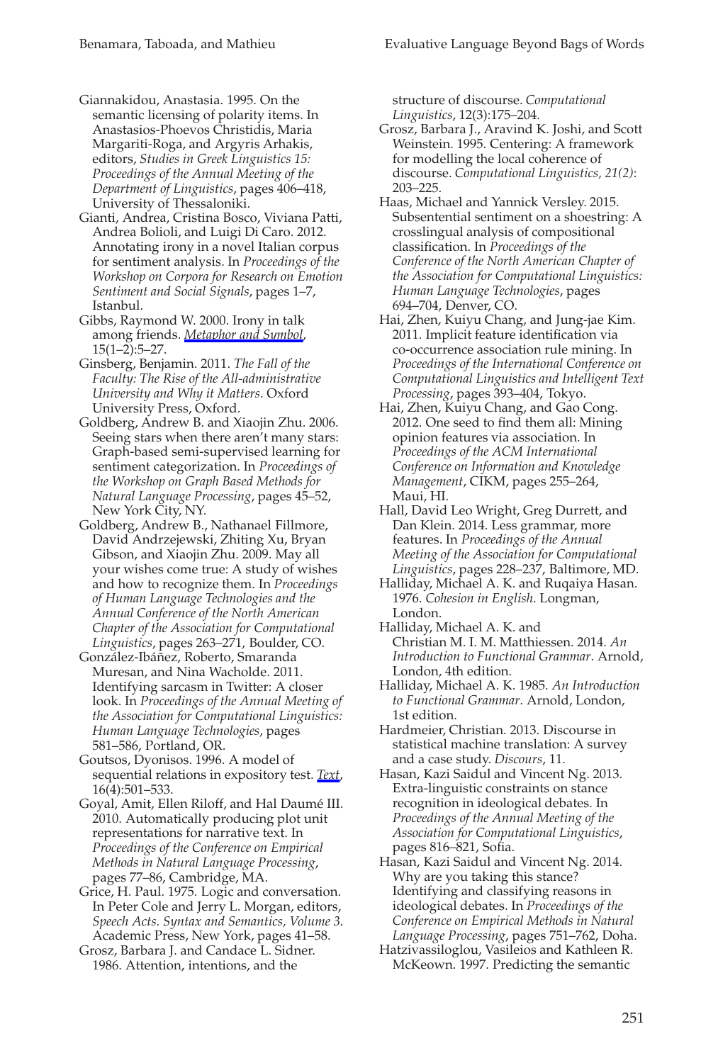Giannakidou, Anastasia. 1995. On the semantic licensing of polarity items. In Anastasios-Phoevos Christidis, Maria Margariti-Roga, and Argyris Arhakis, editors, *Studies in Greek Linguistics 15: Proceedings of the Annual Meeting of the Department of Linguistics*, pages 406–418, University of Thessaloniki.

Gianti, Andrea, Cristina Bosco, Viviana Patti, Andrea Bolioli, and Luigi Di Caro. 2012. Annotating irony in a novel Italian corpus for sentiment analysis. In *Proceedings of the Workshop on Corpora for Research on Emotion Sentiment and Social Signals*, pages 1–7, Istanbul.

Gibbs, Raymond W. 2000. Irony in talk among friends. *Metaphor and Symbol*, 15(1–2):5–27.

Ginsberg, Benjamin. 2011. *The Fall of the Faculty: The Rise of the All-administrative University and Why it Matters*. Oxford University Press, Oxford.

Goldberg, Andrew B. and Xiaojin Zhu. 2006. Seeing stars when there aren't many stars: Graph-based semi-supervised learning for sentiment categorization. In *Proceedings of the Workshop on Graph Based Methods for Natural Language Processing*, pages 45–52, New York City, NY.

Goldberg, Andrew B., Nathanael Fillmore, David Andrzejewski, Zhiting Xu, Bryan Gibson, and Xiaojin Zhu. 2009. May all your wishes come true: A study of wishes and how to recognize them. In *Proceedings of Human Language Technologies and the Annual Conference of the North American Chapter of the Association for Computational Linguistics*, pages 263–271, Boulder, CO.

González-Ibáñez, Roberto, Smaranda Muresan, and Nina Wacholde. 2011. Identifying sarcasm in Twitter: A closer look. In *Proceedings of the Annual Meeting of the Association for Computational Linguistics: Human Language Technologies*, pages 581–586, Portland, OR.

Goutsos, Dyonisos. 1996. A model of sequential relations in expository test. *Text*, 16(4):501–533.

Goyal, Amit, Ellen Riloff, and Hal Daumé III. 2010. Automatically producing plot unit representations for narrative text. In *Proceedings of the Conference on Empirical Methods in Natural Language Processing*, pages 77–86, Cambridge, MA.

Grice, H. Paul. 1975. Logic and conversation. In Peter Cole and Jerry L. Morgan, editors, *Speech Acts. Syntax and Semantics, Volume 3*. Academic Press, New York, pages 41–58.

Grosz, Barbara J. and Candace L. Sidner. 1986. Attention, intentions, and the structure of discourse. *Computational Linguistics*, 12(3):175–204.

Grosz, Barbara J., Aravind K. Joshi, and Scott Weinstein. 1995. Centering: A framework for modelling the local coherence of discourse. *Computational Linguistics, 21(2)*: 203–225.

Haas, Michael and Yannick Versley. 2015. Subsentential sentiment on a shoestring: A crosslingual analysis of compositional classification. In *Proceedings of the Conference of the North American Chapter of the Association for Computational Linguistics: Human Language Technologies*, pages 694–704, Denver, CO.

Hai, Zhen, Kuiyu Chang, and Jung-jae Kim. 2011. Implicit feature identification via co-occurrence association rule mining. In *Proceedings of the International Conference on Computational Linguistics and Intelligent Text Processing*, pages 393–404, Tokyo.

Hai, Zhen, Kuiyu Chang, and Gao Cong. 2012. One seed to find them all: Mining opinion features via association. In *Proceedings of the ACM International Conference on Information and Knowledge Management*, CIKM, pages 255–264, Maui, HI.

Hall, David Leo Wright, Greg Durrett, and Dan Klein. 2014. Less grammar, more features. In *Proceedings of the Annual Meeting of the Association for Computational Linguistics*, pages 228–237, Baltimore, MD.

Halliday, Michael A. K. and Ruqaiya Hasan. 1976. *Cohesion in English*. Longman, London.

Halliday, Michael A. K. and Christian M. I. M. Matthiessen. 2014. *An Introduction to Functional Grammar*. Arnold, London, 4th edition.

Halliday, Michael A. K. 1985. *An Introduction to Functional Grammar*. Arnold, London, 1st edition.

Hardmeier, Christian. 2013. Discourse in statistical machine translation: A survey and a case study. *Discours*, 11.

Hasan, Kazi Saidul and Vincent Ng. 2013. Extra-linguistic constraints on stance recognition in ideological debates. In *Proceedings of the Annual Meeting of the Association for Computational Linguistics*, pages 816–821, Sofia.

Hasan, Kazi Saidul and Vincent Ng. 2014. Why are you taking this stance? Identifying and classifying reasons in ideological debates. In *Proceedings of the Conference on Empirical Methods in Natural Language Processing*, pages 751–762, Doha.

Hatzivassiloglou, Vasileios and Kathleen R. McKeown. 1997. Predicting the semantic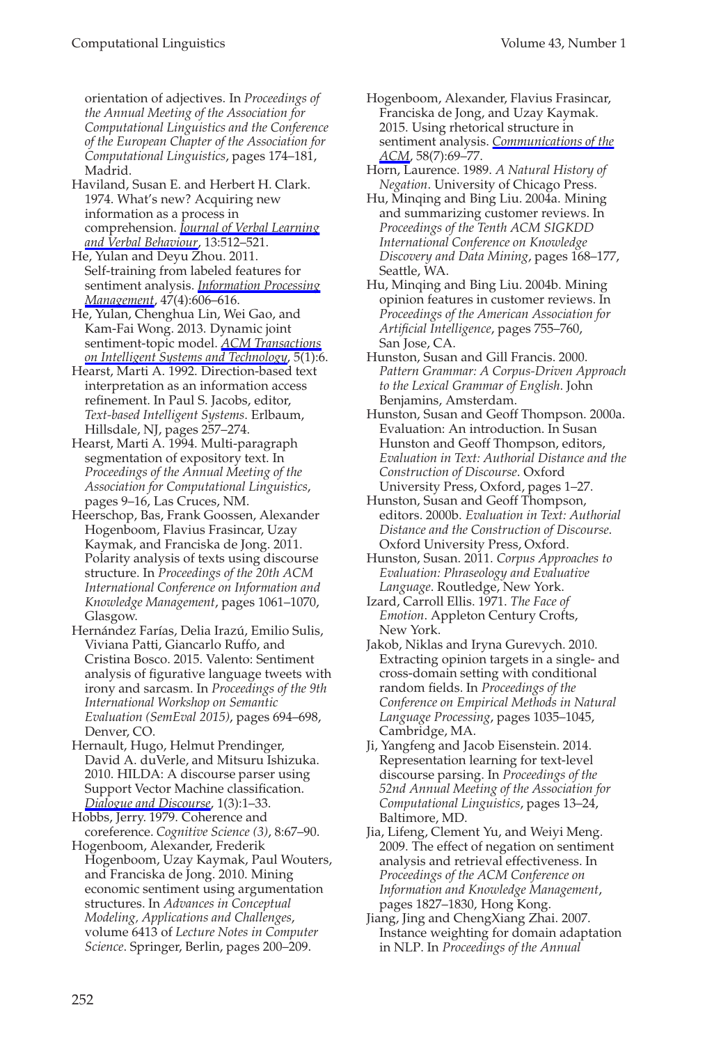orientation of adjectives. In *Proceedings of the Annual Meeting of the Association for Computational Linguistics and the Conference of the European Chapter of the Association for Computational Linguistics*, pages 174–181, Madrid.

Haviland, Susan E. and Herbert H. Clark. 1974. What's new? Acquiring new information as a process in comprehension. *Journal of Verbal Learning and Verbal Behaviour*, 13:512–521.

He, Yulan and Deyu Zhou. 2011. Self-training from labeled features for sentiment analysis. *Information Processing Management*, 47(4):606–616.

He, Yulan, Chenghua Lin, Wei Gao, and Kam-Fai Wong. 2013. Dynamic joint sentiment-topic model. *ACM Transactions on Intelligent Systems and Technology*, 5(1):6.

Hearst, Marti A. 1992. Direction-based text interpretation as an information access refinement. In Paul S. Jacobs, editor, *Text-based Intelligent Systems*. Erlbaum, Hillsdale, NJ, pages 257–274.

Hearst, Marti A. 1994. Multi-paragraph segmentation of expository text. In *Proceedings of the Annual Meeting of the Association for Computational Linguistics*, pages 9–16, Las Cruces, NM.

Heerschop, Bas, Frank Goossen, Alexander Hogenboom, Flavius Frasincar, Uzay Kaymak, and Franciska de Jong. 2011. Polarity analysis of texts using discourse structure. In *Proceedings of the 20th ACM International Conference on Information and Knowledge Management*, pages 1061–1070, Glasgow.

Hernández Farías, Delia Irazú, Emilio Sulis, Viviana Patti, Giancarlo Ruffo, and Cristina Bosco. 2015. Valento: Sentiment analysis of figurative language tweets with irony and sarcasm. In *Proceedings of the 9th International Workshop on Semantic Evaluation (SemEval 2015)*, pages 694–698, Denver, CO.

Hernault, Hugo, Helmut Prendinger, David A. duVerle, and Mitsuru Ishizuka. 2010. HILDA: A discourse parser using Support Vector Machine classification. *Dialogue and Discourse*, 1(3):1–33.

Hobbs, Jerry. 1979. Coherence and coreference. *Cognitive Science (3)*, 8:67–90.

Hogenboom, Alexander, Frederik Hogenboom, Uzay Kaymak, Paul Wouters, and Franciska de Jong. 2010. Mining economic sentiment using argumentation structures. In *Advances in Conceptual Modeling, Applications and Challenges*, volume 6413 of *Lecture Notes in Computer Science*. Springer, Berlin, pages 200–209.

Hogenboom, Alexander, Flavius Frasincar, Franciska de Jong, and Uzay Kaymak. 2015. Using rhetorical structure in sentiment analysis. *Communications of the ACM*, 58(7):69–77.

Horn, Laurence. 1989. *A Natural History of Negation*. University of Chicago Press.

Hu, Minqing and Bing Liu. 2004a. Mining and summarizing customer reviews. In *Proceedings of the Tenth ACM SIGKDD International Conference on Knowledge Discovery and Data Mining*, pages 168–177, Seattle, WA.

Hu, Minqing and Bing Liu. 2004b. Mining opinion features in customer reviews. In *Proceedings of the American Association for Artificial Intelligence*, pages 755–760, San Jose, CA.

Hunston, Susan and Gill Francis. 2000. *Pattern Grammar: A Corpus-Driven Approach to the Lexical Grammar of English*. John Benjamins, Amsterdam.

Hunston, Susan and Geoff Thompson. 2000a. Evaluation: An introduction. In Susan Hunston and Geoff Thompson, editors, *Evaluation in Text: Authorial Distance and the Construction of Discourse*. Oxford University Press, Oxford, pages 1–27.

Hunston, Susan and Geoff Thompson, editors. 2000b. *Evaluation in Text: Authorial Distance and the Construction of Discourse*. Oxford University Press, Oxford.

Hunston, Susan. 2011. *Corpus Approaches to Evaluation: Phraseology and Evaluative Language*. Routledge, New York.

Izard, Carroll Ellis. 1971. *The Face of Emotion*. Appleton Century Crofts, New York.

Jakob, Niklas and Iryna Gurevych. 2010. Extracting opinion targets in a single- and cross-domain setting with conditional random fields. In *Proceedings of the Conference on Empirical Methods in Natural Language Processing*, pages 1035–1045, Cambridge, MA.

Ji, Yangfeng and Jacob Eisenstein. 2014. Representation learning for text-level discourse parsing. In *Proceedings of the 52nd Annual Meeting of the Association for Computational Linguistics*, pages 13–24, Baltimore, MD.

Jia, Lifeng, Clement Yu, and Weiyi Meng. 2009. The effect of negation on sentiment analysis and retrieval effectiveness. In *Proceedings of the ACM Conference on Information and Knowledge Management*, pages 1827–1830, Hong Kong.

Jiang, Jing and ChengXiang Zhai. 2007. Instance weighting for domain adaptation in NLP. In *Proceedings of the Annual*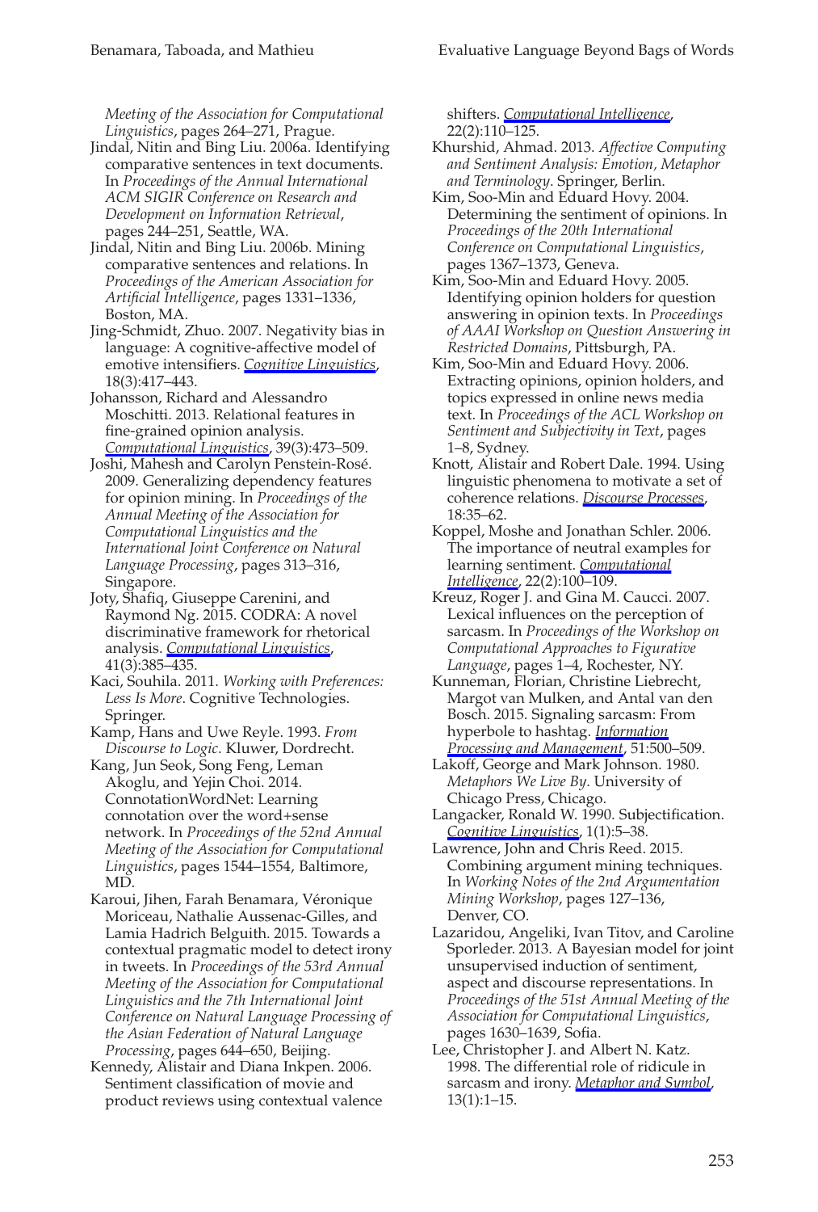*Meeting of the Association for Computational Linguistics*, pages 264–271, Prague.

Jindal, Nitin and Bing Liu. 2006a. Identifying comparative sentences in text documents. In *Proceedings of the Annual International ACM SIGIR Conference on Research and Development on Information Retrieval*, pages 244–251, Seattle, WA.

Jindal, Nitin and Bing Liu. 2006b. Mining comparative sentences and relations. In *Proceedings of the American Association for Artificial Intelligence*, pages 1331–1336, Boston, MA.

Jing-Schmidt, Zhuo. 2007. Negativity bias in language: A cognitive-affective model of emotive intensifiers. *Cognitive Linguistics*, 18(3):417–443.

Johansson, Richard and Alessandro Moschitti. 2013. Relational features in fine-grained opinion analysis. *Computational Linguistics*, 39(3):473–509.

Joshi, Mahesh and Carolyn Penstein-Rosé. 2009. Generalizing dependency features for opinion mining. In *Proceedings of the Annual Meeting of the Association for Computational Linguistics and the International Joint Conference on Natural Language Processing*, pages 313–316, Singapore.

Joty, Shafiq, Giuseppe Carenini, and Raymond Ng. 2015. CODRA: A novel discriminative framework for rhetorical analysis. *Computational Linguistics*, 41(3):385–435.

Kaci, Souhila. 2011. *Working with Preferences: Less Is More*. Cognitive Technologies. Springer.

Kamp, Hans and Uwe Reyle. 1993. *From Discourse to Logic*. Kluwer, Dordrecht.

Kang, Jun Seok, Song Feng, Leman Akoglu, and Yejin Choi. 2014. ConnotationWordNet: Learning connotation over the word+sense network. In *Proceedings of the 52nd Annual Meeting of the Association for Computational Linguistics*, pages 1544–1554, Baltimore, MD.

Karoui, Jihen, Farah Benamara, Véronique Moriceau, Nathalie Aussenac-Gilles, and Lamia Hadrich Belguith. 2015. Towards a contextual pragmatic model to detect irony in tweets. In *Proceedings of the 53rd Annual Meeting of the Association for Computational Linguistics and the 7th International Joint Conference on Natural Language Processing of the Asian Federation of Natural Language Processing*, pages 644–650, Beijing.

Kennedy, Alistair and Diana Inkpen. 2006. Sentiment classification of movie and product reviews using contextual valence shifters. *Computational Intelligence*, 22(2):110–125.

Khurshid, Ahmad. 2013. *Affective Computing and Sentiment Analysis: Emotion, Metaphor and Terminology*. Springer, Berlin.

Kim, Soo-Min and Eduard Hovy. 2004. Determining the sentiment of opinions. In *Proceedings of the 20th International Conference on Computational Linguistics*, pages 1367–1373, Geneva.

Kim, Soo-Min and Eduard Hovy. 2005. Identifying opinion holders for question answering in opinion texts. In *Proceedings of AAAI Workshop on Question Answering in Restricted Domains*, Pittsburgh, PA.

Kim, Soo-Min and Eduard Hovy. 2006. Extracting opinions, opinion holders, and topics expressed in online news media text. In *Proceedings of the ACL Workshop on Sentiment and Subjectivity in Text*, pages 1–8, Sydney.

Knott, Alistair and Robert Dale. 1994. Using linguistic phenomena to motivate a set of coherence relations. *Discourse Processes*, 18:35–62.

Koppel, Moshe and Jonathan Schler. 2006. The importance of neutral examples for learning sentiment. *Computational Intelligence*, 22(2):100–109.

Kreuz, Roger J. and Gina M. Caucci. 2007. Lexical influences on the perception of sarcasm. In *Proceedings of the Workshop on Computational Approaches to Figurative Language*, pages 1–4, Rochester, NY.

Kunneman, Florian, Christine Liebrecht, Margot van Mulken, and Antal van den Bosch. 2015. Signaling sarcasm: From hyperbole to hashtag. *Information Processing and Management*, 51:500–509.

Lakoff, George and Mark Johnson. 1980. *Metaphors We Live By*. University of Chicago Press, Chicago.

Langacker, Ronald W. 1990. Subjectification. *Cognitive Linguistics*, 1(1):5–38.

Lawrence, John and Chris Reed. 2015. Combining argument mining techniques. In *Working Notes of the 2nd Argumentation Mining Workshop*, pages 127–136, Denver, CO.

Lazaridou, Angeliki, Ivan Titov, and Caroline Sporleder. 2013. A Bayesian model for joint unsupervised induction of sentiment, aspect and discourse representations. In *Proceedings of the 51st Annual Meeting of the Association for Computational Linguistics*, pages 1630–1639, Sofia.

Lee, Christopher J. and Albert N. Katz. 1998. The differential role of ridicule in sarcasm and irony. *Metaphor and Symbol*, 13(1):1–15.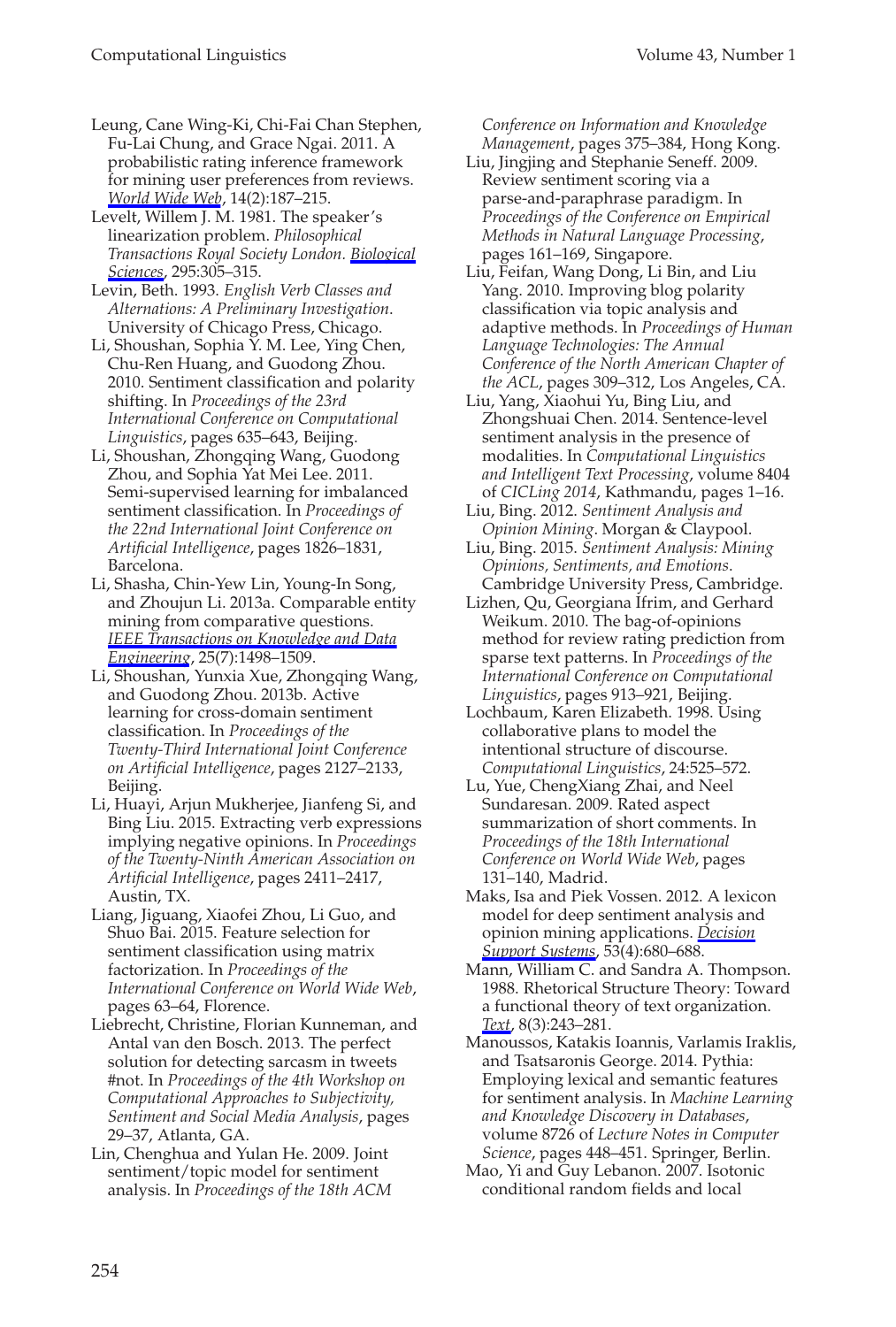Leung, Cane Wing-Ki, Chi-Fai Chan Stephen, Fu-Lai Chung, and Grace Ngai. 2011. A probabilistic rating inference framework for mining user preferences from reviews. *World Wide Web*, 14(2):187–215.

Levelt, Willem J. M. 1981. The speaker's linearization problem. *Philosophical Transactions Royal Society London. Biological Sciences*, 295:305–315.

Levin, Beth. 1993. *English Verb Classes and Alternations: A Preliminary Investigation*. University of Chicago Press, Chicago.

Li, Shoushan, Sophia Y. M. Lee, Ying Chen, Chu-Ren Huang, and Guodong Zhou. 2010. Sentiment classification and polarity shifting. In *Proceedings of the 23rd International Conference on Computational Linguistics*, pages 635–643, Beijing.

Li, Shoushan, Zhongqing Wang, Guodong Zhou, and Sophia Yat Mei Lee. 2011. Semi-supervised learning for imbalanced sentiment classification. In *Proceedings of the 22nd International Joint Conference on Artificial Intelligence*, pages 1826–1831, Barcelona.

Li, Shasha, Chin-Yew Lin, Young-In Song, and Zhoujun Li. 2013a. Comparable entity mining from comparative questions. *IEEE Transactions on Knowledge and Data Engineering*, 25(7):1498–1509.

Li, Shoushan, Yunxia Xue, Zhongqing Wang, and Guodong Zhou. 2013b. Active learning for cross-domain sentiment classification. In *Proceedings of the Twenty-Third International Joint Conference on Artificial Intelligence*, pages 2127–2133, Beijing.

Li, Huayi, Arjun Mukherjee, Jianfeng Si, and Bing Liu. 2015. Extracting verb expressions implying negative opinions. In *Proceedings of the Twenty-Ninth American Association on Artificial Intelligence*, pages 2411–2417, Austin, TX.

Liang, Jiguang, Xiaofei Zhou, Li Guo, and Shuo Bai. 2015. Feature selection for sentiment classification using matrix factorization. In *Proceedings of the International Conference on World Wide Web*, pages 63–64, Florence.

Liebrecht, Christine, Florian Kunneman, and Antal van den Bosch. 2013. The perfect solution for detecting sarcasm in tweets #not. In *Proceedings of the 4th Workshop on Computational Approaches to Subjectivity, Sentiment and Social Media Analysis*, pages 29–37, Atlanta, GA.

Lin, Chenghua and Yulan He. 2009. Joint sentiment/topic model for sentiment analysis. In *Proceedings of the 18th ACM Conference on Information and Knowledge Management*, pages 375–384, Hong Kong.

Liu, Jingjing and Stephanie Seneff. 2009. Review sentiment scoring via a parse-and-paraphrase paradigm. In *Proceedings of the Conference on Empirical Methods in Natural Language Processing*, pages 161–169, Singapore.

Liu, Feifan, Wang Dong, Li Bin, and Liu Yang. 2010. Improving blog polarity classification via topic analysis and adaptive methods. In *Proceedings of Human Language Technologies: The Annual Conference of the North American Chapter of the ACL*, pages 309–312, Los Angeles, CA.

Liu, Yang, Xiaohui Yu, Bing Liu, and Zhongshuai Chen. 2014. Sentence-level sentiment analysis in the presence of modalities. In *Computational Linguistics and Intelligent Text Processing*, volume 8404 of *CICLing 2014*, Kathmandu, pages 1–16.

Liu, Bing. 2012. *Sentiment Analysis and Opinion Mining*. Morgan & Claypool.

Liu, Bing. 2015. *Sentiment Analysis: Mining Opinions, Sentiments, and Emotions*. Cambridge University Press, Cambridge.

Lizhen, Qu, Georgiana Ifrim, and Gerhard Weikum. 2010. The bag-of-opinions method for review rating prediction from sparse text patterns. In *Proceedings of the International Conference on Computational Linguistics*, pages 913–921, Beijing.

Lochbaum, Karen Elizabeth. 1998. Using collaborative plans to model the intentional structure of discourse. *Computational Linguistics*, 24:525–572.

Lu, Yue, ChengXiang Zhai, and Neel Sundaresan. 2009. Rated aspect summarization of short comments. In *Proceedings of the 18th International Conference on World Wide Web*, pages 131–140, Madrid.

Maks, Isa and Piek Vossen. 2012. A lexicon model for deep sentiment analysis and opinion mining applications. *Decision Support Systems*, 53(4):680–688.

Mann, William C. and Sandra A. Thompson. 1988. Rhetorical Structure Theory: Toward a functional theory of text organization. *Text*, 8(3):243–281.

Manoussos, Katakis Ioannis, Varlamis Iraklis, and Tsatsaronis George. 2014. Pythia: Employing lexical and semantic features for sentiment analysis. In *Machine Learning and Knowledge Discovery in Databases*, volume 8726 of *Lecture Notes in Computer Science*, pages 448–451. Springer, Berlin.

Mao, Yi and Guy Lebanon. 2007. Isotonic conditional random fields and local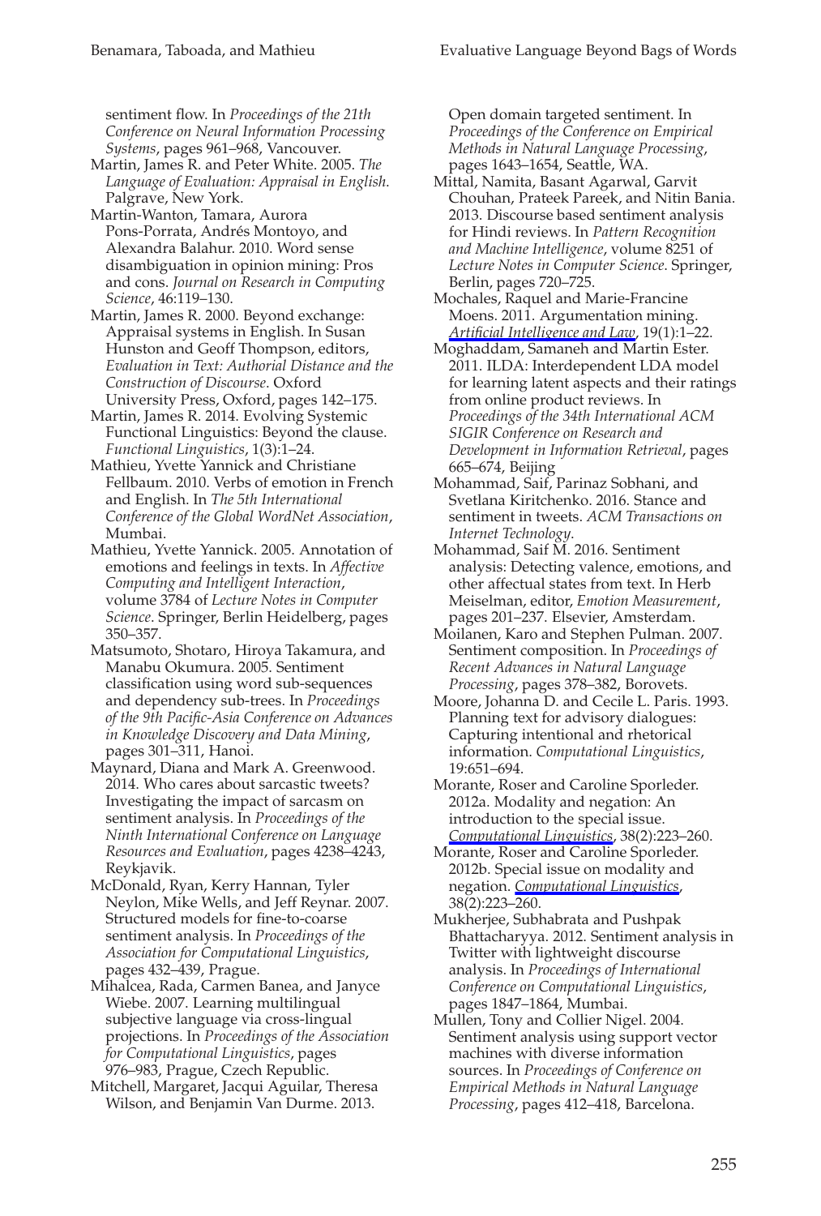sentiment flow. In *Proceedings of the 21th Conference on Neural Information Processing Systems*, pages 961–968, Vancouver.

Martin, James R. and Peter White. 2005. *The Language of Evaluation: Appraisal in English*. Palgrave, New York.

Martin-Wanton, Tamara, Aurora Pons-Porrata, Andrés Montoyo, and Alexandra Balahur. 2010. Word sense disambiguation in opinion mining: Pros and cons. *Journal on Research in Computing Science*, 46:119–130.

Martin, James R. 2000. Beyond exchange: Appraisal systems in English. In Susan Hunston and Geoff Thompson, editors, *Evaluation in Text: Authorial Distance and the Construction of Discourse*. Oxford University Press, Oxford, pages 142–175.

Martin, James R. 2014. Evolving Systemic Functional Linguistics: Beyond the clause. *Functional Linguistics*, 1(3):1–24.

Mathieu, Yvette Yannick and Christiane Fellbaum. 2010. Verbs of emotion in French and English. In *The 5th International Conference of the Global WordNet Association*, Mumbai.

Mathieu, Yvette Yannick. 2005. Annotation of emotions and feelings in texts. In *Affective Computing and Intelligent Interaction*, volume 3784 of *Lecture Notes in Computer Science*. Springer, Berlin Heidelberg, pages 350–357.

Matsumoto, Shotaro, Hiroya Takamura, and Manabu Okumura. 2005. Sentiment classification using word sub-sequences and dependency sub-trees. In *Proceedings of the 9th Pacific-Asia Conference on Advances in Knowledge Discovery and Data Mining*, pages 301–311, Hanoi.

Maynard, Diana and Mark A. Greenwood. 2014. Who cares about sarcastic tweets? Investigating the impact of sarcasm on sentiment analysis. In *Proceedings of the Ninth International Conference on Language Resources and Evaluation*, pages 4238–4243, Reykjavik.

McDonald, Ryan, Kerry Hannan, Tyler Neylon, Mike Wells, and Jeff Reynar. 2007. Structured models for fine-to-coarse sentiment analysis. In *Proceedings of the Association for Computational Linguistics*, pages 432–439, Prague.

Mihalcea, Rada, Carmen Banea, and Janyce Wiebe. 2007. Learning multilingual subjective language via cross-lingual projections. In *Proceedings of the Association for Computational Linguistics*, pages 976–983, Prague, Czech Republic.

Mitchell, Margaret, Jacqui Aguilar, Theresa Wilson, and Benjamin Van Durme. 2013. Open domain targeted sentiment. In *Proceedings of the Conference on Empirical Methods in Natural Language Processing*, pages 1643–1654, Seattle, WA.

Mittal, Namita, Basant Agarwal, Garvit Chouhan, Prateek Pareek, and Nitin Bania. 2013. Discourse based sentiment analysis for Hindi reviews. In *Pattern Recognition and Machine Intelligence*, volume 8251 of *Lecture Notes in Computer Science*. Springer, Berlin, pages 720–725.

Mochales, Raquel and Marie-Francine Moens. 2011. Argumentation mining. *Artificial Intelligence and Law*, 19(1):1–22.

Moghaddam, Samaneh and Martin Ester. 2011. ILDA: Interdependent LDA model for learning latent aspects and their ratings from online product reviews. In *Proceedings of the 34th International ACM SIGIR Conference on Research and Development in Information Retrieval*, pages 665–674, Beijing

Mohammad, Saif, Parinaz Sobhani, and Svetlana Kiritchenko. 2016. Stance and sentiment in tweets. *ACM Transactions on Internet Technology*.

Mohammad, Saif M. 2016. Sentiment analysis: Detecting valence, emotions, and other affectual states from text. In Herb Meiselman, editor, *Emotion Measurement*, pages 201–237. Elsevier, Amsterdam.

Moilanen, Karo and Stephen Pulman. 2007. Sentiment composition. In *Proceedings of Recent Advances in Natural Language Processing*, pages 378–382, Borovets.

Moore, Johanna D. and Cecile L. Paris. 1993. Planning text for advisory dialogues: Capturing intentional and rhetorical information. *Computational Linguistics*, 19:651–694.

Morante, Roser and Caroline Sporleder. 2012a. Modality and negation: An introduction to the special issue. *Computational Linguistics*, 38(2):223–260.

Morante, Roser and Caroline Sporleder. 2012b. Special issue on modality and negation. *Computational Linguistics*, 38(2):223–260.

Mukherjee, Subhabrata and Pushpak Bhattacharyya. 2012. Sentiment analysis in Twitter with lightweight discourse analysis. In *Proceedings of International Conference on Computational Linguistics*, pages 1847–1864, Mumbai.

Mullen, Tony and Collier Nigel. 2004. Sentiment analysis using support vector machines with diverse information sources. In *Proceedings of Conference on Empirical Methods in Natural Language Processing*, pages 412–418, Barcelona.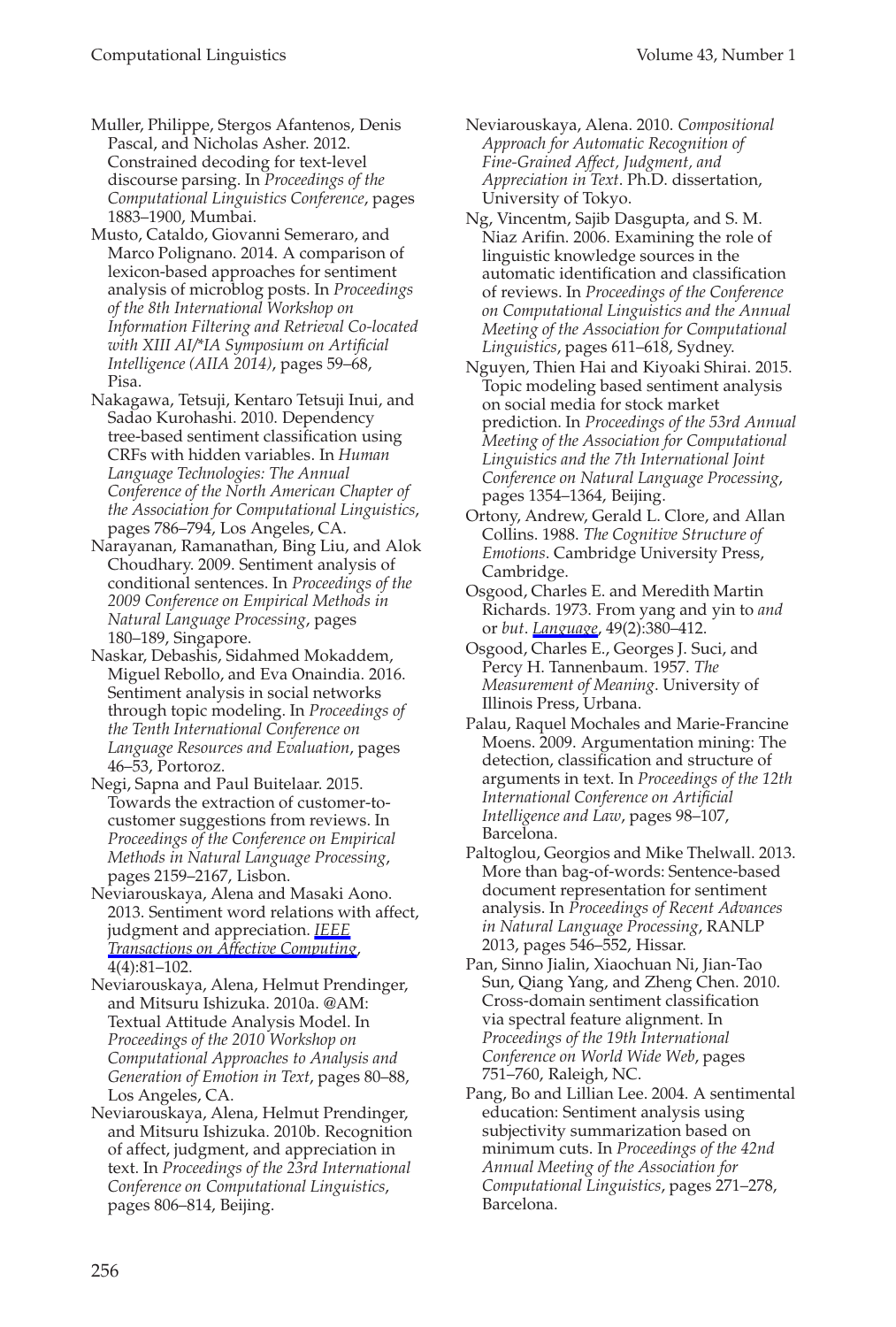Muller, Philippe, Stergos Afantenos, Denis Pascal, and Nicholas Asher. 2012. Constrained decoding for text-level discourse parsing. In *Proceedings of the Computational Linguistics Conference*, pages 1883–1900, Mumbai.

Musto, Cataldo, Giovanni Semeraro, and Marco Polignano. 2014. A comparison of lexicon-based approaches for sentiment analysis of microblog posts. In *Proceedings of the 8th International Workshop on Information Filtering and Retrieval Co-located with XIII AI/*IA Symposium on Artificial Intelligence (AIIA 2014)*, pages 59–68, Pisa.

Nakagawa, Tetsuji, Kentaro Tetsuji Inui, and Sadao Kurohashi. 2010. Dependency tree-based sentiment classification using CRFs with hidden variables. In *Human Language Technologies: The Annual Conference of the North American Chapter of the Association for Computational Linguistics*, pages 786–794, Los Angeles, CA.

Narayanan, Ramanathan, Bing Liu, and Alok Choudhary. 2009. Sentiment analysis of conditional sentences. In *Proceedings of the 2009 Conference on Empirical Methods in Natural Language Processing*, pages 180–189, Singapore.

Naskar, Debashis, Sidahmed Mokaddem, Miguel Rebollo, and Eva Onaindia. 2016. Sentiment analysis in social networks through topic modeling. In *Proceedings of the Tenth International Conference on Language Resources and Evaluation*, pages 46–53, Portoroz.

Negi, Sapna and Paul Buitelaar. 2015. Towards the extraction of customer-to-customer suggestions from reviews. In *Proceedings of the Conference on Empirical Methods in Natural Language Processing*, pages 2159–2167, Lisbon.

Neviarouskaya, Alena and Masaki Aono. 2013. Sentiment word relations with affect, judgment and appreciation. *IEEE Transactions on Affective Computing*, 4(4):81–102.

Neviarouskaya, Alena, Helmut Prendinger, and Mitsuru Ishizuka. 2010a. @AM: Textual Attitude Analysis Model. In *Proceedings of the 2010 Workshop on Computational Approaches to Analysis and Generation of Emotion in Text*, pages 80–88, Los Angeles, CA.

Neviarouskaya, Alena, Helmut Prendinger, and Mitsuru Ishizuka. 2010b. Recognition of affect, judgment, and appreciation in text. In *Proceedings of the 23rd International Conference on Computational Linguistics*, pages 806–814, Beijing.

Neviarouskaya, Alena. 2010. *Compositional Approach for Automatic Recognition of Fine-Grained Affect, Judgment, and Appreciation in Text*. Ph.D. dissertation, University of Tokyo.

Ng, Vincentm, Sajib Dasgupta, and S. M. Niaz Arifin. 2006. Examining the role of linguistic knowledge sources in the automatic identification and classification of reviews. In *Proceedings of the Conference on Computational Linguistics and the Annual Meeting of the Association for Computational Linguistics*, pages 611–618, Sydney.

Nguyen, Thien Hai and Kiyoaki Shirai. 2015. Topic modeling based sentiment analysis on social media for stock market prediction. In *Proceedings of the 53rd Annual Meeting of the Association for Computational Linguistics and the 7th International Joint Conference on Natural Language Processing*, pages 1354–1364, Beijing.

Ortony, Andrew, Gerald L. Clore, and Allan Collins. 1988. *The Cognitive Structure of Emotions*. Cambridge University Press, Cambridge.

Osgood, Charles E. and Meredith Martin Richards. 1973. From yang and yin to *and* or *but*. *Language*, 49(2):380–412.

Osgood, Charles E., Georges J. Suci, and Percy H. Tannenbaum. 1957. *The Measurement of Meaning*. University of Illinois Press, Urbana.

Palau, Raquel Mochales and Marie-Francine Moens. 2009. Argumentation mining: The detection, classification and structure of arguments in text. In *Proceedings of the 12th International Conference on Artificial Intelligence and Law*, pages 98–107, Barcelona.

Paltoglou, Georgios and Mike Thelwall. 2013. More than bag-of-words: Sentence-based document representation for sentiment analysis. In *Proceedings of Recent Advances in Natural Language Processing*, RANLP 2013, pages 546–552, Hissar.

Pan, Sinno Jialin, Xiaochuan Ni, Jian-Tao Sun, Qiang Yang, and Zheng Chen. 2010. Cross-domain sentiment classification via spectral feature alignment. In *Proceedings of the 19th International Conference on World Wide Web*, pages 751–760, Raleigh, NC.

Pang, Bo and Lillian Lee. 2004. A sentimental education: Sentiment analysis using subjectivity summarization based on minimum cuts. In *Proceedings of the 42nd Annual Meeting of the Association for Computational Linguistics*, pages 271–278, Barcelona.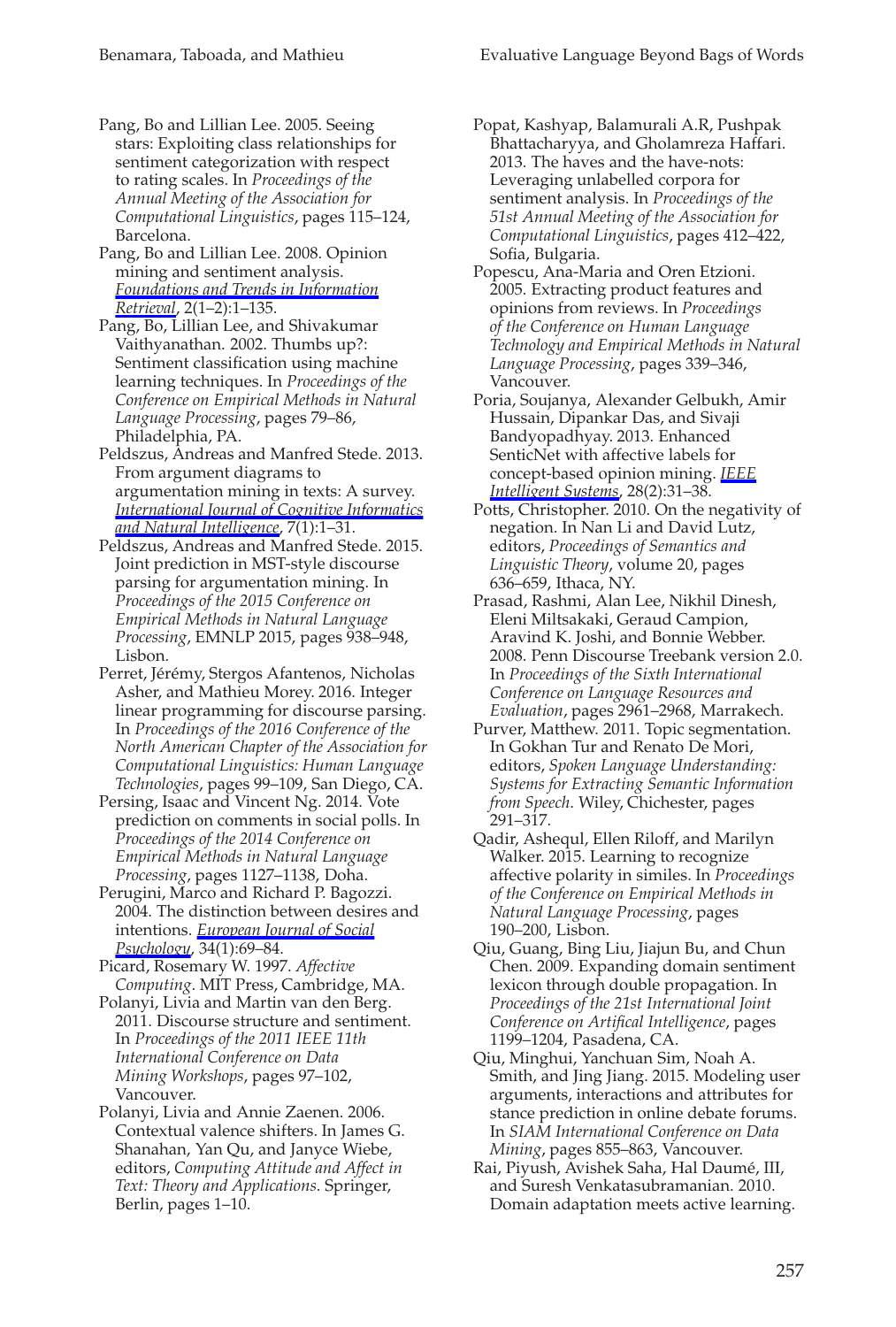Pang, Bo and Lillian Lee. 2005. Seeing stars: Exploiting class relationships for sentiment categorization with respect to rating scales. In *Proceedings of the Annual Meeting of the Association for Computational Linguistics*, pages 115–124, Barcelona.

Pang, Bo and Lillian Lee. 2008. Opinion mining and sentiment analysis. *Foundations and Trends in Information Retrieval*, 2(1–2):1–135.

Pang, Bo, Lillian Lee, and Shivakumar Vaithyanathan. 2002. Thumbs up?: Sentiment classification using machine learning techniques. In *Proceedings of the Conference on Empirical Methods in Natural Language Processing*, pages 79–86, Philadelphia, PA.

Peldszus, Andreas and Manfred Stede. 2013. From argument diagrams to argumentation mining in texts: A survey. *International Journal of Cognitive Informatics and Natural Intelligence*, 7(1):1–31.

Peldszus, Andreas and Manfred Stede. 2015. Joint prediction in MST-style discourse parsing for argumentation mining. In *Proceedings of the 2015 Conference on Empirical Methods in Natural Language Processing*, EMNLP 2015, pages 938–948, Lisbon.

Perret, Jérémy, Stergos Afantenos, Nicholas Asher, and Mathieu Morey. 2016. Integer linear programming for discourse parsing. In *Proceedings of the 2016 Conference of the North American Chapter of the Association for Computational Linguistics: Human Language Technologies*, pages 99–109, San Diego, CA.

Persing, Isaac and Vincent Ng. 2014. Vote prediction on comments in social polls. In *Proceedings of the 2014 Conference on Empirical Methods in Natural Language Processing*, pages 1127–1138, Doha.

Perugini, Marco and Richard P. Bagozzi. 2004. The distinction between desires and intentions. *European Journal of Social Psychology*, 34(1):69–84.

Picard, Rosemary W. 1997. *Affective Computing*. MIT Press, Cambridge, MA.

Polanyi, Livia and Martin van den Berg. 2011. Discourse structure and sentiment. In *Proceedings of the 2011 IEEE 11th International Conference on Data Mining Workshops*, pages 97–102, Vancouver.

Polanyi, Livia and Annie Zaenen. 2006. Contextual valence shifters. In James G. Shanahan, Yan Qu, and Janyce Wiebe, editors, *Computing Attitude and Affect in Text: Theory and Applications*. Springer, Berlin, pages 1–10.

Popat, Kashyap, Balamurali A.R, Pushpak Bhattacharyya, and Gholamreza Haffari. 2013. The haves and the have-nots: Leveraging unlabelled corpora for sentiment analysis. In *Proceedings of the 51st Annual Meeting of the Association for Computational Linguistics*, pages 412–422, Sofia, Bulgaria.

Popescu, Ana-Maria and Oren Etzioni. 2005. Extracting product features and opinions from reviews. In *Proceedings of the Conference on Human Language Technology and Empirical Methods in Natural Language Processing*, pages 339–346, Vancouver.

Poria, Soujanya, Alexander Gelbukh, Amir Hussain, Dipankar Das, and Sivaji Bandyopadhyay. 2013. Enhanced SenticNet with affective labels for concept-based opinion mining. *IEEE Intelligent Systems*, 28(2):31–38.

Potts, Christopher. 2010. On the negativity of negation. In Nan Li and David Lutz, editors, *Proceedings of Semantics and Linguistic Theory*, volume 20, pages 636–659, Ithaca, NY.

Prasad, Rashmi, Alan Lee, Nikhil Dinesh, Eleni Miltsakaki, Geraud Campion, Aravind K. Joshi, and Bonnie Webber. 2008. Penn Discourse Treebank version 2.0. In *Proceedings of the Sixth International Conference on Language Resources and Evaluation*, pages 2961–2968, Marrakech.

Purver, Matthew. 2011. Topic segmentation. In Gokhan Tur and Renato De Mori, editors, *Spoken Language Understanding: Systems for Extracting Semantic Information from Speech*. Wiley, Chichester, pages 291–317.

Qadir, Ashequl, Ellen Riloff, and Marilyn Walker. 2015. Learning to recognize affective polarity in similes. In *Proceedings of the Conference on Empirical Methods in Natural Language Processing*, pages 190–200, Lisbon.

Qiu, Guang, Bing Liu, Jiajun Bu, and Chun Chen. 2009. Expanding domain sentiment lexicon through double propagation. In *Proceedings of the 21st International Joint Conference on Artifical Intelligence*, pages 1199–1204, Pasadena, CA.

Qiu, Minghui, Yanchuan Sim, Noah A. Smith, and Jing Jiang. 2015. Modeling user arguments, interactions and attributes for stance prediction in online debate forums. In *SIAM International Conference on Data Mining*, pages 855–863, Vancouver.

Rai, Piyush, Avishek Saha, Hal Daumé, III, and Suresh Venkatasubramanian. 2010. Domain adaptation meets active learning.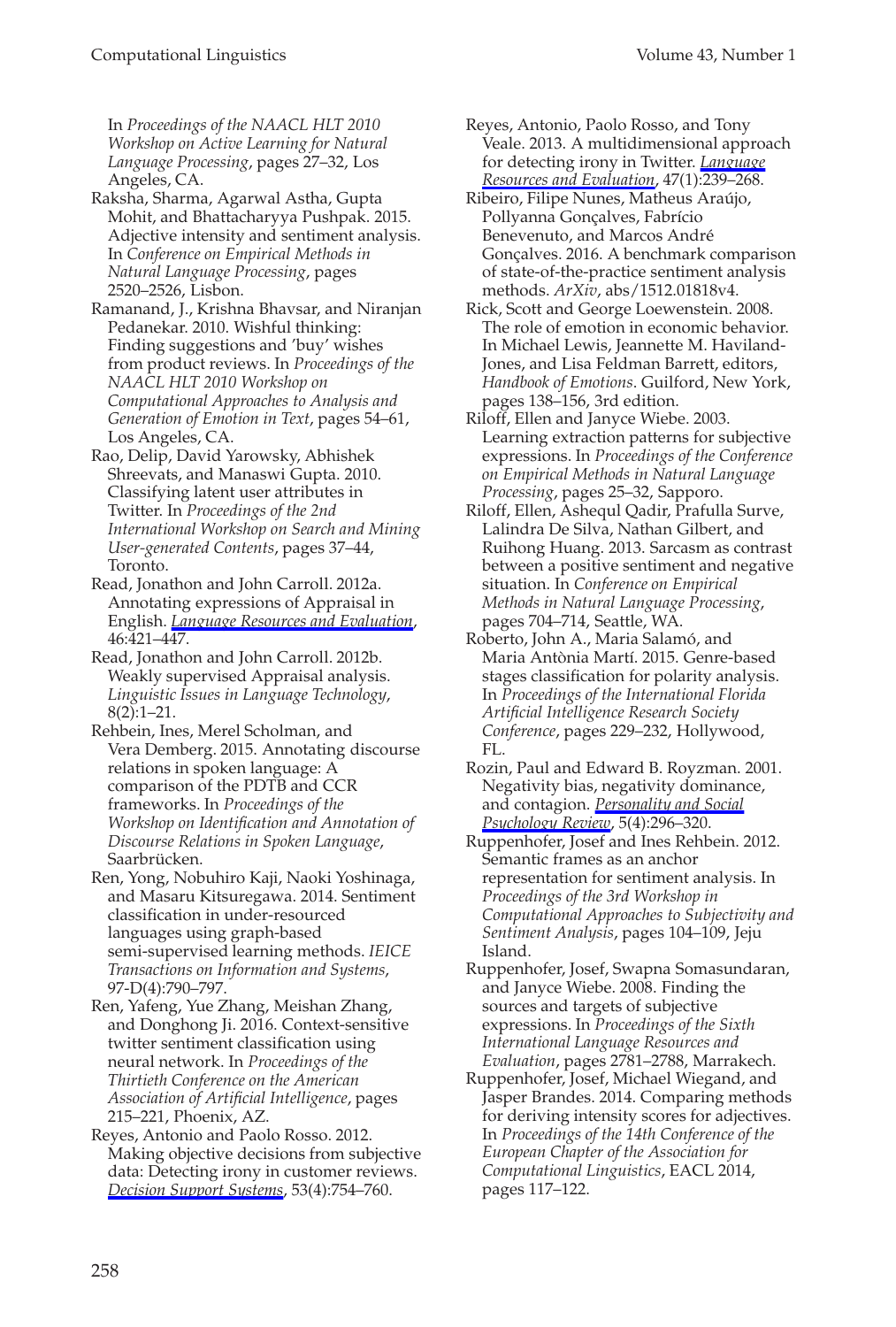In *Proceedings of the NAACL HLT 2010 Workshop on Active Learning for Natural Language Processing*, pages 27–32, Los Angeles, CA.

Raksha, Sharma, Agarwal Astha, Gupta Mohit, and Bhattacharyya Pushpak. 2015. Adjective intensity and sentiment analysis. In *Conference on Empirical Methods in Natural Language Processing*, pages 2520–2526, Lisbon.

Ramanand, J., Krishna Bhavsar, and Niranjan Pedanekar. 2010. Wishful thinking: Finding suggestions and 'buy' wishes from product reviews. In *Proceedings of the NAACL HLT 2010 Workshop on Computational Approaches to Analysis and Generation of Emotion in Text*, pages 54–61, Los Angeles, CA.

Rao, Delip, David Yarowsky, Abhishek Shreevats, and Manaswi Gupta. 2010. Classifying latent user attributes in Twitter. In *Proceedings of the 2nd International Workshop on Search and Mining User-generated Contents*, pages 37–44, Toronto.

Read, Jonathon and John Carroll. 2012a. Annotating expressions of Appraisal in English. *Language Resources and Evaluation*, 46:421–447.

Read, Jonathon and John Carroll. 2012b. Weakly supervised Appraisal analysis. *Linguistic Issues in Language Technology*, 8(2):1–21.

Rehbein, Ines, Merel Scholman, and Vera Demberg. 2015. Annotating discourse relations in spoken language: A comparison of the PDTB and CCR frameworks. In *Proceedings of the Workshop on Identification and Annotation of Discourse Relations in Spoken Language*, Saarbrücken.

Ren, Yong, Nobuhiro Kaji, Naoki Yoshinaga, and Masaru Kitsuregawa. 2014. Sentiment classification in under-resourced languages using graph-based semi-supervised learning methods. *IEICE Transactions on Information and Systems*, 97-D(4):790–797.

Ren, Yafeng, Yue Zhang, Meishan Zhang, and Donghong Ji. 2016. Context-sensitive twitter sentiment classification using neural network. In *Proceedings of the Thirtieth Conference on the American Association of Artificial Intelligence*, pages 215–221, Phoenix, AZ.

Reyes, Antonio and Paolo Rosso. 2012. Making objective decisions from subjective data: Detecting irony in customer reviews. *Decision Support Systems*, 53(4):754–760.

Reyes, Antonio, Paolo Rosso, and Tony Veale. 2013. A multidimensional approach for detecting irony in Twitter. *Language Resources and Evaluation*, 47(1):239–268.

Ribeiro, Filipe Nunes, Matheus Araújo, Pollyanna Gonçalves, Fabrício Benevenuto, and Marcos André Gonçalves. 2016. A benchmark comparison of state-of-the-practice sentiment analysis methods. *ArXiv*, abs/1512.01818v4.

Rick, Scott and George Loewenstein. 2008. The role of emotion in economic behavior. In Michael Lewis, Jeannette M. Haviland-Jones, and Lisa Feldman Barrett, editors, *Handbook of Emotions*. Guilford, New York, pages 138–156, 3rd edition.

Riloff, Ellen and Janyce Wiebe. 2003. Learning extraction patterns for subjective expressions. In *Proceedings of the Conference on Empirical Methods in Natural Language Processing*, pages 25–32, Sapporo.

Riloff, Ellen, Ashequl Qadir, Prafulla Surve, Lalindra De Silva, Nathan Gilbert, and Ruihong Huang. 2013. Sarcasm as contrast between a positive sentiment and negative situation. In *Conference on Empirical Methods in Natural Language Processing*, pages 704–714, Seattle, WA.

Roberto, John A., Maria Salamó, and Maria Antònia Martí. 2015. Genre-based stages classification for polarity analysis. In *Proceedings of the International Florida Artificial Intelligence Research Society Conference*, pages 229–232, Hollywood, FL.

Rozin, Paul and Edward B. Royzman. 2001. Negativity bias, negativity dominance, and contagion. *Personality and Social Psychology Review*, 5(4):296–320.

Ruppenhofer, Josef and Ines Rehbein. 2012. Semantic frames as an anchor representation for sentiment analysis. In *Proceedings of the 3rd Workshop in Computational Approaches to Subjectivity and Sentiment Analysis*, pages 104–109, Jeju Island.

Ruppenhofer, Josef, Swapna Somasundaran, and Janyce Wiebe. 2008. Finding the sources and targets of subjective expressions. In *Proceedings of the Sixth International Language Resources and Evaluation*, pages 2781–2788, Marrakech.

Ruppenhofer, Josef, Michael Wiegand, and Jasper Brandes. 2014. Comparing methods for deriving intensity scores for adjectives. In *Proceedings of the 14th Conference of the European Chapter of the Association for Computational Linguistics*, EACL 2014, pages 117–122.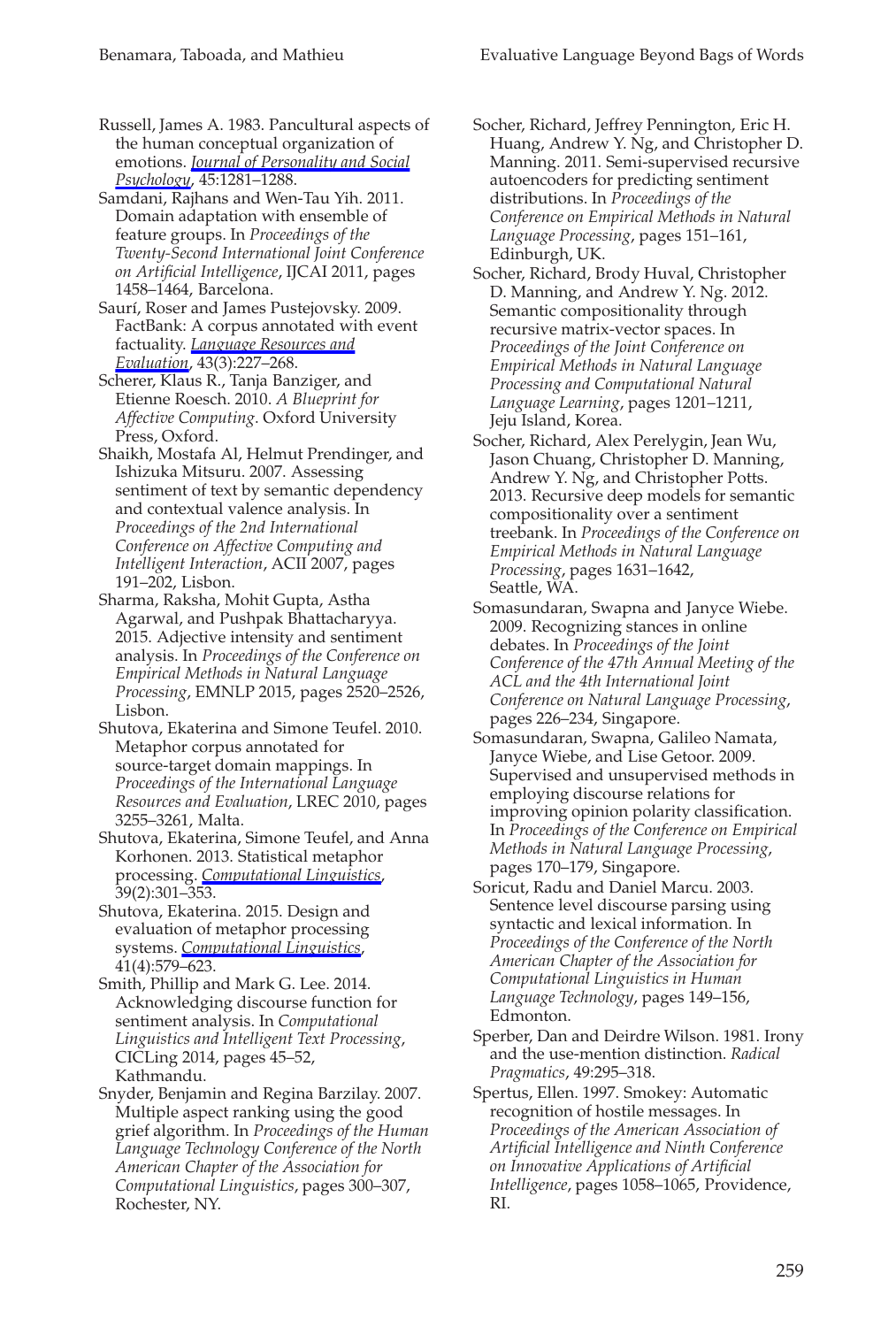Russell, James A. 1983. Pancultural aspects of the human conceptual organization of emotions. *Journal of Personality and Social Psychology*, 45:1281–1288.

Samdani, Rajhans and Wen-Tau Yih. 2011. Domain adaptation with ensemble of feature groups. In *Proceedings of the Twenty-Second International Joint Conference on Artificial Intelligence*, IJCAI 2011, pages 1458–1464, Barcelona.

Saurí, Roser and James Pustejovsky. 2009. FactBank: A corpus annotated with event factuality. *Language Resources and Evaluation*, 43(3):227–268.

Scherer, Klaus R., Tanja Banziger, and Etienne Roesch. 2010. *A Blueprint for Affective Computing*. Oxford University Press, Oxford.

Shaikh, Mostafa Al, Helmut Prendinger, and Ishizuka Mitsuru. 2007. Assessing sentiment of text by semantic dependency and contextual valence analysis. In *Proceedings of the 2nd International Conference on Affective Computing and Intelligent Interaction*, ACII 2007, pages 191–202, Lisbon.

Sharma, Raksha, Mohit Gupta, Astha Agarwal, and Pushpak Bhattacharyya. 2015. Adjective intensity and sentiment analysis. In *Proceedings of the Conference on Empirical Methods in Natural Language Processing*, EMNLP 2015, pages 2520–2526, Lisbon.

Shutova, Ekaterina and Simone Teufel. 2010. Metaphor corpus annotated for source-target domain mappings. In *Proceedings of the International Language Resources and Evaluation*, LREC 2010, pages 3255–3261, Malta.

Shutova, Ekaterina, Simone Teufel, and Anna Korhonen. 2013. Statistical metaphor processing. *Computational Linguistics*, 39(2):301–353.

Shutova, Ekaterina. 2015. Design and evaluation of metaphor processing systems. *Computational Linguistics*, 41(4):579–623.

Smith, Phillip and Mark G. Lee. 2014. Acknowledging discourse function for sentiment analysis. In *Computational Linguistics and Intelligent Text Processing*, CICLing 2014, pages 45–52, Kathmandu.

Snyder, Benjamin and Regina Barzilay. 2007. Multiple aspect ranking using the good grief algorithm. In *Proceedings of the Human Language Technology Conference of the North American Chapter of the Association for Computational Linguistics*, pages 300–307, Rochester, NY.

Socher, Richard, Jeffrey Pennington, Eric H. Huang, Andrew Y. Ng, and Christopher D. Manning. 2011. Semi-supervised recursive autoencoders for predicting sentiment distributions. In *Proceedings of the Conference on Empirical Methods in Natural Language Processing*, pages 151–161, Edinburgh, UK.

Socher, Richard, Brody Huval, Christopher D. Manning, and Andrew Y. Ng. 2012. Semantic compositionality through recursive matrix-vector spaces. In *Proceedings of the Joint Conference on Empirical Methods in Natural Language Processing and Computational Natural Language Learning*, pages 1201–1211, Jeju Island, Korea.

Socher, Richard, Alex Perelygin, Jean Wu, Jason Chuang, Christopher D. Manning, Andrew Y. Ng, and Christopher Potts. 2013. Recursive deep models for semantic compositionality over a sentiment treebank. In *Proceedings of the Conference on Empirical Methods in Natural Language Processing*, pages 1631–1642, Seattle, WA.

Somasundaran, Swapna and Janyce Wiebe. 2009. Recognizing stances in online debates. In *Proceedings of the Joint Conference of the 47th Annual Meeting of the ACL and the 4th International Joint Conference on Natural Language Processing*, pages 226–234, Singapore.

Somasundaran, Swapna, Galileo Namata, Janyce Wiebe, and Lise Getoor. 2009. Supervised and unsupervised methods in employing discourse relations for improving opinion polarity classification. In *Proceedings of the Conference on Empirical Methods in Natural Language Processing*, pages 170–179, Singapore.

Soricut, Radu and Daniel Marcu. 2003. Sentence level discourse parsing using syntactic and lexical information. In *Proceedings of the Conference of the North American Chapter of the Association for Computational Linguistics in Human Language Technology*, pages 149–156, Edmonton.

Sperber, Dan and Deirdre Wilson. 1981. Irony and the use-mention distinction. *Radical Pragmatics*, 49:295–318.

Spertus, Ellen. 1997. Smokey: Automatic recognition of hostile messages. In *Proceedings of the American Association of Artificial Intelligence and Ninth Conference on Innovative Applications of Artificial Intelligence*, pages 1058–1065, Providence, RI.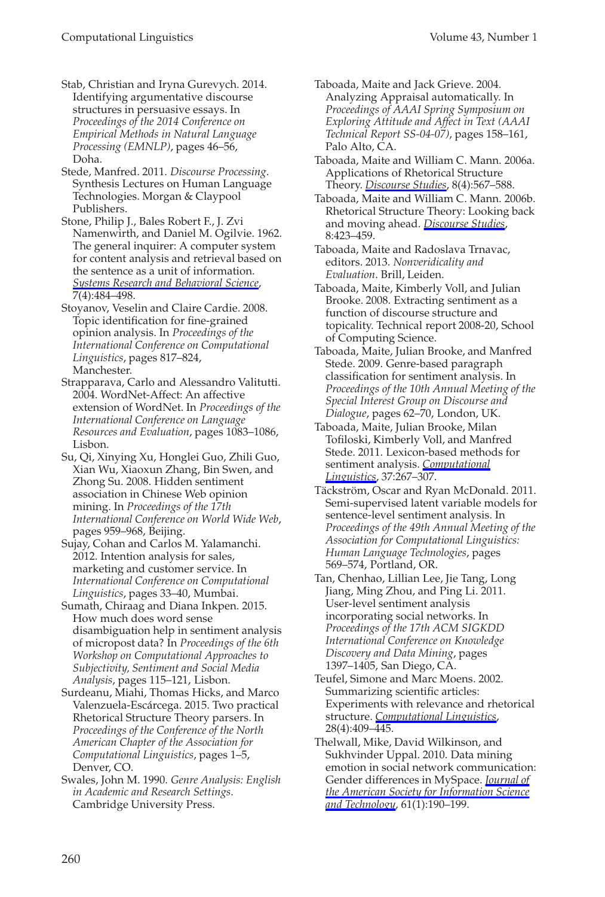Stab, Christian and Iryna Gurevych. 2014. Identifying argumentative discourse structures in persuasive essays. In *Proceedings of the 2014 Conference on Empirical Methods in Natural Language Processing (EMNLP)*, pages 46–56, Doha.

Stede, Manfred. 2011. *Discourse Processing*. Synthesis Lectures on Human Language Technologies. Morgan & Claypool Publishers.

Stone, Philip J., Bales Robert F., J. Zvi Namenwirth, and Daniel M. Ogilvie. 1962. The general inquirer: A computer system for content analysis and retrieval based on the sentence as a unit of information. *Systems Research and Behavioral Science*, 7(4):484–498.

Stoyanov, Veselin and Claire Cardie. 2008. Topic identification for fine-grained opinion analysis. In *Proceedings of the International Conference on Computational Linguistics*, pages 817–824, Manchester.

Strapparava, Carlo and Alessandro Valitutti. 2004. WordNet-Affect: An affective extension of WordNet. In *Proceedings of the International Conference on Language Resources and Evaluation*, pages 1083–1086, Lisbon.

Su, Qi, Xinying Xu, Honglei Guo, Zhili Guo, Xian Wu, Xiaoxun Zhang, Bin Swen, and Zhong Su. 2008. Hidden sentiment association in Chinese Web opinion mining. In *Proceedings of the 17th International Conference on World Wide Web*, pages 959–968, Beijing.

Sujay, Cohan and Carlos M. Yalamanchi. 2012. Intention analysis for sales, marketing and customer service. In *International Conference on Computational Linguistics*, pages 33–40, Mumbai.

Sumath, Chiraag and Diana Inkpen. 2015. How much does word sense disambiguation help in sentiment analysis of micropost data? In *Proceedings of the 6th Workshop on Computational Approaches to Subjectivity, Sentiment and Social Media Analysis*, pages 115–121, Lisbon.

Surdeanu, Miahi, Thomas Hicks, and Marco Valenzuela-Escárcega. 2015. Two practical Rhetorical Structure Theory parsers. In *Proceedings of the Conference of the North American Chapter of the Association for Computational Linguistics*, pages 1–5, Denver, CO.

Swales, John M. 1990. *Genre Analysis: English in Academic and Research Settings*. Cambridge University Press.

Taboada, Maite and Jack Grieve. 2004. Analyzing Appraisal automatically. In *Proceedings of AAAI Spring Symposium on Exploring Attitude and Affect in Text (AAAI Technical Report SS-04-07)*, pages 158–161, Palo Alto, CA.

Taboada, Maite and William C. Mann. 2006a. Applications of Rhetorical Structure Theory. *Discourse Studies*, 8(4):567–588.

Taboada, Maite and William C. Mann. 2006b. Rhetorical Structure Theory: Looking back and moving ahead. *Discourse Studies*, 8:423–459.

Taboada, Maite and Radoslava Trnavac, editors. 2013. *Nonveridicality and Evaluation*. Brill, Leiden.

Taboada, Maite, Kimberly Voll, and Julian Brooke. 2008. Extracting sentiment as a function of discourse structure and topicality. Technical report 2008-20, School of Computing Science.

Taboada, Maite, Julian Brooke, and Manfred Stede. 2009. Genre-based paragraph classification for sentiment analysis. In *Proceedings of the 10th Annual Meeting of the Special Interest Group on Discourse and Dialogue*, pages 62–70, London, UK.

Taboada, Maite, Julian Brooke, Milan Tofiloski, Kimberly Voll, and Manfred Stede. 2011. Lexicon-based methods for sentiment analysis. *Computational Linguistics*, 37:267–307.

Täckström, Oscar and Ryan McDonald. 2011. Semi-supervised latent variable models for sentence-level sentiment analysis. In *Proceedings of the 49th Annual Meeting of the Association for Computational Linguistics: Human Language Technologies*, pages 569–574, Portland, OR.

Tan, Chenhao, Lillian Lee, Jie Tang, Long Jiang, Ming Zhou, and Ping Li. 2011. User-level sentiment analysis incorporating social networks. In *Proceedings of the 17th ACM SIGKDD International Conference on Knowledge Discovery and Data Mining*, pages 1397–1405, San Diego, CA.

Teufel, Simone and Marc Moens. 2002. Summarizing scientific articles: Experiments with relevance and rhetorical structure. *Computational Linguistics*, 28(4):409–445.

Thelwall, Mike, David Wilkinson, and Sukhvinder Uppal. 2010. Data mining emotion in social network communication: Gender differences in MySpace. *Journal of the American Society for Information Science and Technology*, 61(1):190–199.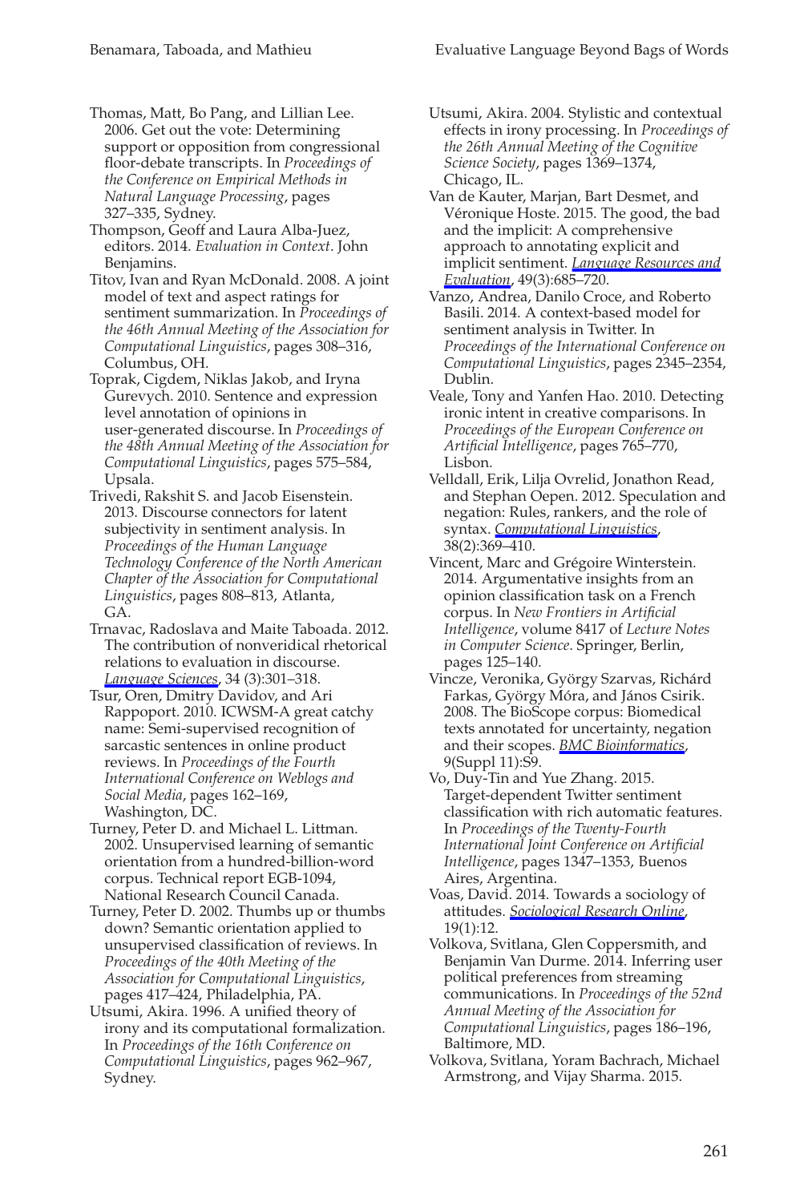Thomas, Matt, Bo Pang, and Lillian Lee. 2006. Get out the vote: Determining support or opposition from congressional floor-debate transcripts. In *Proceedings of the Conference on Empirical Methods in Natural Language Processing*, pages 327–335, Sydney.

Thompson, Geoff and Laura Alba-Juez, editors. 2014. *Evaluation in Context*. John Benjamins.

Titov, Ivan and Ryan McDonald. 2008. A joint model of text and aspect ratings for sentiment summarization. In *Proceedings of the 46th Annual Meeting of the Association for Computational Linguistics*, pages 308–316, Columbus, OH.

Toprak, Cigdem, Niklas Jakob, and Iryna Gurevych. 2010. Sentence and expression level annotation of opinions in user-generated discourse. In *Proceedings of the 48th Annual Meeting of the Association for Computational Linguistics*, pages 575–584, Upsala.

Trivedi, Rakshit S. and Jacob Eisenstein. 2013. Discourse connectors for latent subjectivity in sentiment analysis. In *Proceedings of the Human Language Technology Conference of the North American Chapter of the Association for Computational Linguistics*, pages 808–813, Atlanta, GA.

Trnavac, Radoslava and Maite Taboada. 2012. The contribution of nonveridical rhetorical relations to evaluation in discourse. *Language Sciences*, 34 (3):301–318.

Tsur, Oren, Dmitry Davidov, and Ari Rappoport. 2010. ICWSM-A great catchy name: Semi-supervised recognition of sarcastic sentences in online product reviews. In *Proceedings of the Fourth International Conference on Weblogs and Social Media*, pages 162–169, Washington, DC.

Turney, Peter D. and Michael L. Littman. 2002. Unsupervised learning of semantic orientation from a hundred-billion-word corpus. Technical report EGB-1094, National Research Council Canada.

Turney, Peter D. 2002. Thumbs up or thumbs down? Semantic orientation applied to unsupervised classification of reviews. In *Proceedings of the 40th Meeting of the Association for Computational Linguistics*, pages 417–424, Philadelphia, PA.

Utsumi, Akira. 1996. A unified theory of irony and its computational formalization. In *Proceedings of the 16th Conference on Computational Linguistics*, pages 962–967, Sydney.

Utsumi, Akira. 2004. Stylistic and contextual effects in irony processing. In *Proceedings of the 26th Annual Meeting of the Cognitive Science Society*, pages 1369–1374, Chicago, IL.

Van de Kauter, Marjan, Bart Desmet, and Véronique Hoste. 2015. The good, the bad and the implicit: A comprehensive approach to annotating explicit and implicit sentiment. *Language Resources and Evaluation*, 49(3):685–720.

Vanzo, Andrea, Danilo Croce, and Roberto Basili. 2014. A context-based model for sentiment analysis in Twitter. In *Proceedings of the International Conference on Computational Linguistics*, pages 2345–2354, Dublin.

Veale, Tony and Yanfen Hao. 2010. Detecting ironic intent in creative comparisons. In *Proceedings of the European Conference on Artificial Intelligence*, pages 765–770, Lisbon.

Velldall, Erik, Lilja Ovrelid, Jonathon Read, and Stephan Oepen. 2012. Speculation and negation: Rules, rankers, and the role of syntax. *Computational Linguistics*, 38(2):369–410.

Vincent, Marc and Grégoire Winterstein. 2014. Argumentative insights from an opinion classification task on a French corpus. In *New Frontiers in Artificial Intelligence*, volume 8417 of *Lecture Notes in Computer Science*. Springer, Berlin, pages 125–140.

Vincze, Veronika, György Szarvas, Richárd Farkas, György Móra, and János Csirik. 2008. The BioScope corpus: Biomedical texts annotated for uncertainty, negation and their scopes. *BMC Bioinformatics*, 9(Suppl 11):S9.

Vo, Duy-Tin and Yue Zhang. 2015. Target-dependent Twitter sentiment classification with rich automatic features. In *Proceedings of the Twenty-Fourth International Joint Conference on Artificial Intelligence*, pages 1347–1353, Buenos Aires, Argentina.

Voas, David. 2014. Towards a sociology of attitudes. *Sociological Research Online*, 19(1):12.

Volkova, Svitlana, Glen Coppersmith, and Benjamin Van Durme. 2014. Inferring user political preferences from streaming communications. In *Proceedings of the 52nd Annual Meeting of the Association for Computational Linguistics*, pages 186–196, Baltimore, MD.

Volkova, Svitlana, Yoram Bachrach, Michael Armstrong, and Vijay Sharma. 2015.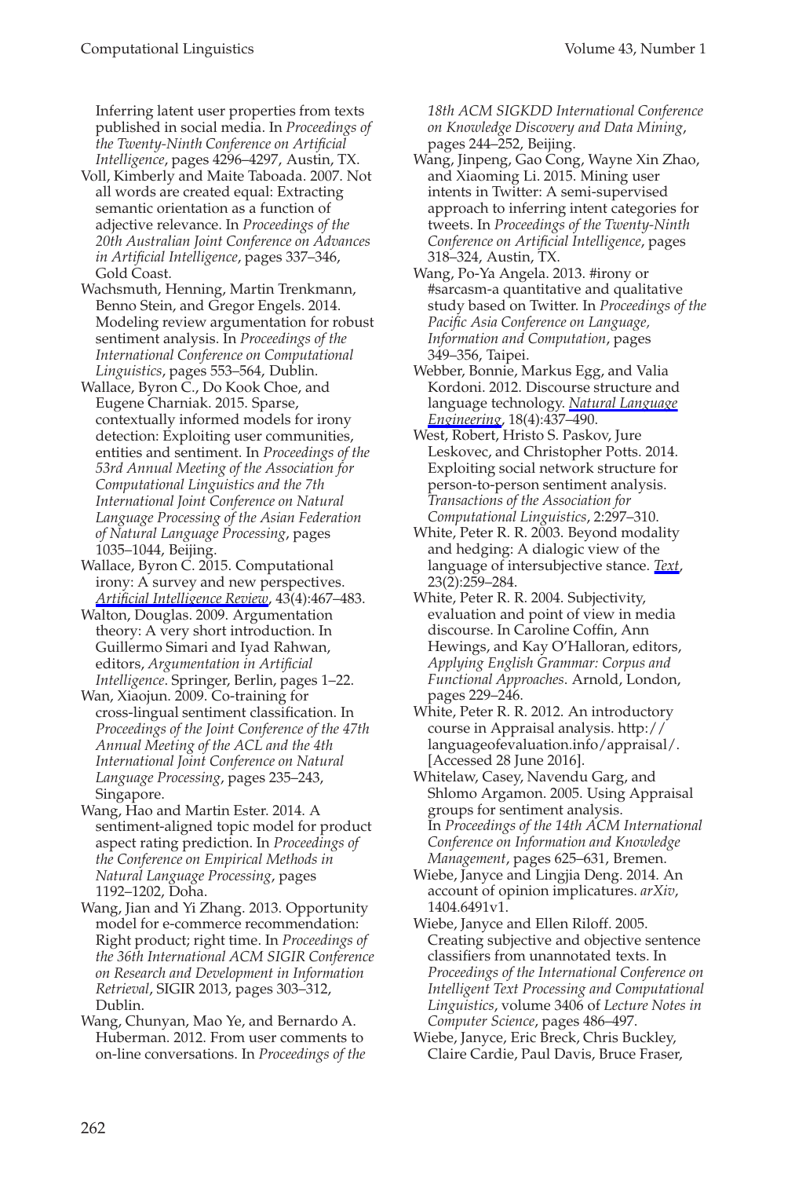Inferring latent user properties from texts published in social media. In *Proceedings of the Twenty-Ninth Conference on Artificial Intelligence*, pages 4296–4297, Austin, TX.

Voll, Kimberly and Maite Taboada. 2007. Not all words are created equal: Extracting semantic orientation as a function of adjective relevance. In *Proceedings of the 20th Australian Joint Conference on Advances in Artificial Intelligence*, pages 337–346, Gold Coast.

Wachsmuth, Henning, Martin Trenkmann, Benno Stein, and Gregor Engels. 2014. Modeling review argumentation for robust sentiment analysis. In *Proceedings of the International Conference on Computational Linguistics*, pages 553–564, Dublin.

Wallace, Byron C., Do Kook Choe, and Eugene Charniak. 2015. Sparse, contextually informed models for irony detection: Exploiting user communities, entities and sentiment. In *Proceedings of the 53rd Annual Meeting of the Association for Computational Linguistics and the 7th International Joint Conference on Natural Language Processing of the Asian Federation of Natural Language Processing*, pages 1035–1044, Beijing.

Wallace, Byron C. 2015. Computational irony: A survey and new perspectives. *Artificial Intelligence Review*, 43(4):467–483.

Walton, Douglas. 2009. Argumentation theory: A very short introduction. In Guillermo Simari and Iyad Rahwan, editors, *Argumentation in Artificial Intelligence*. Springer, Berlin, pages 1–22.

Wan, Xiaojun. 2009. Co-training for cross-lingual sentiment classification. In *Proceedings of the Joint Conference of the 47th Annual Meeting of the ACL and the 4th International Joint Conference on Natural Language Processing*, pages 235–243, Singapore.

Wang, Hao and Martin Ester. 2014. A sentiment-aligned topic model for product aspect rating prediction. In *Proceedings of the Conference on Empirical Methods in Natural Language Processing*, pages 1192–1202, Doha.

Wang, Jian and Yi Zhang. 2013. Opportunity model for e-commerce recommendation: Right product; right time. In *Proceedings of the 36th International ACM SIGIR Conference on Research and Development in Information Retrieval*, SIGIR 2013, pages 303–312, Dublin.

Wang, Chunyan, Mao Ye, and Bernardo A. Huberman. 2012. From user comments to on-line conversations. In *Proceedings of the 18th ACM SIGKDD International Conference on Knowledge Discovery and Data Mining*, pages 244–252, Beijing.

Wang, Jinpeng, Gao Cong, Wayne Xin Zhao, and Xiaoming Li. 2015. Mining user intents in Twitter: A semi-supervised approach to inferring intent categories for tweets. In *Proceedings of the Twenty-Ninth Conference on Artificial Intelligence*, pages 318–324, Austin, TX.

Wang, Po-Ya Angela. 2013. #irony or #sarcasm-a quantitative and qualitative study based on Twitter. In *Proceedings of the Pacific Asia Conference on Language, Information and Computation*, pages 349–356, Taipei.

Webber, Bonnie, Markus Egg, and Valia Kordoni. 2012. Discourse structure and language technology. *Natural Language Engineering*, 18(4):437–490.

West, Robert, Hristo S. Paskov, Jure Leskovec, and Christopher Potts. 2014. Exploiting social network structure for person-to-person sentiment analysis. *Transactions of the Association for Computational Linguistics*, 2:297–310.

White, Peter R. R. 2003. Beyond modality and hedging: A dialogic view of the language of intersubjective stance. *Text*, 23(2):259–284.

White, Peter R. R. 2004. Subjectivity, evaluation and point of view in media discourse. In Caroline Coffin, Ann Hewings, and Kay O'Halloran, editors, *Applying English Grammar: Corpus and Functional Approaches*. Arnold, London, pages 229–246.

White, Peter R. R. 2012. An introductory course in Appraisal analysis. http://languageofevaluation.info/appraisal/. [Accessed 28 June 2016].

Whitelaw, Casey, Navendu Garg, and Shlomo Argamon. 2005. Using Appraisal groups for sentiment analysis. In *Proceedings of the 14th ACM International Conference on Information and Knowledge Management*, pages 625–631, Bremen.

Wiebe, Janyce and Lingjia Deng. 2014. An account of opinion implicatures. *arXiv*, 1404.6491v1.

Wiebe, Janyce and Ellen Riloff. 2005. Creating subjective and objective sentence classifiers from unannotated texts. In *Proceedings of the International Conference on Intelligent Text Processing and Computational Linguistics*, volume 3406 of *Lecture Notes in Computer Science*, pages 486–497.

Wiebe, Janyce, Eric Breck, Chris Buckley, Claire Cardie, Paul Davis, Bruce Fraser,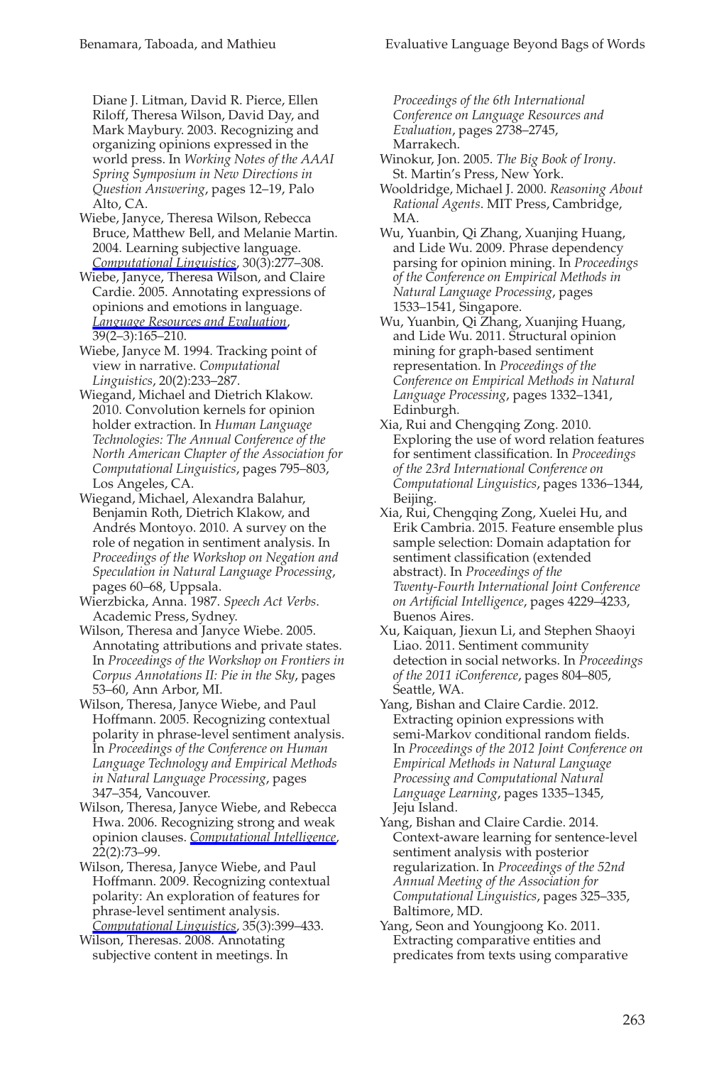Diane J. Litman, David R. Pierce, Ellen Riloff, Theresa Wilson, David Day, and Mark Maybury. 2003. Recognizing and organizing opinions expressed in the world press. In *Working Notes of the AAAI Spring Symposium in New Directions in Question Answering*, pages 12–19, Palo Alto, CA.

Wiebe, Janyce, Theresa Wilson, Rebecca Bruce, Matthew Bell, and Melanie Martin. 2004. Learning subjective language. *Computational Linguistics*, 30(3):277–308.

Wiebe, Janyce, Theresa Wilson, and Claire Cardie. 2005. Annotating expressions of opinions and emotions in language. *Language Resources and Evaluation*, 39(2–3):165–210.

Wiebe, Janyce M. 1994. Tracking point of view in narrative. *Computational Linguistics*, 20(2):233–287.

Wiegand, Michael and Dietrich Klakow. 2010. Convolution kernels for opinion holder extraction. In *Human Language Technologies: The Annual Conference of the North American Chapter of the Association for Computational Linguistics*, pages 795–803, Los Angeles, CA.

Wiegand, Michael, Alexandra Balahur, Benjamin Roth, Dietrich Klakow, and Andrés Montoyo. 2010. A survey on the role of negation in sentiment analysis. In *Proceedings of the Workshop on Negation and Speculation in Natural Language Processing*, pages 60–68, Uppsala.

Wierzbicka, Anna. 1987. *Speech Act Verbs*. Academic Press, Sydney.

Wilson, Theresa and Janyce Wiebe. 2005. Annotating attributions and private states. In *Proceedings of the Workshop on Frontiers in Corpus Annotations II: Pie in the Sky*, pages 53–60, Ann Arbor, MI.

Wilson, Theresa, Janyce Wiebe, and Paul Hoffmann. 2005. Recognizing contextual polarity in phrase-level sentiment analysis. In *Proceedings of the Conference on Human Language Technology and Empirical Methods in Natural Language Processing*, pages 347–354, Vancouver.

Wilson, Theresa, Janyce Wiebe, and Rebecca Hwa. 2006. Recognizing strong and weak opinion clauses. *Computational Intelligence*, 22(2):73–99.

Wilson, Theresa, Janyce Wiebe, and Paul Hoffmann. 2009. Recognizing contextual polarity: An exploration of features for phrase-level sentiment analysis. *Computational Linguistics*, 35(3):399–433.

Wilson, Theresas. 2008. Annotating subjective content in meetings. In *Proceedings of the 6th International Conference on Language Resources and Evaluation*, pages 2738–2745, Marrakech.

Winokur, Jon. 2005. *The Big Book of Irony*. St. Martin's Press, New York.

Wooldridge, Michael J. 2000. *Reasoning About Rational Agents*. MIT Press, Cambridge, MA.

Wu, Yuanbin, Qi Zhang, Xuanjing Huang, and Lide Wu. 2009. Phrase dependency parsing for opinion mining. In *Proceedings of the Conference on Empirical Methods in Natural Language Processing*, pages 1533–1541, Singapore.

Wu, Yuanbin, Qi Zhang, Xuanjing Huang, and Lide Wu. 2011. Structural opinion mining for graph-based sentiment representation. In *Proceedings of the Conference on Empirical Methods in Natural Language Processing*, pages 1332–1341, Edinburgh.

Xia, Rui and Chengqing Zong. 2010. Exploring the use of word relation features for sentiment classification. In *Proceedings of the 23rd International Conference on Computational Linguistics*, pages 1336–1344, Beijing.

Xia, Rui, Chengqing Zong, Xuelei Hu, and Erik Cambria. 2015. Feature ensemble plus sample selection: Domain adaptation for sentiment classification (extended abstract). In *Proceedings of the Twenty-Fourth International Joint Conference on Artificial Intelligence*, pages 4229–4233, Buenos Aires.

Xu, Kaiquan, Jiexun Li, and Stephen Shaoyi Liao. 2011. Sentiment community detection in social networks. In *Proceedings of the 2011 iConference*, pages 804–805, Seattle, WA.

Yang, Bishan and Claire Cardie. 2012. Extracting opinion expressions with semi-Markov conditional random fields. In *Proceedings of the 2012 Joint Conference on Empirical Methods in Natural Language Processing and Computational Natural Language Learning*, pages 1335–1345, Jeju Island.

Yang, Bishan and Claire Cardie. 2014. Context-aware learning for sentence-level sentiment analysis with posterior regularization. In *Proceedings of the 52nd Annual Meeting of the Association for Computational Linguistics*, pages 325–335, Baltimore, MD.

Yang, Seon and Youngjoong Ko. 2011. Extracting comparative entities and predicates from texts using comparative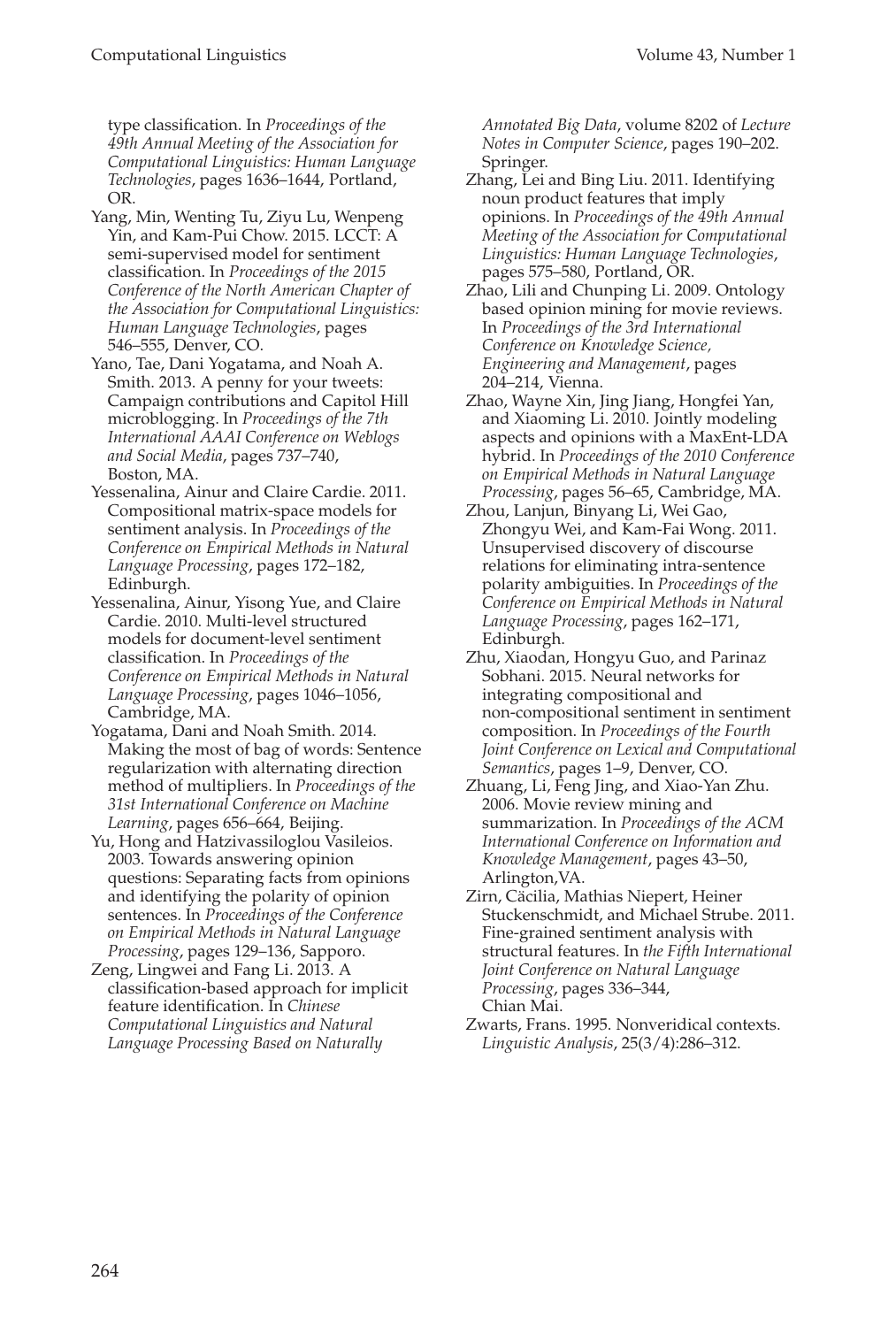type classification. In *Proceedings of the 49th Annual Meeting of the Association for Computational Linguistics: Human Language Technologies*, pages 1636–1644, Portland, OR.

Yang, Min, Wenting Tu, Ziyu Lu, Wenpeng Yin, and Kam-Pui Chow. 2015. LCCT: A semi-supervised model for sentiment classification. In *Proceedings of the 2015 Conference of the North American Chapter of the Association for Computational Linguistics: Human Language Technologies*, pages 546–555, Denver, CO.

Yano, Tae, Dani Yogatama, and Noah A. Smith. 2013. A penny for your tweets: Campaign contributions and Capitol Hill microblogging. In *Proceedings of the 7th International AAAI Conference on Weblogs and Social Media*, pages 737–740, Boston, MA.

Yessenalina, Ainur and Claire Cardie. 2011. Compositional matrix-space models for sentiment analysis. In *Proceedings of the Conference on Empirical Methods in Natural Language Processing*, pages 172–182, Edinburgh.

Yessenalina, Ainur, Yisong Yue, and Claire Cardie. 2010. Multi-level structured models for document-level sentiment classification. In *Proceedings of the Conference on Empirical Methods in Natural Language Processing*, pages 1046–1056, Cambridge, MA.

Yogatama, Dani and Noah Smith. 2014. Making the most of bag of words: Sentence regularization with alternating direction method of multipliers. In *Proceedings of the 31st International Conference on Machine Learning*, pages 656–664, Beijing.

Yu, Hong and Hatzivassiloglou Vasileios. 2003. Towards answering opinion questions: Separating facts from opinions and identifying the polarity of opinion sentences. In *Proceedings of the Conference on Empirical Methods in Natural Language Processing*, pages 129–136, Sapporo.

Zeng, Lingwei and Fang Li. 2013. A classification-based approach for implicit feature identification. In *Chinese Computational Linguistics and Natural Language Processing Based on Naturally Annotated Big Data*, volume 8202 of *Lecture Notes in Computer Science*, pages 190–202. Springer.

Zhang, Lei and Bing Liu. 2011. Identifying noun product features that imply opinions. In *Proceedings of the 49th Annual Meeting of the Association for Computational Linguistics: Human Language Technologies*, pages 575–580, Portland, OR.

Zhao, Lili and Chunping Li. 2009. Ontology based opinion mining for movie reviews. In *Proceedings of the 3rd International Conference on Knowledge Science, Engineering and Management*, pages 204–214, Vienna.

Zhao, Wayne Xin, Jing Jiang, Hongfei Yan, and Xiaoming Li. 2010. Jointly modeling aspects and opinions with a MaxEnt-LDA hybrid. In *Proceedings of the 2010 Conference on Empirical Methods in Natural Language Processing*, pages 56–65, Cambridge, MA.

Zhou, Lanjun, Binyang Li, Wei Gao, Zhongyu Wei, and Kam-Fai Wong. 2011. Unsupervised discovery of discourse relations for eliminating intra-sentence polarity ambiguities. In *Proceedings of the Conference on Empirical Methods in Natural Language Processing*, pages 162–171, Edinburgh.

Zhu, Xiaodan, Hongyu Guo, and Parinaz Sobhani. 2015. Neural networks for integrating compositional and non-compositional sentiment in sentiment composition. In *Proceedings of the Fourth Joint Conference on Lexical and Computational Semantics*, pages 1–9, Denver, CO.

Zhuang, Li, Feng Jing, and Xiao-Yan Zhu. 2006. Movie review mining and summarization. In *Proceedings of the ACM International Conference on Information and Knowledge Management*, pages 43–50, Arlington,VA.

Zirn, Cäcilia, Mathias Niepert, Heiner Stuckenschmidt, and Michael Strube. 2011. Fine-grained sentiment analysis with structural features. In *the Fifth International Joint Conference on Natural Language Processing*, pages 336–344, Chian Mai.

Zwarts, Frans. 1995. Nonveridical contexts. *Linguistic Analysis*, 25(3/4):286–312.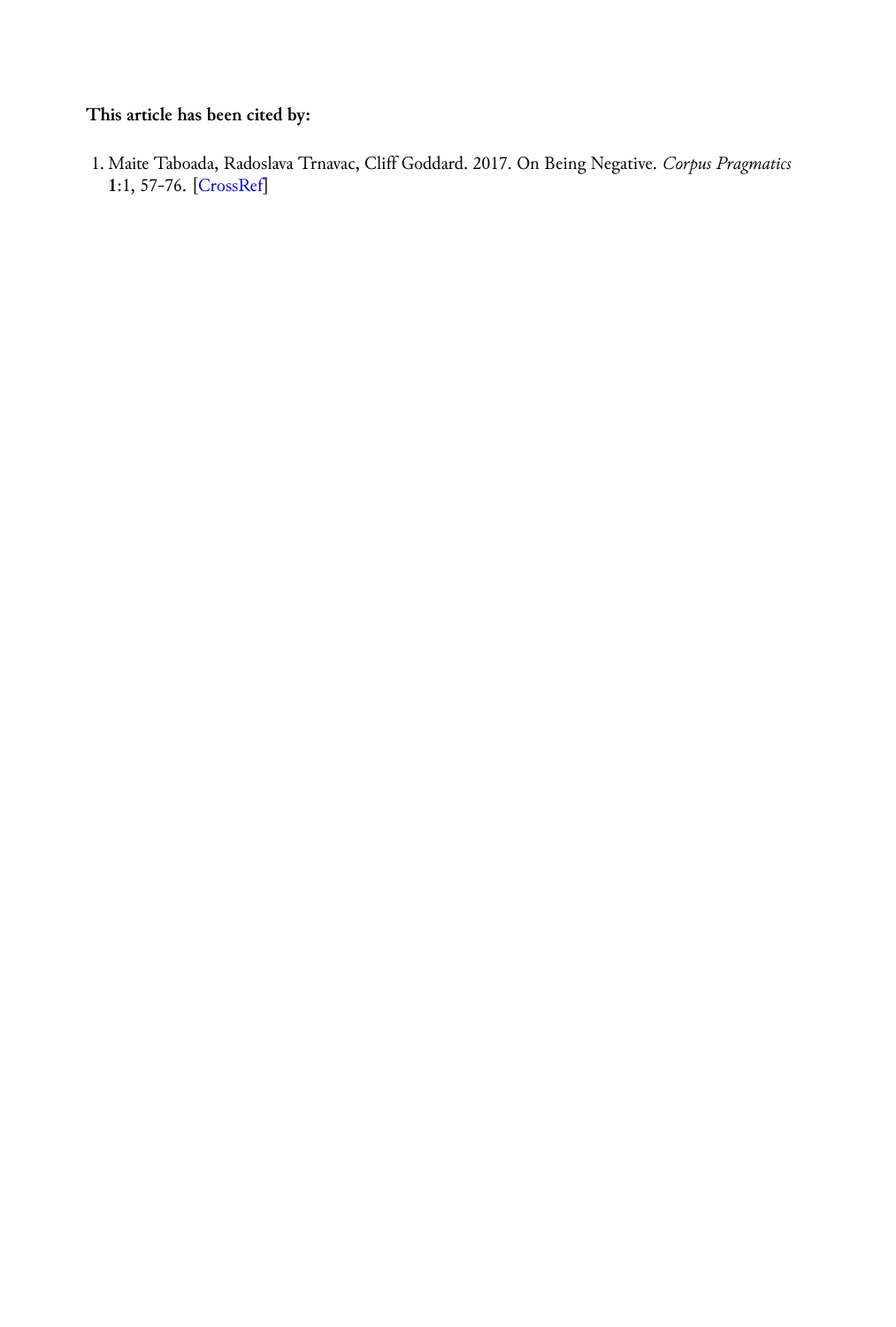**This article has been cited by:**

1. Maite Taboada, Radoslava Trnavac, Cliff Goddard. 2017. On Being Negative. *Corpus Pragmatics* **1**:1, 57-76. [CrossRef]